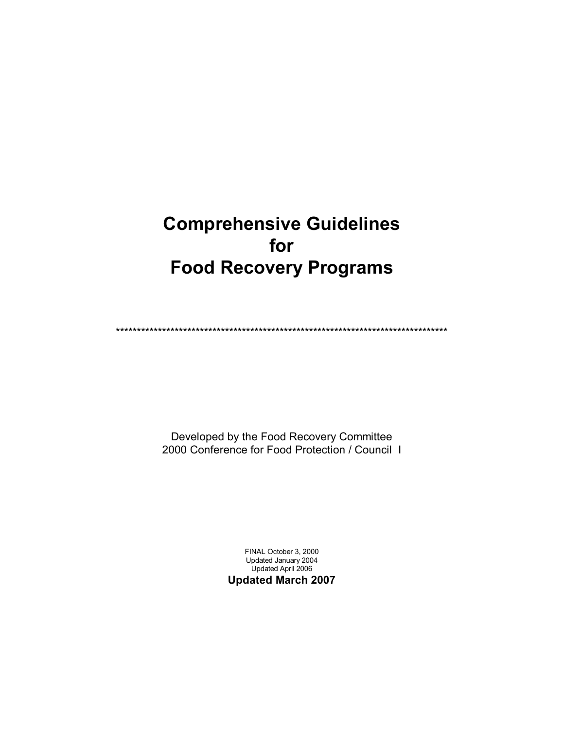# Comprehensive Guidelines for Food Recovery Programs

********************************************************************************

Developed by the Food Recovery Committee
2000 Conference for Food Protection / Council I

FINAL October 3, 2000
Updated January 2004
Updated April 2006
**Updated March 2007**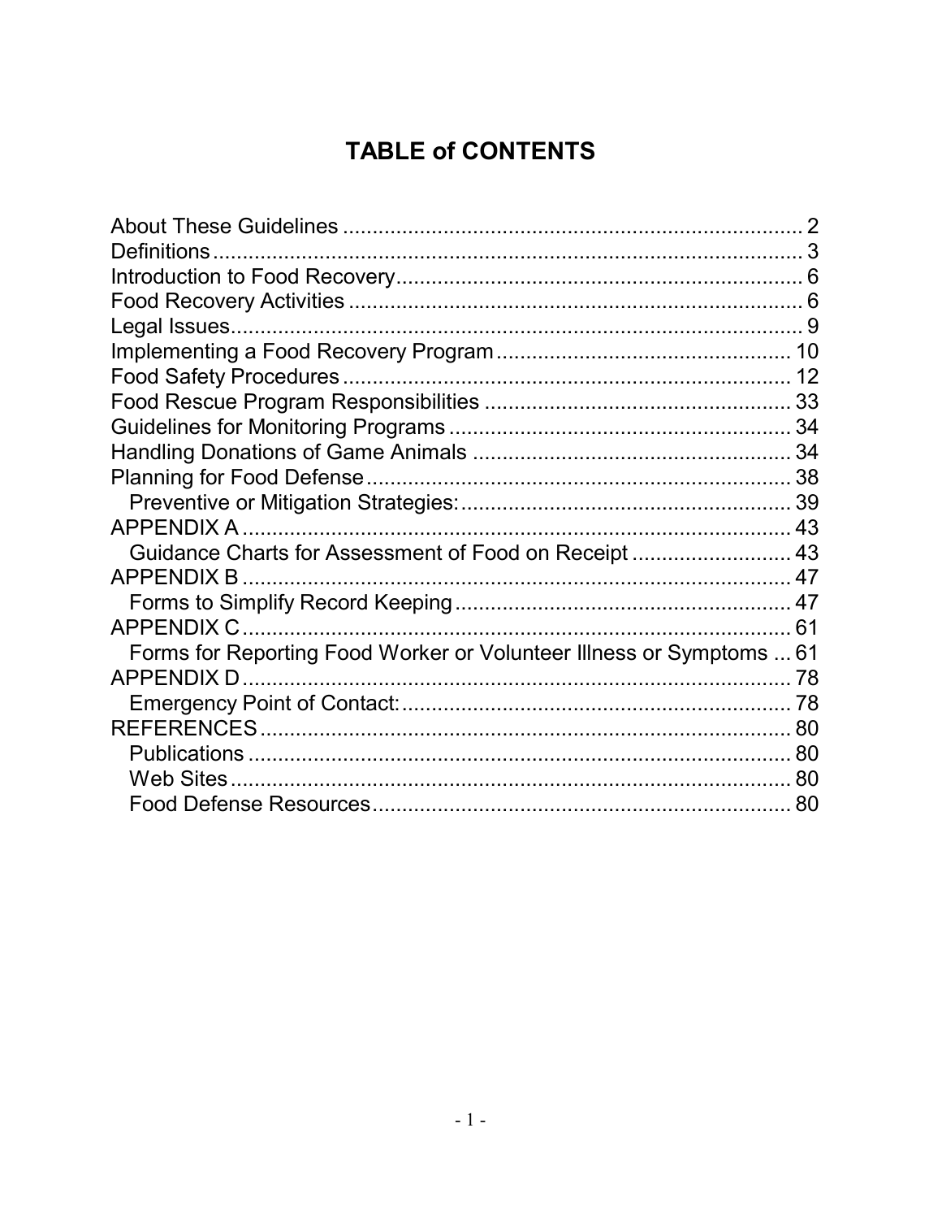# TABLE of CONTENTS

About These Guidelines ............................................................................. 2
Definitions.................................................................................................... 3
Introduction to Food Recovery.................................................................... 6
Food Recovery Activities ............................................................................. 6
Legal Issues................................................................................................. 9
Implementing a Food Recovery Program.................................................. 10
Food Safety Procedures ............................................................................ 12
Food Rescue Program Responsibilities .................................................... 33
Guidelines for Monitoring Programs .......................................................... 34
Handling Donations of Game Animals ...................................................... 34
Planning for Food Defense......................................................................... 38
  Preventive or Mitigation Strategies:........................................................ 39
APPENDIX A ............................................................................................. 43
  Guidance Charts for Assessment of Food on Receipt ........................... 43
APPENDIX B ............................................................................................. 47
  Forms to Simplify Record Keeping........................................................ 47
APPENDIX C............................................................................................. 61
  Forms for Reporting Food Worker or Volunteer Illness or Symptoms ... 61
APPENDIX D............................................................................................. 78
  Emergency Point of Contact:.................................................................. 78
REFERENCES........................................................................................... 80
  Publications ............................................................................................ 80
  Web Sites ............................................................................................... 80
  Food Defense Resources........................................................................ 80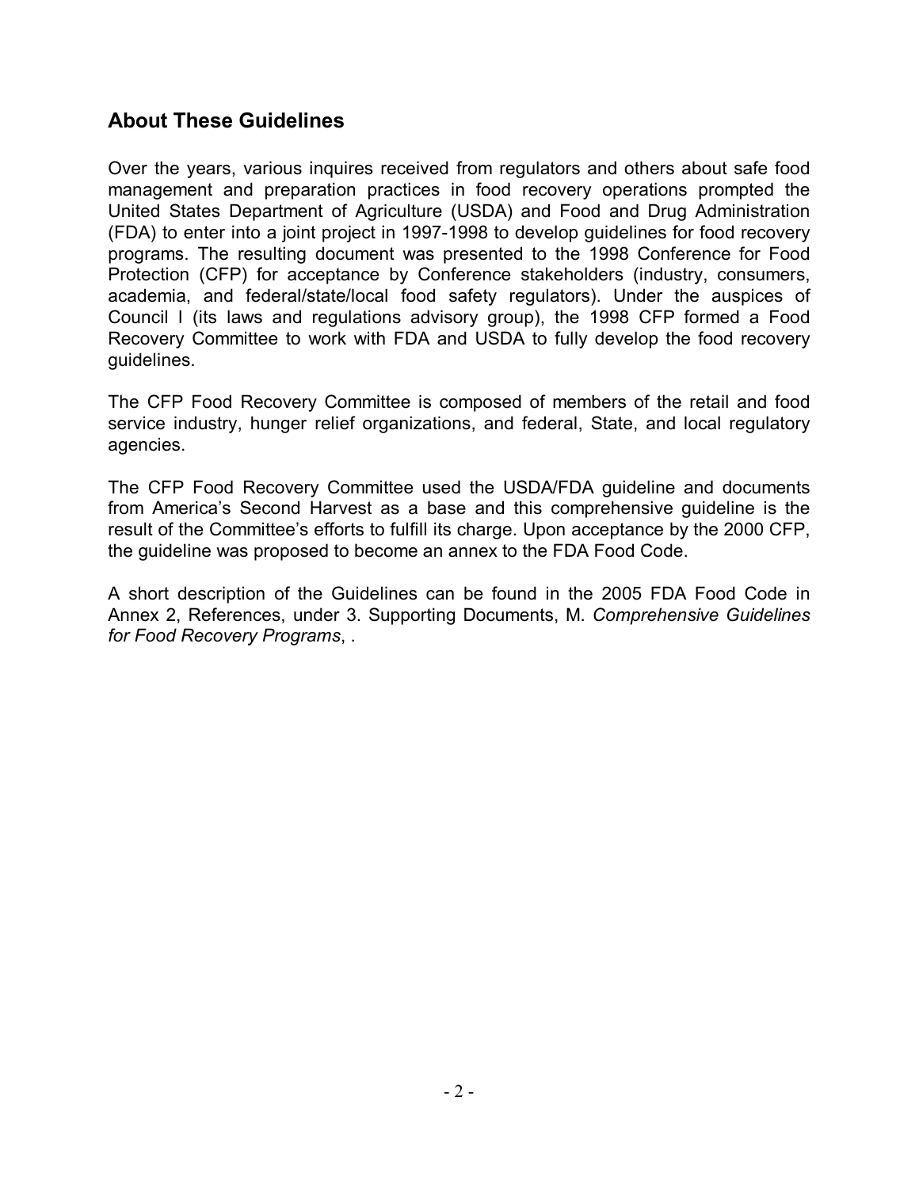## About These Guidelines

Over the years, various inquires received from regulators and others about safe food management and preparation practices in food recovery operations prompted the United States Department of Agriculture (USDA) and Food and Drug Administration (FDA) to enter into a joint project in 1997-1998 to develop guidelines for food recovery programs. The resulting document was presented to the 1998 Conference for Food Protection (CFP) for acceptance by Conference stakeholders (industry, consumers, academia, and federal/state/local food safety regulators). Under the auspices of Council I (its laws and regulations advisory group), the 1998 CFP formed a Food Recovery Committee to work with FDA and USDA to fully develop the food recovery guidelines.

The CFP Food Recovery Committee is composed of members of the retail and food service industry, hunger relief organizations, and federal, State, and local regulatory agencies.

The CFP Food Recovery Committee used the USDA/FDA guideline and documents from America's Second Harvest as a base and this comprehensive guideline is the result of the Committee's efforts to fulfill its charge. Upon acceptance by the 2000 CFP, the guideline was proposed to become an annex to the FDA Food Code.

A short description of the Guidelines can be found in the 2005 FDA Food Code in Annex 2, References, under 3. Supporting Documents, M. *Comprehensive Guidelines for Food Recovery Programs*, .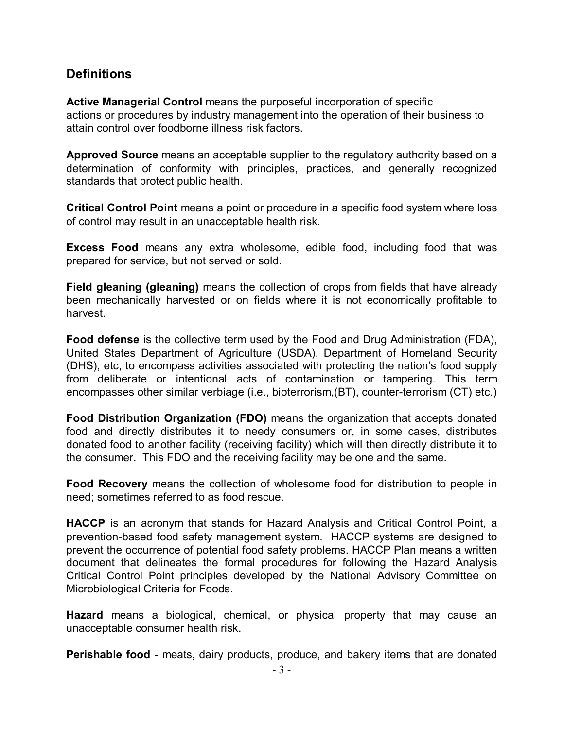## Definitions

**Active Managerial Control** means the purposeful incorporation of specific actions or procedures by industry management into the operation of their business to attain control over foodborne illness risk factors.

**Approved Source** means an acceptable supplier to the regulatory authority based on a determination of conformity with principles, practices, and generally recognized standards that protect public health.

**Critical Control Point** means a point or procedure in a specific food system where loss of control may result in an unacceptable health risk.

**Excess Food** means any extra wholesome, edible food, including food that was prepared for service, but not served or sold.

**Field gleaning (gleaning)** means the collection of crops from fields that have already been mechanically harvested or on fields where it is not economically profitable to harvest.

**Food defense** is the collective term used by the Food and Drug Administration (FDA), United States Department of Agriculture (USDA), Department of Homeland Security (DHS), etc, to encompass activities associated with protecting the nation's food supply from deliberate or intentional acts of contamination or tampering. This term encompasses other similar verbiage (i.e., bioterrorism,(BT), counter-terrorism (CT) etc.)

**Food Distribution Organization (FDO)** means the organization that accepts donated food and directly distributes it to needy consumers or, in some cases, distributes donated food to another facility (receiving facility) which will then directly distribute it to the consumer. This FDO and the receiving facility may be one and the same.

**Food Recovery** means the collection of wholesome food for distribution to people in need; sometimes referred to as food rescue.

**HACCP** is an acronym that stands for Hazard Analysis and Critical Control Point, a prevention-based food safety management system. HACCP systems are designed to prevent the occurrence of potential food safety problems. HACCP Plan means a written document that delineates the formal procedures for following the Hazard Analysis Critical Control Point principles developed by the National Advisory Committee on Microbiological Criteria for Foods.

**Hazard** means a biological, chemical, or physical property that may cause an unacceptable consumer health risk.

**Perishable food** - meats, dairy products, produce, and bakery items that are donated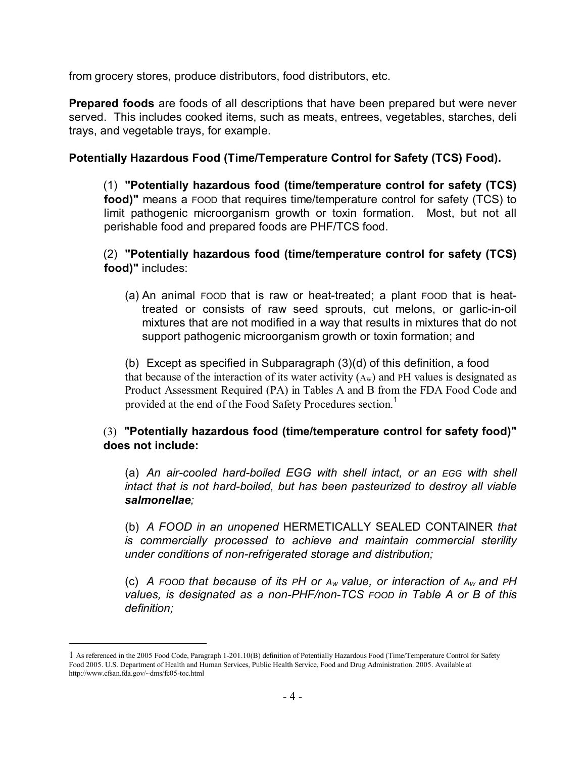from grocery stores, produce distributors, food distributors, etc.

**Prepared foods** are foods of all descriptions that have been prepared but were never served. This includes cooked items, such as meats, entrees, vegetables, starches, deli trays, and vegetable trays, for example.

**Potentially Hazardous Food (Time/Temperature Control for Safety (TCS) Food).**

(1) **"Potentially hazardous food (time/temperature control for safety (TCS) food)"** means a FOOD that requires time/temperature control for safety (TCS) to limit pathogenic microorganism growth or toxin formation. Most, but not all perishable food and prepared foods are PHF/TCS food.

(2) **"Potentially hazardous food (time/temperature control for safety (TCS) food)"** includes:

(a) An animal FOOD that is raw or heat-treated; a plant FOOD that is heat-treated or consists of raw seed sprouts, cut melons, or garlic-in-oil mixtures that are not modified in a way that results in mixtures that do not support pathogenic microorganism growth or toxin formation; and

(b) Except as specified in Subparagraph (3)(d) of this definition, a food that because of the interaction of its water activity ($A_W$) and PH values is designated as Product Assessment Required (PA) in Tables A and B from the FDA Food Code and provided at the end of the Food Safety Procedures section.[1]

(3) **"Potentially hazardous food (time/temperature control for safety food)" does not include:**

(a) *An air-cooled hard-boiled EGG with shell intact, or an EGG with shell intact that is not hard-boiled, but has been pasteurized to destroy all viable **salmonellae**;*

(b) *A FOOD in an unopened* HERMETICALLY SEALED CONTAINER *that is commercially processed to achieve and maintain commercial sterility under conditions of non-refrigerated storage and distribution;*

(c) *A FOOD that because of its PH or $A_W$ value, or interaction of $A_W$ and PH values, is designated as a non-PHF/non-TCS FOOD in Table A or B of this definition;*

---

[1] As referenced in the 2005 Food Code, Paragraph 1-201.10(B) definition of Potentially Hazardous Food (Time/Temperature Control for Safety Food 2005. U.S. Department of Health and Human Services, Public Health Service, Food and Drug Administration. 2005. Available at http://www.cfsan.fda.gov/~dms/fc05-toc.html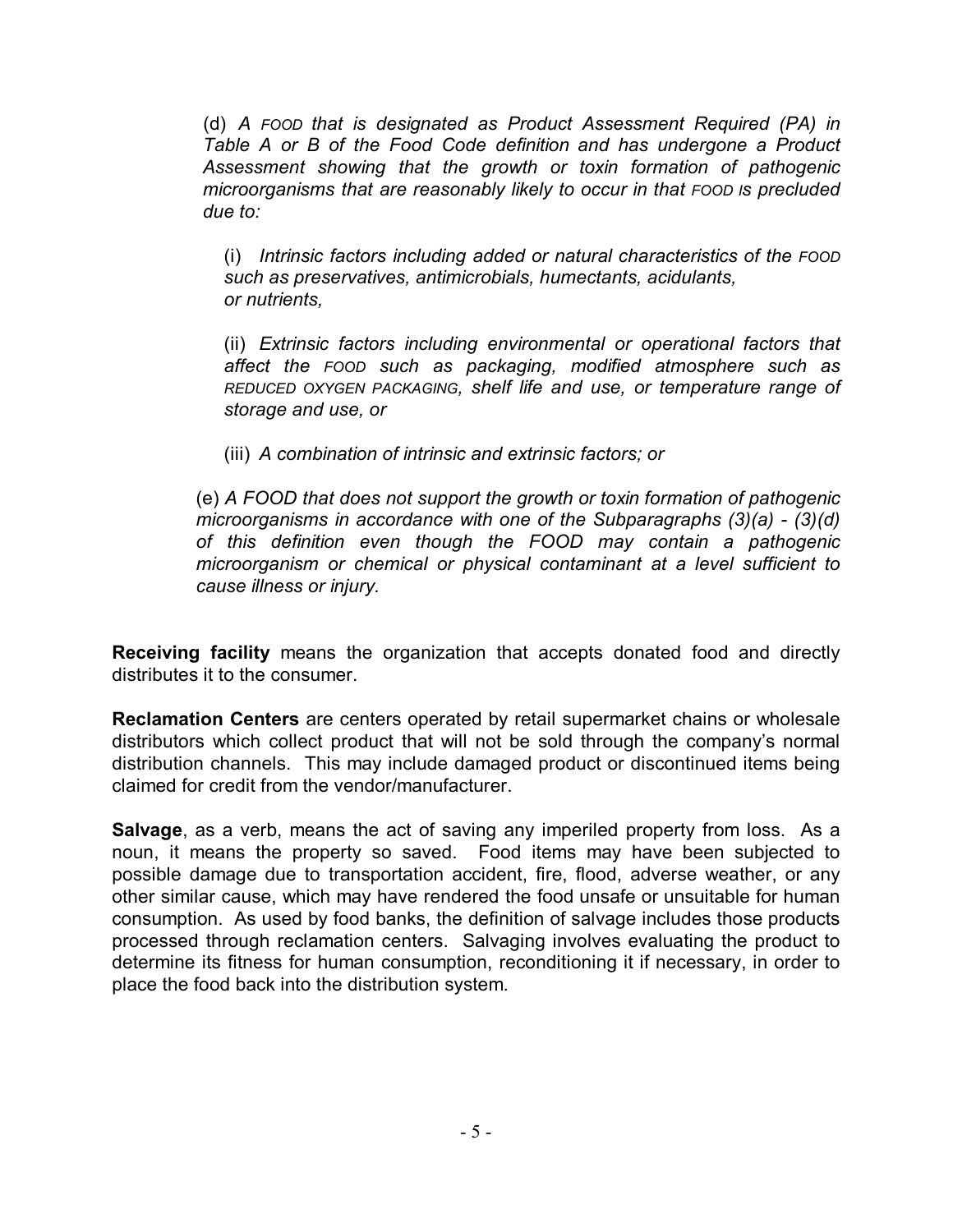(d) *A FOOD that is designated as Product Assessment Required (PA) in Table A or B of the Food Code definition and has undergone a Product Assessment showing that the growth or toxin formation of pathogenic microorganisms that are reasonably likely to occur in that FOOD IS precluded due to:*

(i) *Intrinsic factors including added or natural characteristics of the FOOD such as preservatives, antimicrobials, humectants, acidulants, or nutrients,*

(ii) *Extrinsic factors including environmental or operational factors that affect the FOOD such as packaging, modified atmosphere such as REDUCED OXYGEN PACKAGING, shelf life and use, or temperature range of storage and use, or*

(iii) *A combination of intrinsic and extrinsic factors; or*

(e) *A FOOD that does not support the growth or toxin formation of pathogenic microorganisms in accordance with one of the Subparagraphs (3)(a) - (3)(d) of this definition even though the FOOD may contain a pathogenic microorganism or chemical or physical contaminant at a level sufficient to cause illness or injury.*

**Receiving facility** means the organization that accepts donated food and directly distributes it to the consumer.

**Reclamation Centers** are centers operated by retail supermarket chains or wholesale distributors which collect product that will not be sold through the company's normal distribution channels. This may include damaged product or discontinued items being claimed for credit from the vendor/manufacturer.

**Salvage**, as a verb, means the act of saving any imperiled property from loss. As a noun, it means the property so saved. Food items may have been subjected to possible damage due to transportation accident, fire, flood, adverse weather, or any other similar cause, which may have rendered the food unsafe or unsuitable for human consumption. As used by food banks, the definition of salvage includes those products processed through reclamation centers. Salvaging involves evaluating the product to determine its fitness for human consumption, reconditioning it if necessary, in order to place the food back into the distribution system.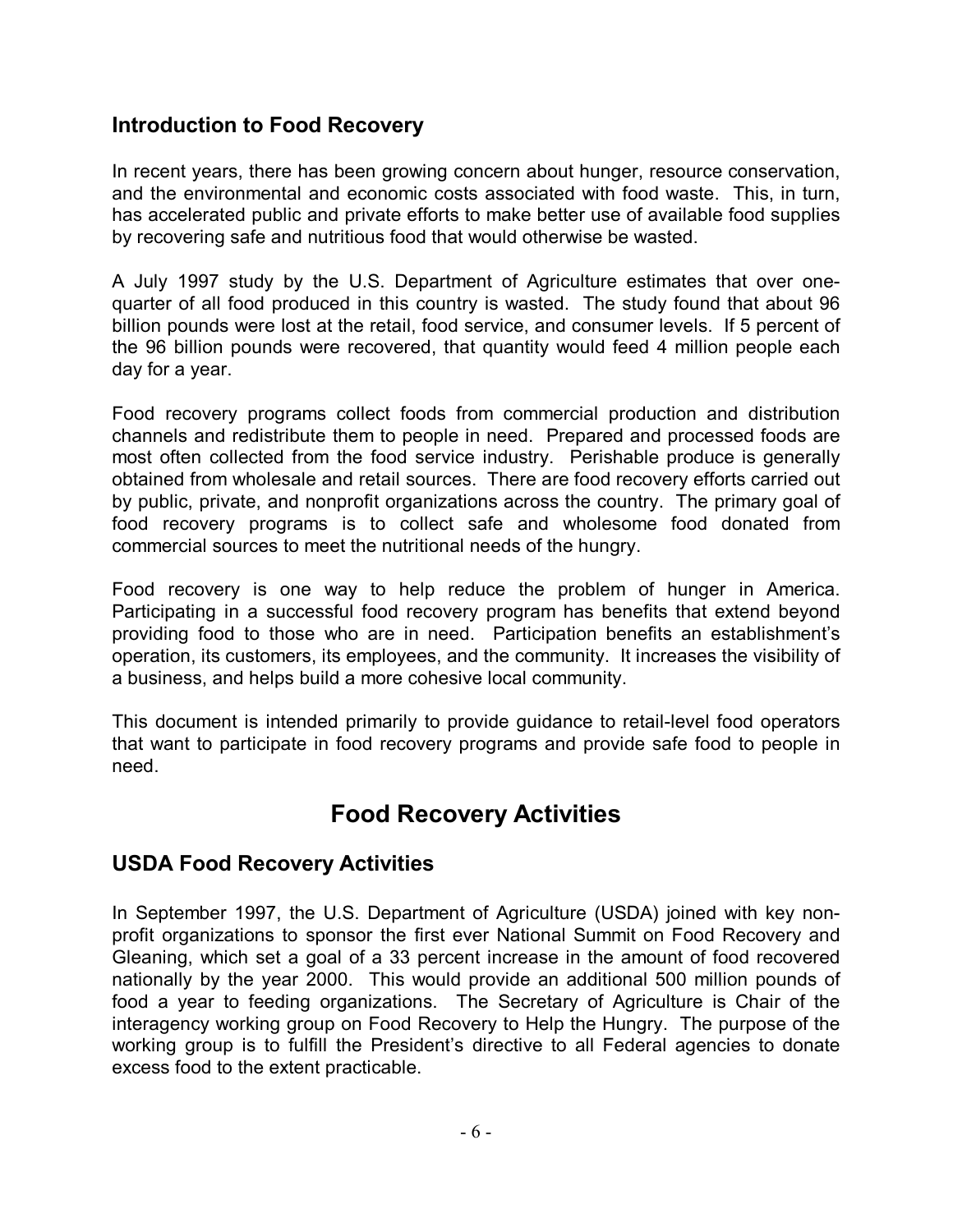## Introduction to Food Recovery

In recent years, there has been growing concern about hunger, resource conservation, and the environmental and economic costs associated with food waste. This, in turn, has accelerated public and private efforts to make better use of available food supplies by recovering safe and nutritious food that would otherwise be wasted.

A July 1997 study by the U.S. Department of Agriculture estimates that over one-quarter of all food produced in this country is wasted. The study found that about 96 billion pounds were lost at the retail, food service, and consumer levels. If 5 percent of the 96 billion pounds were recovered, that quantity would feed 4 million people each day for a year.

Food recovery programs collect foods from commercial production and distribution channels and redistribute them to people in need. Prepared and processed foods are most often collected from the food service industry. Perishable produce is generally obtained from wholesale and retail sources. There are food recovery efforts carried out by public, private, and nonprofit organizations across the country. The primary goal of food recovery programs is to collect safe and wholesome food donated from commercial sources to meet the nutritional needs of the hungry.

Food recovery is one way to help reduce the problem of hunger in America. Participating in a successful food recovery program has benefits that extend beyond providing food to those who are in need. Participation benefits an establishment's operation, its customers, its employees, and the community. It increases the visibility of a business, and helps build a more cohesive local community.

This document is intended primarily to provide guidance to retail-level food operators that want to participate in food recovery programs and provide safe food to people in need.

# Food Recovery Activities

## USDA Food Recovery Activities

In September 1997, the U.S. Department of Agriculture (USDA) joined with key non-profit organizations to sponsor the first ever National Summit on Food Recovery and Gleaning, which set a goal of a 33 percent increase in the amount of food recovered nationally by the year 2000. This would provide an additional 500 million pounds of food a year to feeding organizations. The Secretary of Agriculture is Chair of the interagency working group on Food Recovery to Help the Hungry. The purpose of the working group is to fulfill the President's directive to all Federal agencies to donate excess food to the extent practicable.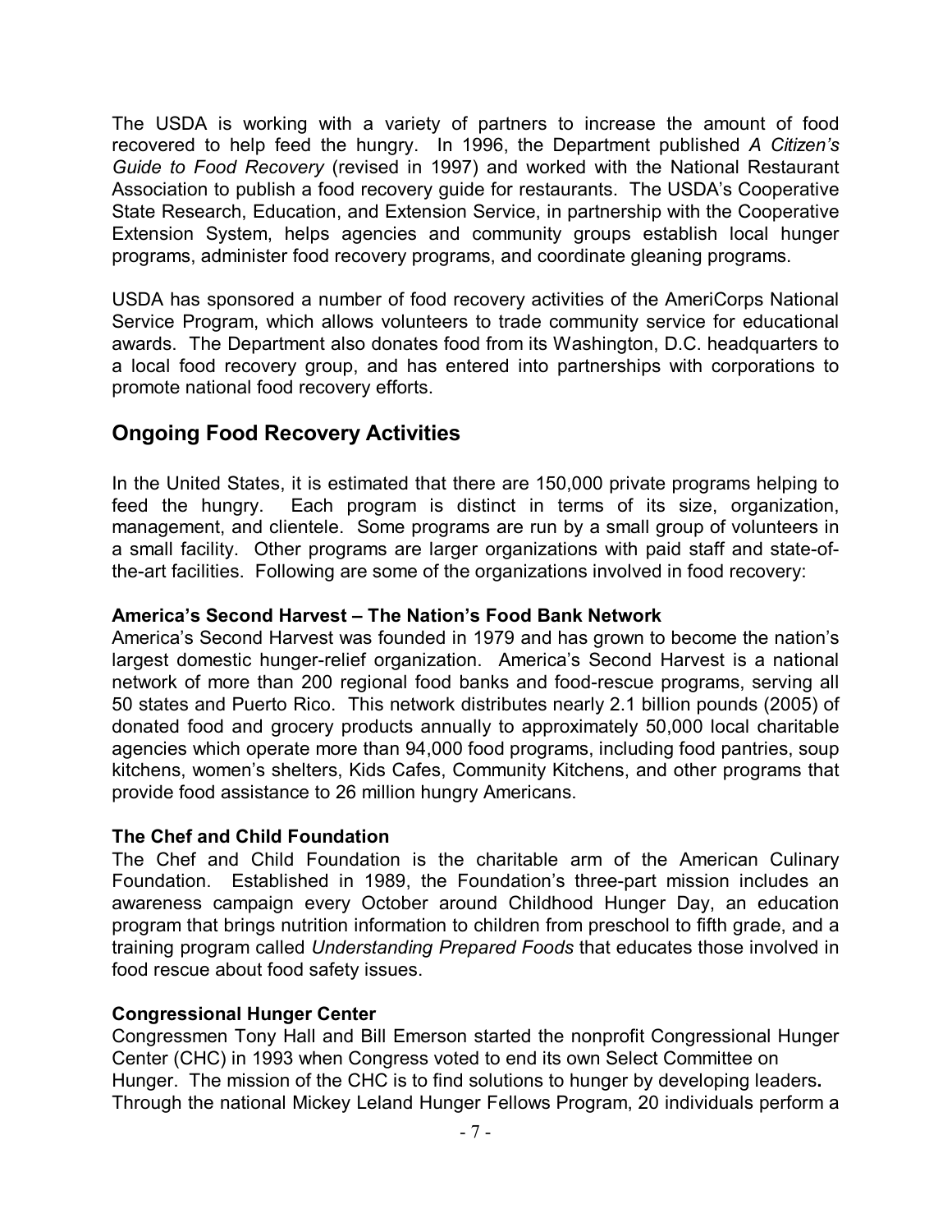The USDA is working with a variety of partners to increase the amount of food recovered to help feed the hungry. In 1996, the Department published *A Citizen's Guide to Food Recovery* (revised in 1997) and worked with the National Restaurant Association to publish a food recovery guide for restaurants. The USDA's Cooperative State Research, Education, and Extension Service, in partnership with the Cooperative Extension System, helps agencies and community groups establish local hunger programs, administer food recovery programs, and coordinate gleaning programs.

USDA has sponsored a number of food recovery activities of the AmeriCorps National Service Program, which allows volunteers to trade community service for educational awards. The Department also donates food from its Washington, D.C. headquarters to a local food recovery group, and has entered into partnerships with corporations to promote national food recovery efforts.

## Ongoing Food Recovery Activities

In the United States, it is estimated that there are 150,000 private programs helping to feed the hungry. Each program is distinct in terms of its size, organization, management, and clientele. Some programs are run by a small group of volunteers in a small facility. Other programs are larger organizations with paid staff and state-of-the-art facilities. Following are some of the organizations involved in food recovery:

**America's Second Harvest – The Nation's Food Bank Network**
America's Second Harvest was founded in 1979 and has grown to become the nation's largest domestic hunger-relief organization. America's Second Harvest is a national network of more than 200 regional food banks and food-rescue programs, serving all 50 states and Puerto Rico. This network distributes nearly 2.1 billion pounds (2005) of donated food and grocery products annually to approximately 50,000 local charitable agencies which operate more than 94,000 food programs, including food pantries, soup kitchens, women's shelters, Kids Cafes, Community Kitchens, and other programs that provide food assistance to 26 million hungry Americans.

**The Chef and Child Foundation**
The Chef and Child Foundation is the charitable arm of the American Culinary Foundation. Established in 1989, the Foundation's three-part mission includes an awareness campaign every October around Childhood Hunger Day, an education program that brings nutrition information to children from preschool to fifth grade, and a training program called *Understanding Prepared Foods* that educates those involved in food rescue about food safety issues.

**Congressional Hunger Center**
Congressmen Tony Hall and Bill Emerson started the nonprofit Congressional Hunger Center (CHC) in 1993 when Congress voted to end its own Select Committee on Hunger. The mission of the CHC is to find solutions to hunger by developing leaders. Through the national Mickey Leland Hunger Fellows Program, 20 individuals perform a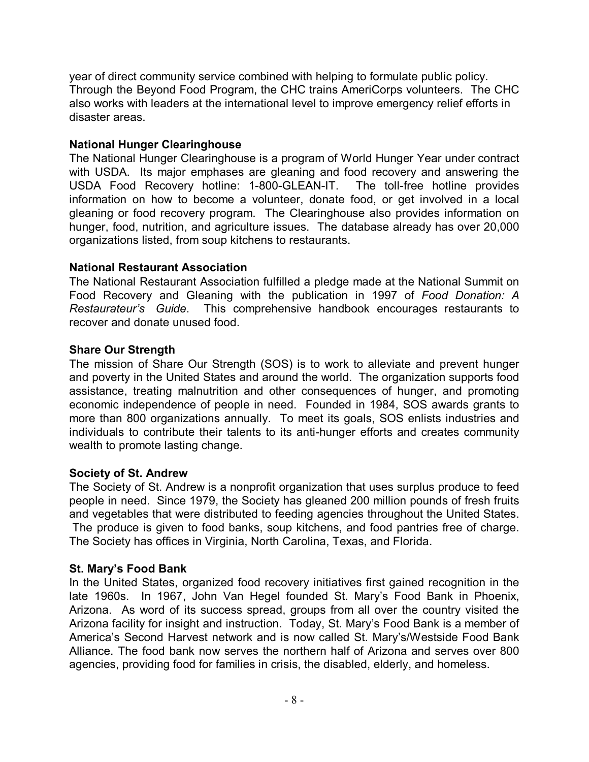year of direct community service combined with helping to formulate public policy. Through the Beyond Food Program, the CHC trains AmeriCorps volunteers. The CHC also works with leaders at the international level to improve emergency relief efforts in disaster areas.

**National Hunger Clearinghouse**

The National Hunger Clearinghouse is a program of World Hunger Year under contract with USDA. Its major emphases are gleaning and food recovery and answering the USDA Food Recovery hotline: 1-800-GLEAN-IT. The toll-free hotline provides information on how to become a volunteer, donate food, or get involved in a local gleaning or food recovery program. The Clearinghouse also provides information on hunger, food, nutrition, and agriculture issues. The database already has over 20,000 organizations listed, from soup kitchens to restaurants.

**National Restaurant Association**

The National Restaurant Association fulfilled a pledge made at the National Summit on Food Recovery and Gleaning with the publication in 1997 of *Food Donation: A Restaurateur's Guide*. This comprehensive handbook encourages restaurants to recover and donate unused food.

**Share Our Strength**

The mission of Share Our Strength (SOS) is to work to alleviate and prevent hunger and poverty in the United States and around the world. The organization supports food assistance, treating malnutrition and other consequences of hunger, and promoting economic independence of people in need. Founded in 1984, SOS awards grants to more than 800 organizations annually. To meet its goals, SOS enlists industries and individuals to contribute their talents to its anti-hunger efforts and creates community wealth to promote lasting change.

**Society of St. Andrew**

The Society of St. Andrew is a nonprofit organization that uses surplus produce to feed people in need. Since 1979, the Society has gleaned 200 million pounds of fresh fruits and vegetables that were distributed to feeding agencies throughout the United States. The produce is given to food banks, soup kitchens, and food pantries free of charge. The Society has offices in Virginia, North Carolina, Texas, and Florida.

**St. Mary's Food Bank**

In the United States, organized food recovery initiatives first gained recognition in the late 1960s. In 1967, John Van Hegel founded St. Mary's Food Bank in Phoenix, Arizona. As word of its success spread, groups from all over the country visited the Arizona facility for insight and instruction. Today, St. Mary's Food Bank is a member of America's Second Harvest network and is now called St. Mary's/Westside Food Bank Alliance. The food bank now serves the northern half of Arizona and serves over 800 agencies, providing food for families in crisis, the disabled, elderly, and homeless.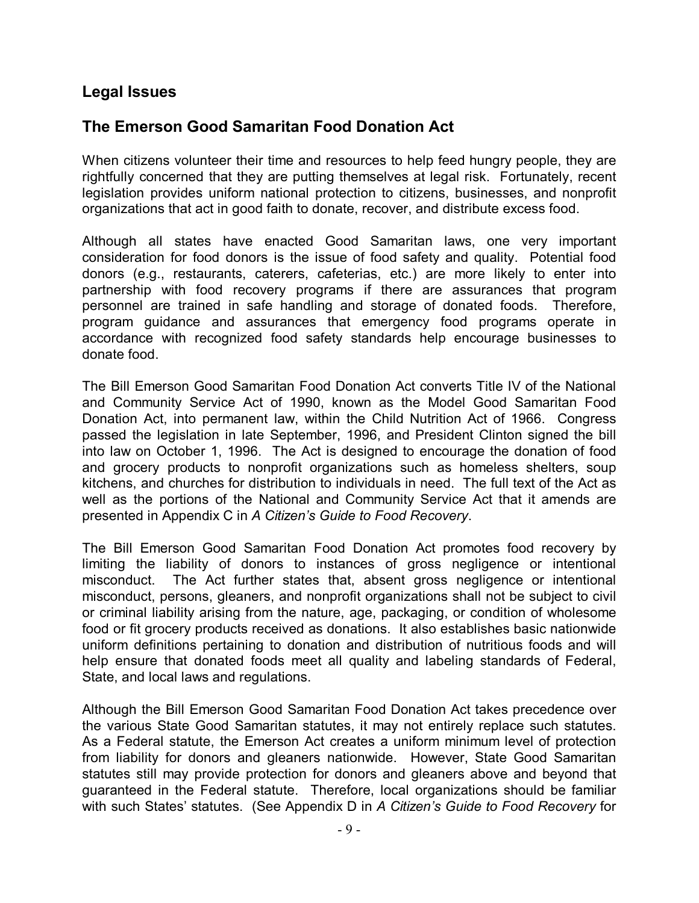## Legal Issues

## The Emerson Good Samaritan Food Donation Act

When citizens volunteer their time and resources to help feed hungry people, they are rightfully concerned that they are putting themselves at legal risk. Fortunately, recent legislation provides uniform national protection to citizens, businesses, and nonprofit organizations that act in good faith to donate, recover, and distribute excess food.

Although all states have enacted Good Samaritan laws, one very important consideration for food donors is the issue of food safety and quality. Potential food donors (e.g., restaurants, caterers, cafeterias, etc.) are more likely to enter into partnership with food recovery programs if there are assurances that program personnel are trained in safe handling and storage of donated foods. Therefore, program guidance and assurances that emergency food programs operate in accordance with recognized food safety standards help encourage businesses to donate food.

The Bill Emerson Good Samaritan Food Donation Act converts Title IV of the National and Community Service Act of 1990, known as the Model Good Samaritan Food Donation Act, into permanent law, within the Child Nutrition Act of 1966. Congress passed the legislation in late September, 1996, and President Clinton signed the bill into law on October 1, 1996. The Act is designed to encourage the donation of food and grocery products to nonprofit organizations such as homeless shelters, soup kitchens, and churches for distribution to individuals in need. The full text of the Act as well as the portions of the National and Community Service Act that it amends are presented in Appendix C in *A Citizen's Guide to Food Recovery*.

The Bill Emerson Good Samaritan Food Donation Act promotes food recovery by limiting the liability of donors to instances of gross negligence or intentional misconduct. The Act further states that, absent gross negligence or intentional misconduct, persons, gleaners, and nonprofit organizations shall not be subject to civil or criminal liability arising from the nature, age, packaging, or condition of wholesome food or fit grocery products received as donations. It also establishes basic nationwide uniform definitions pertaining to donation and distribution of nutritious foods and will help ensure that donated foods meet all quality and labeling standards of Federal, State, and local laws and regulations.

Although the Bill Emerson Good Samaritan Food Donation Act takes precedence over the various State Good Samaritan statutes, it may not entirely replace such statutes. As a Federal statute, the Emerson Act creates a uniform minimum level of protection from liability for donors and gleaners nationwide. However, State Good Samaritan statutes still may provide protection for donors and gleaners above and beyond that guaranteed in the Federal statute. Therefore, local organizations should be familiar with such States' statutes. (See Appendix D in *A Citizen's Guide to Food Recovery* for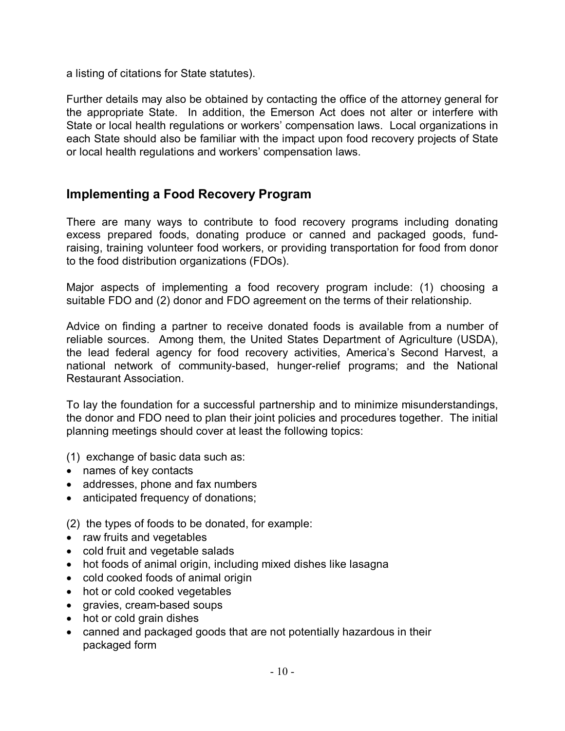a listing of citations for State statutes).

Further details may also be obtained by contacting the office of the attorney general for the appropriate State. In addition, the Emerson Act does not alter or interfere with State or local health regulations or workers' compensation laws. Local organizations in each State should also be familiar with the impact upon food recovery projects of State or local health regulations and workers' compensation laws.

## Implementing a Food Recovery Program

There are many ways to contribute to food recovery programs including donating excess prepared foods, donating produce or canned and packaged goods, fund-raising, training volunteer food workers, or providing transportation for food from donor to the food distribution organizations (FDOs).

Major aspects of implementing a food recovery program include: (1) choosing a suitable FDO and (2) donor and FDO agreement on the terms of their relationship.

Advice on finding a partner to receive donated foods is available from a number of reliable sources. Among them, the United States Department of Agriculture (USDA), the lead federal agency for food recovery activities, America's Second Harvest, a national network of community-based, hunger-relief programs; and the National Restaurant Association.

To lay the foundation for a successful partnership and to minimize misunderstandings, the donor and FDO need to plan their joint policies and procedures together. The initial planning meetings should cover at least the following topics:

(1) exchange of basic data such as:

- names of key contacts
- addresses, phone and fax numbers
- anticipated frequency of donations;

(2) the types of foods to be donated, for example:

- raw fruits and vegetables
- cold fruit and vegetable salads
- hot foods of animal origin, including mixed dishes like lasagna
- cold cooked foods of animal origin
- hot or cold cooked vegetables
- gravies, cream-based soups
- hot or cold grain dishes
- canned and packaged goods that are not potentially hazardous in their packaged form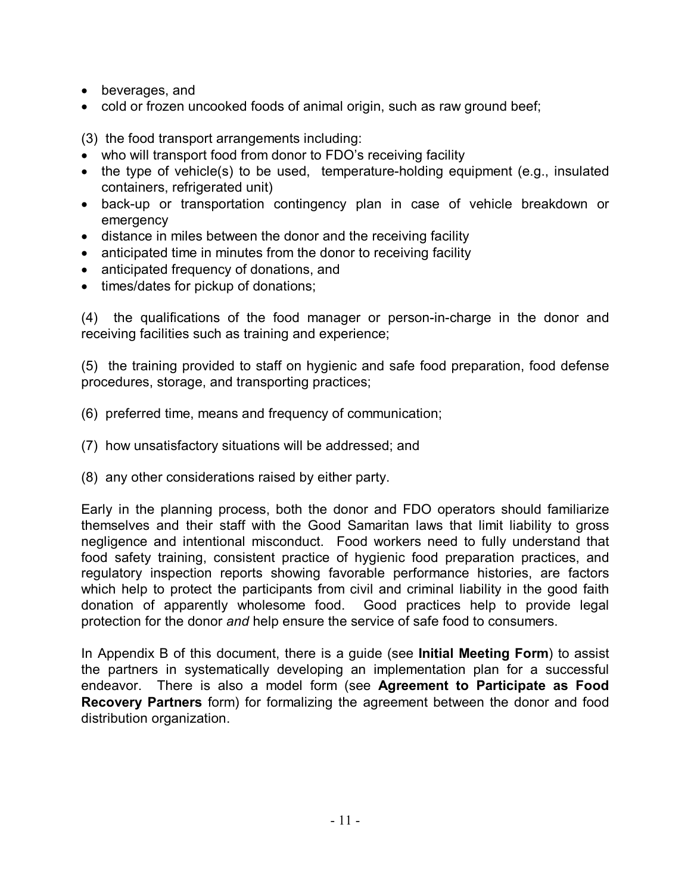- beverages, and
- cold or frozen uncooked foods of animal origin, such as raw ground beef;

(3) the food transport arrangements including:

- who will transport food from donor to FDO's receiving facility
- the type of vehicle(s) to be used, temperature-holding equipment (e.g., insulated containers, refrigerated unit)
- back-up or transportation contingency plan in case of vehicle breakdown or emergency
- distance in miles between the donor and the receiving facility
- anticipated time in minutes from the donor to receiving facility
- anticipated frequency of donations, and
- times/dates for pickup of donations;

(4) the qualifications of the food manager or person-in-charge in the donor and receiving facilities such as training and experience;

(5) the training provided to staff on hygienic and safe food preparation, food defense procedures, storage, and transporting practices;

(6) preferred time, means and frequency of communication;

(7) how unsatisfactory situations will be addressed; and

(8) any other considerations raised by either party.

Early in the planning process, both the donor and FDO operators should familiarize themselves and their staff with the Good Samaritan laws that limit liability to gross negligence and intentional misconduct. Food workers need to fully understand that food safety training, consistent practice of hygienic food preparation practices, and regulatory inspection reports showing favorable performance histories, are factors which help to protect the participants from civil and criminal liability in the good faith donation of apparently wholesome food. Good practices help to provide legal protection for the donor *and* help ensure the service of safe food to consumers.

In Appendix B of this document, there is a guide (see **Initial Meeting Form**) to assist the partners in systematically developing an implementation plan for a successful endeavor. There is also a model form (see **Agreement to Participate as Food Recovery Partners** form) for formalizing the agreement between the donor and food distribution organization.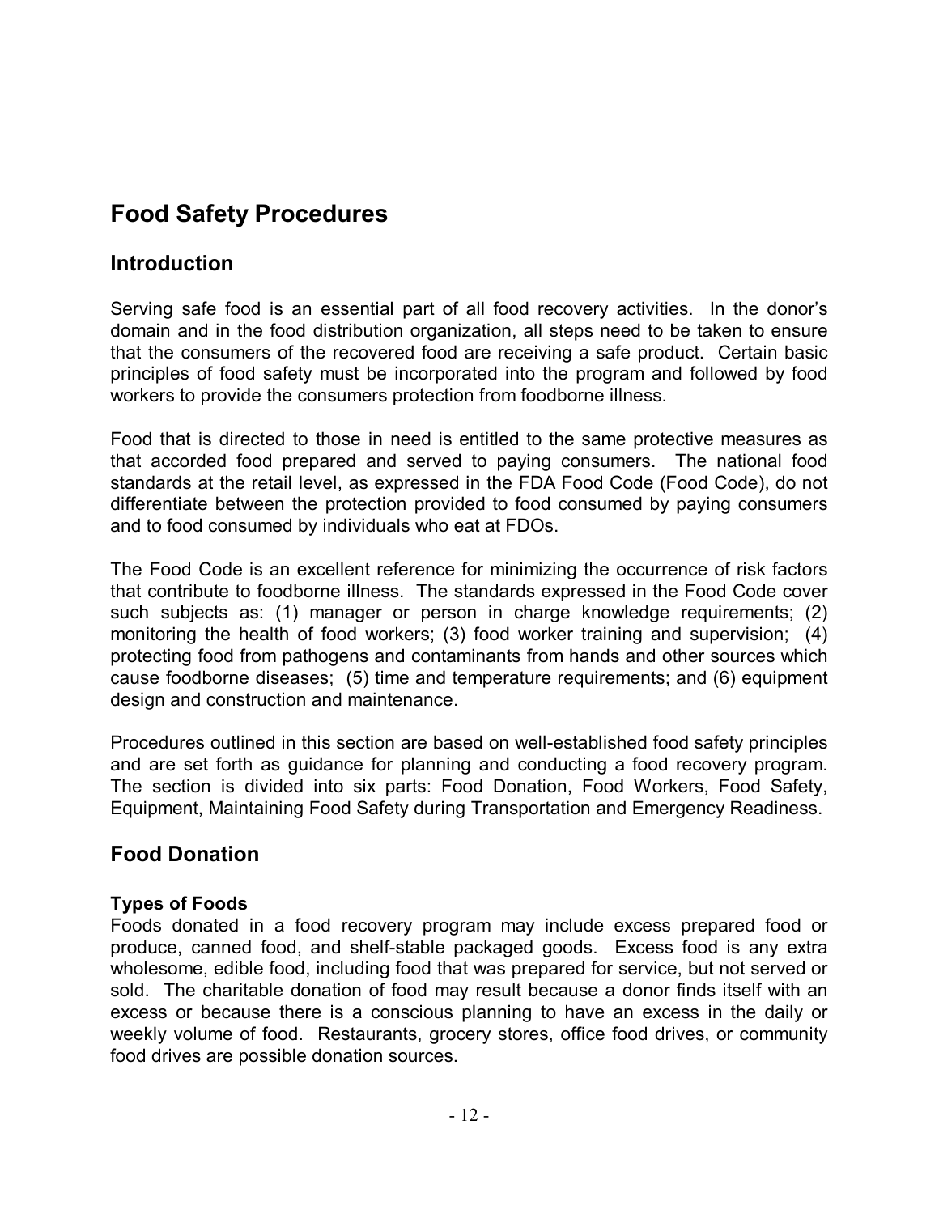# Food Safety Procedures

## Introduction

Serving safe food is an essential part of all food recovery activities. In the donor's domain and in the food distribution organization, all steps need to be taken to ensure that the consumers of the recovered food are receiving a safe product. Certain basic principles of food safety must be incorporated into the program and followed by food workers to provide the consumers protection from foodborne illness.

Food that is directed to those in need is entitled to the same protective measures as that accorded food prepared and served to paying consumers. The national food standards at the retail level, as expressed in the FDA Food Code (Food Code), do not differentiate between the protection provided to food consumed by paying consumers and to food consumed by individuals who eat at FDOs.

The Food Code is an excellent reference for minimizing the occurrence of risk factors that contribute to foodborne illness. The standards expressed in the Food Code cover such subjects as: (1) manager or person in charge knowledge requirements; (2) monitoring the health of food workers; (3) food worker training and supervision; (4) protecting food from pathogens and contaminants from hands and other sources which cause foodborne diseases; (5) time and temperature requirements; and (6) equipment design and construction and maintenance.

Procedures outlined in this section are based on well-established food safety principles and are set forth as guidance for planning and conducting a food recovery program. The section is divided into six parts: Food Donation, Food Workers, Food Safety, Equipment, Maintaining Food Safety during Transportation and Emergency Readiness.

## Food Donation

### Types of Foods

Foods donated in a food recovery program may include excess prepared food or produce, canned food, and shelf-stable packaged goods. Excess food is any extra wholesome, edible food, including food that was prepared for service, but not served or sold. The charitable donation of food may result because a donor finds itself with an excess or because there is a conscious planning to have an excess in the daily or weekly volume of food. Restaurants, grocery stores, office food drives, or community food drives are possible donation sources.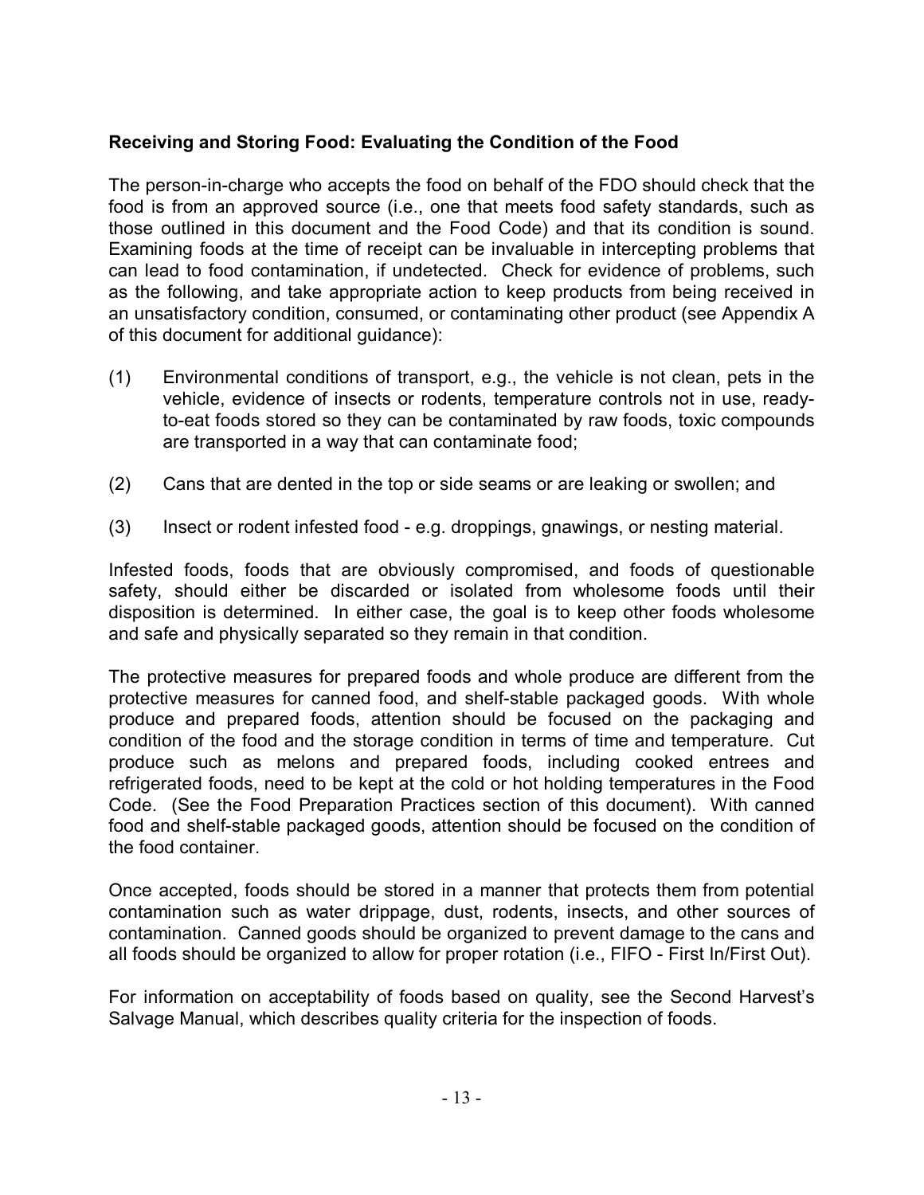### Receiving and Storing Food: Evaluating the Condition of the Food

The person-in-charge who accepts the food on behalf of the FDO should check that the food is from an approved source (i.e., one that meets food safety standards, such as those outlined in this document and the Food Code) and that its condition is sound. Examining foods at the time of receipt can be invaluable in intercepting problems that can lead to food contamination, if undetected. Check for evidence of problems, such as the following, and take appropriate action to keep products from being received in an unsatisfactory condition, consumed, or contaminating other product (see Appendix A of this document for additional guidance):

(1) Environmental conditions of transport, e.g., the vehicle is not clean, pets in the vehicle, evidence of insects or rodents, temperature controls not in use, ready-to-eat foods stored so they can be contaminated by raw foods, toxic compounds are transported in a way that can contaminate food;

(2) Cans that are dented in the top or side seams or are leaking or swollen; and

(3) Insect or rodent infested food - e.g. droppings, gnawings, or nesting material.

Infested foods, foods that are obviously compromised, and foods of questionable safety, should either be discarded or isolated from wholesome foods until their disposition is determined. In either case, the goal is to keep other foods wholesome and safe and physically separated so they remain in that condition.

The protective measures for prepared foods and whole produce are different from the protective measures for canned food, and shelf-stable packaged goods. With whole produce and prepared foods, attention should be focused on the packaging and condition of the food and the storage condition in terms of time and temperature. Cut produce such as melons and prepared foods, including cooked entrees and refrigerated foods, need to be kept at the cold or hot holding temperatures in the Food Code. (See the Food Preparation Practices section of this document). With canned food and shelf-stable packaged goods, attention should be focused on the condition of the food container.

Once accepted, foods should be stored in a manner that protects them from potential contamination such as water drippage, dust, rodents, insects, and other sources of contamination. Canned goods should be organized to prevent damage to the cans and all foods should be organized to allow for proper rotation (i.e., FIFO - First In/First Out).

For information on acceptability of foods based on quality, see the Second Harvest's Salvage Manual, which describes quality criteria for the inspection of foods.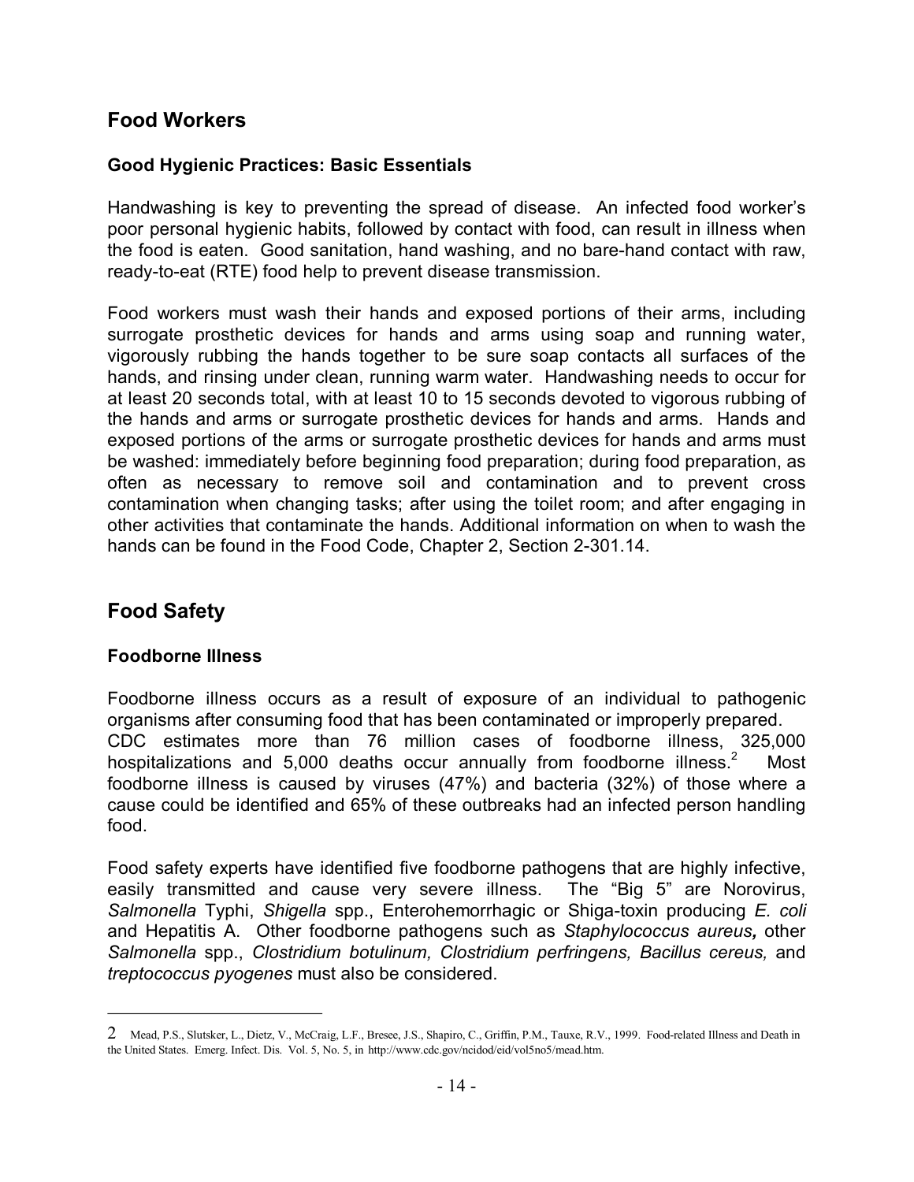## Food Workers

### Good Hygienic Practices: Basic Essentials

Handwashing is key to preventing the spread of disease. An infected food worker's poor personal hygienic habits, followed by contact with food, can result in illness when the food is eaten. Good sanitation, hand washing, and no bare-hand contact with raw, ready-to-eat (RTE) food help to prevent disease transmission.

Food workers must wash their hands and exposed portions of their arms, including surrogate prosthetic devices for hands and arms using soap and running water, vigorously rubbing the hands together to be sure soap contacts all surfaces of the hands, and rinsing under clean, running warm water. Handwashing needs to occur for at least 20 seconds total, with at least 10 to 15 seconds devoted to vigorous rubbing of the hands and arms or surrogate prosthetic devices for hands and arms. Hands and exposed portions of the arms or surrogate prosthetic devices for hands and arms must be washed: immediately before beginning food preparation; during food preparation, as often as necessary to remove soil and contamination and to prevent cross contamination when changing tasks; after using the toilet room; and after engaging in other activities that contaminate the hands. Additional information on when to wash the hands can be found in the Food Code, Chapter 2, Section 2-301.14.

## Food Safety

### Foodborne Illness

Foodborne illness occurs as a result of exposure of an individual to pathogenic organisms after consuming food that has been contaminated or improperly prepared.
CDC estimates more than 76 million cases of foodborne illness, 325,000 hospitalizations and 5,000 deaths occur annually from foodborne illness.[2] Most foodborne illness is caused by viruses (47%) and bacteria (32%) of those where a cause could be identified and 65% of these outbreaks had an infected person handling food.

Food safety experts have identified five foodborne pathogens that are highly infective, easily transmitted and cause very severe illness. The "Big 5" are Norovirus, *Salmonella* Typhi, *Shigella* spp., Enterohemorrhagic or Shiga-toxin producing *E. coli* and Hepatitis A. Other foodborne pathogens such as ***Staphylococcus aureus,*** other *Salmonella* spp., *Clostridium botulinum, Clostridium perfringens, Bacillus cereus,* and *treptococcus pyogenes* must also be considered.

---

2 Mead, P.S., Slutsker, L., Dietz, V., McCraig, L.F., Bresee, J.S., Shapiro, C., Griffin, P.M., Tauxe, R.V., 1999. Food-related Illness and Death in the United States. Emerg. Infect. Dis. Vol. 5, No. 5, in http://www.cdc.gov/ncidod/eid/vol5no5/mead.htm.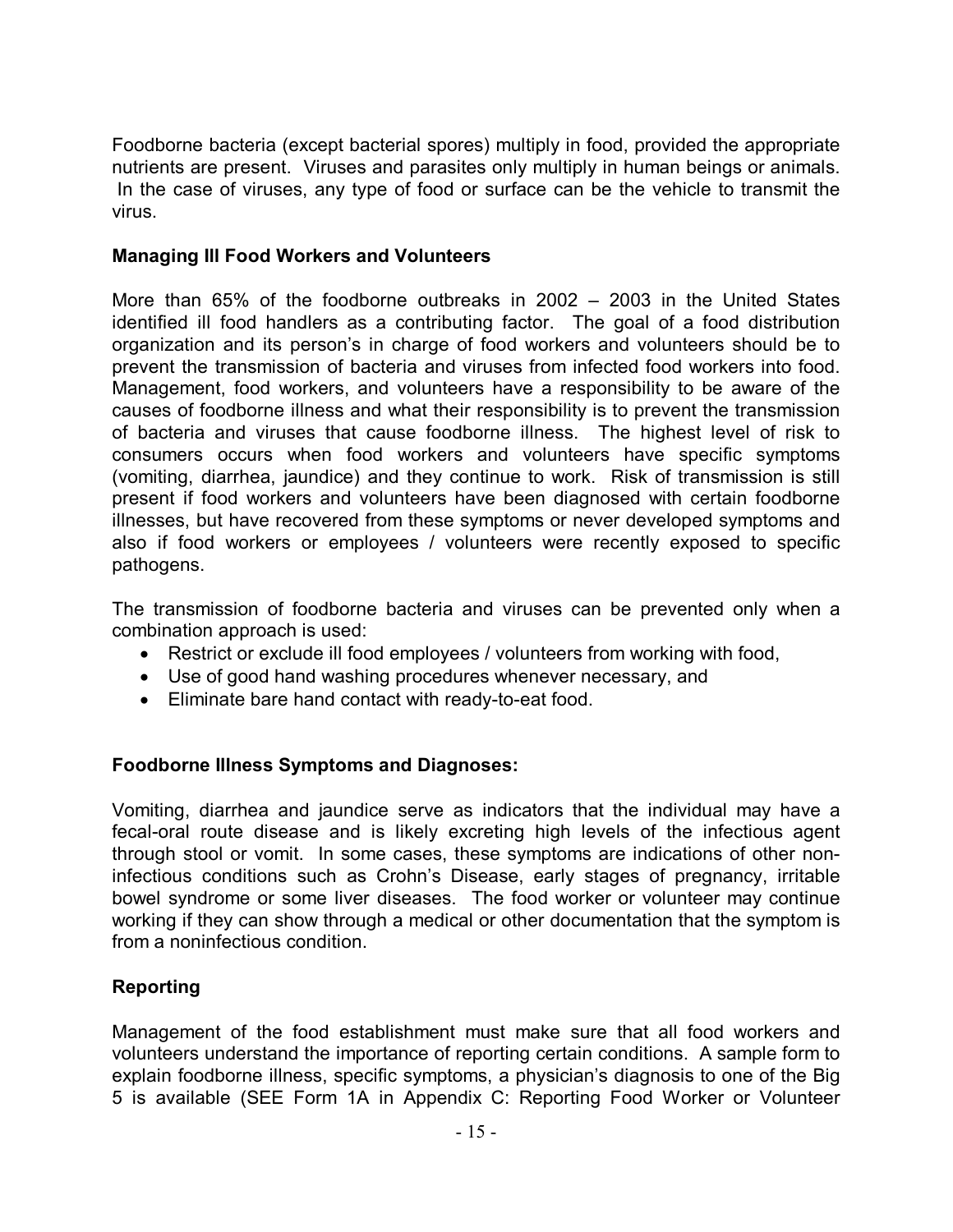Foodborne bacteria (except bacterial spores) multiply in food, provided the appropriate nutrients are present. Viruses and parasites only multiply in human beings or animals. In the case of viruses, any type of food or surface can be the vehicle to transmit the virus.

**Managing Ill Food Workers and Volunteers**

More than 65% of the foodborne outbreaks in 2002 – 2003 in the United States identified ill food handlers as a contributing factor. The goal of a food distribution organization and its person's in charge of food workers and volunteers should be to prevent the transmission of bacteria and viruses from infected food workers into food. Management, food workers, and volunteers have a responsibility to be aware of the causes of foodborne illness and what their responsibility is to prevent the transmission of bacteria and viruses that cause foodborne illness. The highest level of risk to consumers occurs when food workers and volunteers have specific symptoms (vomiting, diarrhea, jaundice) and they continue to work. Risk of transmission is still present if food workers and volunteers have been diagnosed with certain foodborne illnesses, but have recovered from these symptoms or never developed symptoms and also if food workers or employees / volunteers were recently exposed to specific pathogens.

The transmission of foodborne bacteria and viruses can be prevented only when a combination approach is used:

- Restrict or exclude ill food employees / volunteers from working with food,
- Use of good hand washing procedures whenever necessary, and
- Eliminate bare hand contact with ready-to-eat food.

**Foodborne Illness Symptoms and Diagnoses:**

Vomiting, diarrhea and jaundice serve as indicators that the individual may have a fecal-oral route disease and is likely excreting high levels of the infectious agent through stool or vomit. In some cases, these symptoms are indications of other non-infectious conditions such as Crohn's Disease, early stages of pregnancy, irritable bowel syndrome or some liver diseases. The food worker or volunteer may continue working if they can show through a medical or other documentation that the symptom is from a noninfectious condition.

**Reporting**

Management of the food establishment must make sure that all food workers and volunteers understand the importance of reporting certain conditions. A sample form to explain foodborne illness, specific symptoms, a physician's diagnosis to one of the Big 5 is available (SEE Form 1A in Appendix C: Reporting Food Worker or Volunteer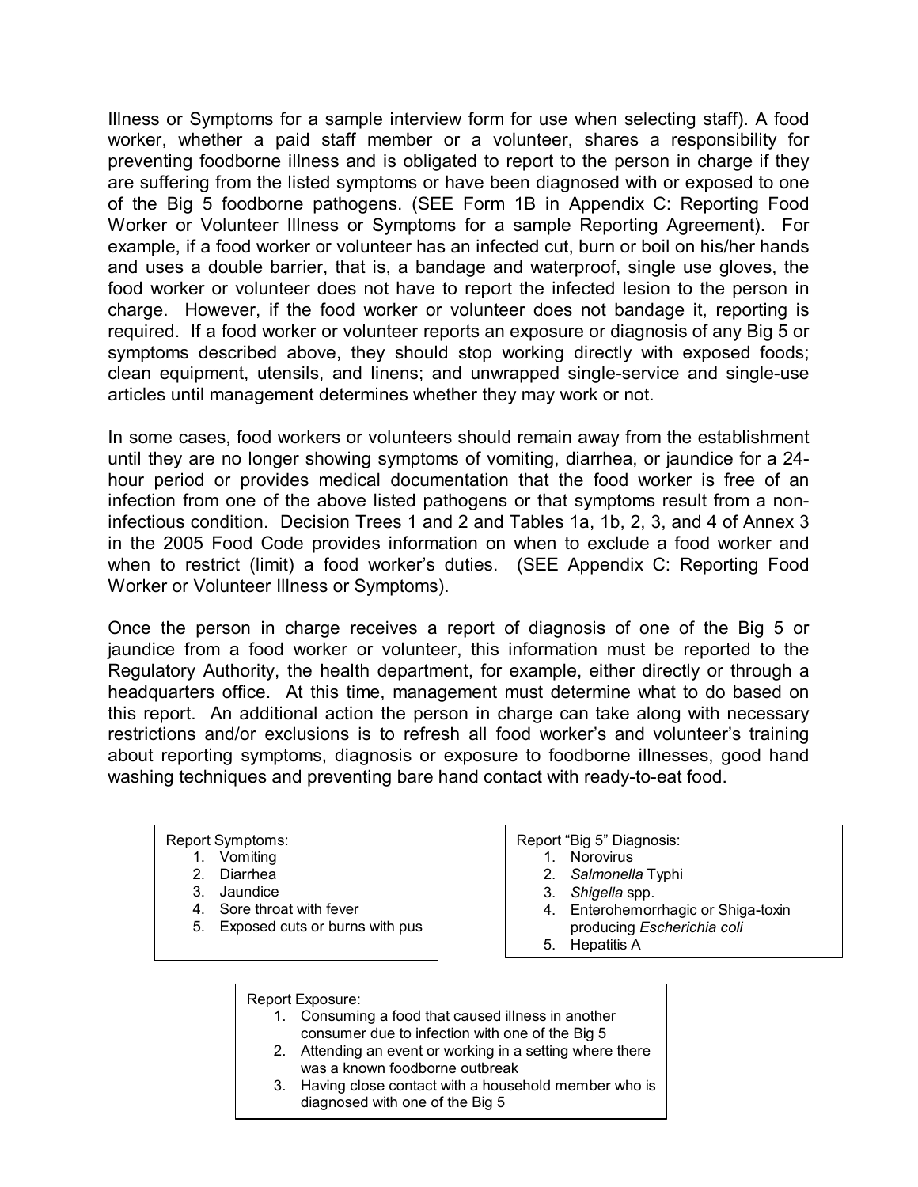Illness or Symptoms for a sample interview form for use when selecting staff). A food worker, whether a paid staff member or a volunteer, shares a responsibility for preventing foodborne illness and is obligated to report to the person in charge if they are suffering from the listed symptoms or have been diagnosed with or exposed to one of the Big 5 foodborne pathogens. (SEE Form 1B in Appendix C: Reporting Food Worker or Volunteer Illness or Symptoms for a sample Reporting Agreement). For example, if a food worker or volunteer has an infected cut, burn or boil on his/her hands and uses a double barrier, that is, a bandage and waterproof, single use gloves, the food worker or volunteer does not have to report the infected lesion to the person in charge. However, if the food worker or volunteer does not bandage it, reporting is required. If a food worker or volunteer reports an exposure or diagnosis of any Big 5 or symptoms described above, they should stop working directly with exposed foods; clean equipment, utensils, and linens; and unwrapped single-service and single-use articles until management determines whether they may work or not.

In some cases, food workers or volunteers should remain away from the establishment until they are no longer showing symptoms of vomiting, diarrhea, or jaundice for a 24-hour period or provides medical documentation that the food worker is free of an infection from one of the above listed pathogens or that symptoms result from a non-infectious condition. Decision Trees 1 and 2 and Tables 1a, 1b, 2, 3, and 4 of Annex 3 in the 2005 Food Code provides information on when to exclude a food worker and when to restrict (limit) a food worker's duties. (SEE Appendix C: Reporting Food Worker or Volunteer Illness or Symptoms).

Once the person in charge receives a report of diagnosis of one of the Big 5 or jaundice from a food worker or volunteer, this information must be reported to the Regulatory Authority, the health department, for example, either directly or through a headquarters office. At this time, management must determine what to do based on this report. An additional action the person in charge can take along with necessary restrictions and/or exclusions is to refresh all food worker's and volunteer's training about reporting symptoms, diagnosis or exposure to foodborne illnesses, good hand washing techniques and preventing bare hand contact with ready-to-eat food.

Report Symptoms:

1. Vomiting
2. Diarrhea
3. Jaundice
4. Sore throat with fever
5. Exposed cuts or burns with pus

Report "Big 5" Diagnosis:

1. Norovirus
2. *Salmonella* Typhi
3. *Shigella* spp.
4. Enterohemorrhagic or Shiga-toxin producing *Escherichia coli*
5. Hepatitis A

Report Exposure:

1. Consuming a food that caused illness in another consumer due to infection with one of the Big 5
2. Attending an event or working in a setting where there was a known foodborne outbreak
3. Having close contact with a household member who is diagnosed with one of the Big 5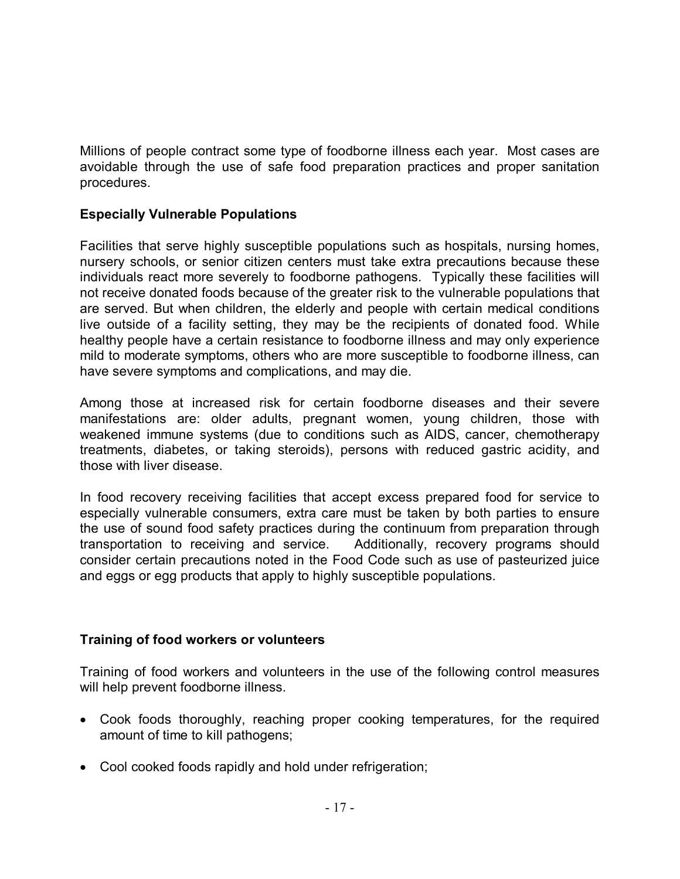Millions of people contract some type of foodborne illness each year. Most cases are avoidable through the use of safe food preparation practices and proper sanitation procedures.

**Especially Vulnerable Populations**

Facilities that serve highly susceptible populations such as hospitals, nursing homes, nursery schools, or senior citizen centers must take extra precautions because these individuals react more severely to foodborne pathogens. Typically these facilities will not receive donated foods because of the greater risk to the vulnerable populations that are served. But when children, the elderly and people with certain medical conditions live outside of a facility setting, they may be the recipients of donated food. While healthy people have a certain resistance to foodborne illness and may only experience mild to moderate symptoms, others who are more susceptible to foodborne illness, can have severe symptoms and complications, and may die.

Among those at increased risk for certain foodborne diseases and their severe manifestations are: older adults, pregnant women, young children, those with weakened immune systems (due to conditions such as AIDS, cancer, chemotherapy treatments, diabetes, or taking steroids), persons with reduced gastric acidity, and those with liver disease.

In food recovery receiving facilities that accept excess prepared food for service to especially vulnerable consumers, extra care must be taken by both parties to ensure the use of sound food safety practices during the continuum from preparation through transportation to receiving and service. Additionally, recovery programs should consider certain precautions noted in the Food Code such as use of pasteurized juice and eggs or egg products that apply to highly susceptible populations.

**Training of food workers or volunteers**

Training of food workers and volunteers in the use of the following control measures will help prevent foodborne illness.

- Cook foods thoroughly, reaching proper cooking temperatures, for the required amount of time to kill pathogens;
- Cool cooked foods rapidly and hold under refrigeration;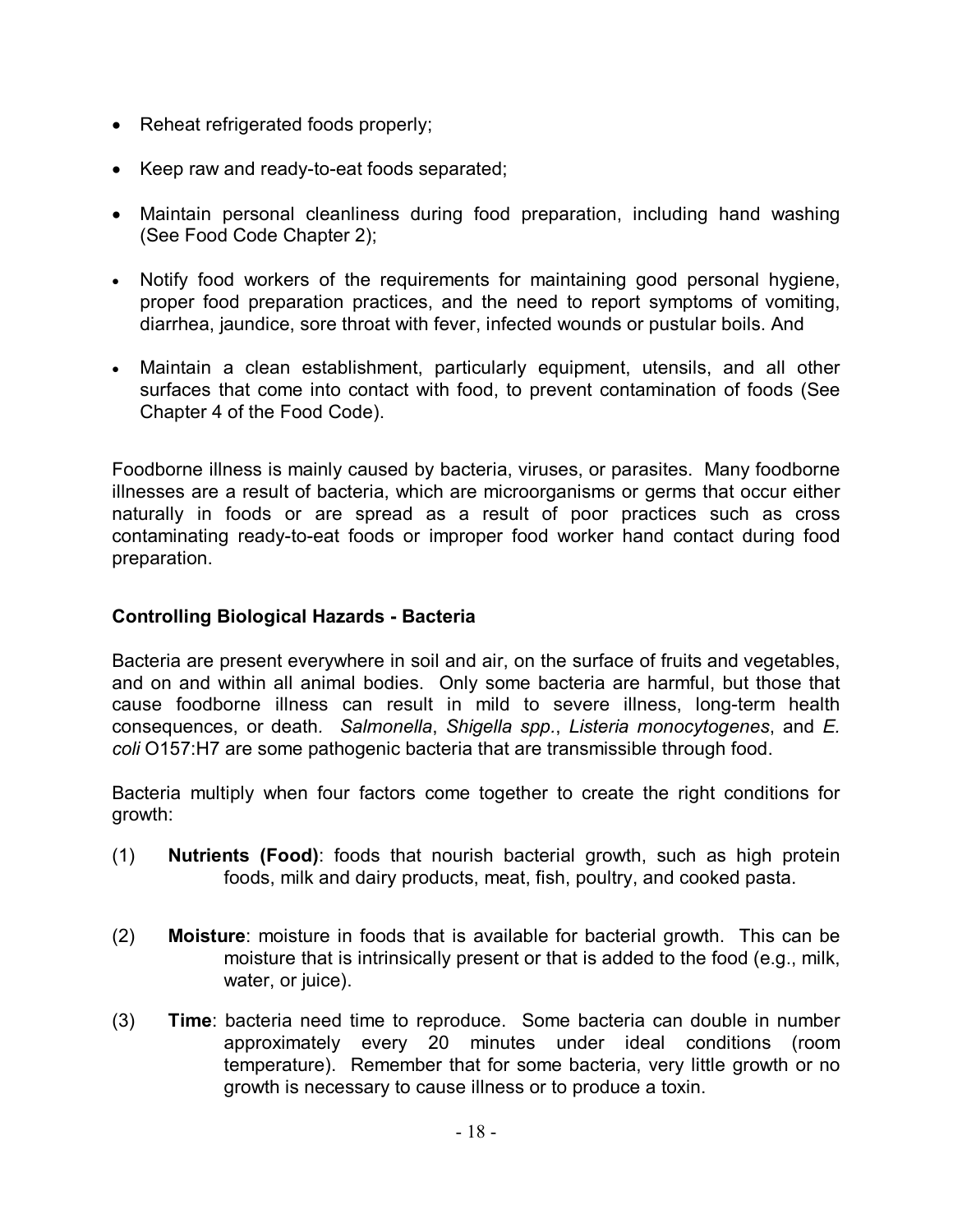- Reheat refrigerated foods properly;
- Keep raw and ready-to-eat foods separated;
- Maintain personal cleanliness during food preparation, including hand washing (See Food Code Chapter 2);
- Notify food workers of the requirements for maintaining good personal hygiene, proper food preparation practices, and the need to report symptoms of vomiting, diarrhea, jaundice, sore throat with fever, infected wounds or pustular boils. And
- Maintain a clean establishment, particularly equipment, utensils, and all other surfaces that come into contact with food, to prevent contamination of foods (See Chapter 4 of the Food Code).

Foodborne illness is mainly caused by bacteria, viruses, or parasites. Many foodborne illnesses are a result of bacteria, which are microorganisms or germs that occur either naturally in foods or are spread as a result of poor practices such as cross contaminating ready-to-eat foods or improper food worker hand contact during food preparation.

### Controlling Biological Hazards - Bacteria

Bacteria are present everywhere in soil and air, on the surface of fruits and vegetables, and on and within all animal bodies. Only some bacteria are harmful, but those that cause foodborne illness can result in mild to severe illness, long-term health consequences, or death. *Salmonella*, *Shigella spp.*, *Listeria monocytogenes*, and *E. coli* O157:H7 are some pathogenic bacteria that are transmissible through food.

Bacteria multiply when four factors come together to create the right conditions for growth:

(1) **Nutrients (Food)**: foods that nourish bacterial growth, such as high protein foods, milk and dairy products, meat, fish, poultry, and cooked pasta.

(2) **Moisture**: moisture in foods that is available for bacterial growth. This can be moisture that is intrinsically present or that is added to the food (e.g., milk, water, or juice).

(3) **Time**: bacteria need time to reproduce. Some bacteria can double in number approximately every 20 minutes under ideal conditions (room temperature). Remember that for some bacteria, very little growth or no growth is necessary to cause illness or to produce a toxin.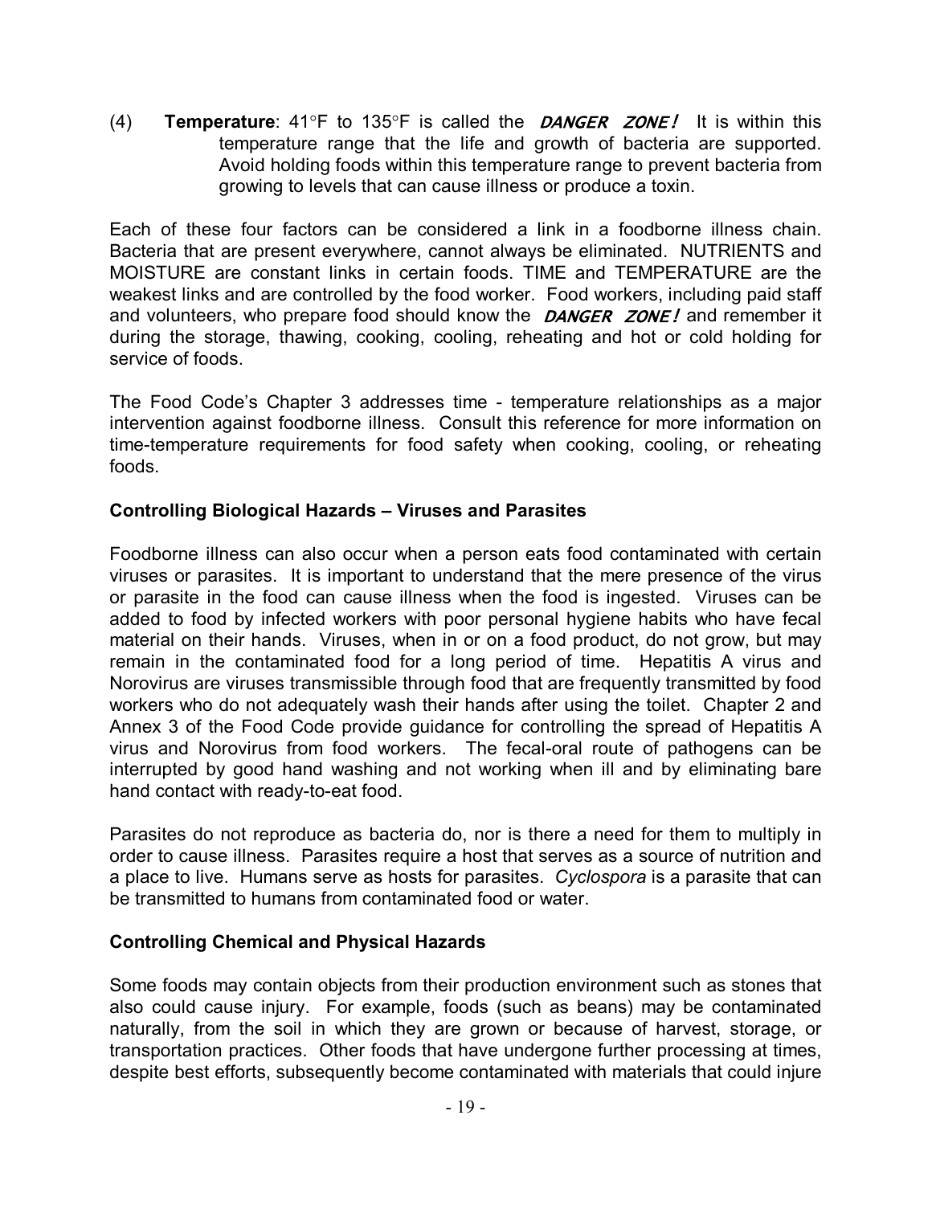(4) **Temperature**: 41°F to 135°F is called the ***DANGER ZONE!*** It is within this temperature range that the life and growth of bacteria are supported. Avoid holding foods within this temperature range to prevent bacteria from growing to levels that can cause illness or produce a toxin.

Each of these four factors can be considered a link in a foodborne illness chain. Bacteria that are present everywhere, cannot always be eliminated. NUTRIENTS and MOISTURE are constant links in certain foods. TIME and TEMPERATURE are the weakest links and are controlled by the food worker. Food workers, including paid staff and volunteers, who prepare food should know the ***DANGER ZONE!*** and remember it during the storage, thawing, cooking, cooling, reheating and hot or cold holding for service of foods.

The Food Code's Chapter 3 addresses time - temperature relationships as a major intervention against foodborne illness. Consult this reference for more information on time-temperature requirements for food safety when cooking, cooling, or reheating foods.

### Controlling Biological Hazards – Viruses and Parasites

Foodborne illness can also occur when a person eats food contaminated with certain viruses or parasites. It is important to understand that the mere presence of the virus or parasite in the food can cause illness when the food is ingested. Viruses can be added to food by infected workers with poor personal hygiene habits who have fecal material on their hands. Viruses, when in or on a food product, do not grow, but may remain in the contaminated food for a long period of time. Hepatitis A virus and Norovirus are viruses transmissible through food that are frequently transmitted by food workers who do not adequately wash their hands after using the toilet. Chapter 2 and Annex 3 of the Food Code provide guidance for controlling the spread of Hepatitis A virus and Norovirus from food workers. The fecal-oral route of pathogens can be interrupted by good hand washing and not working when ill and by eliminating bare hand contact with ready-to-eat food.

Parasites do not reproduce as bacteria do, nor is there a need for them to multiply in order to cause illness. Parasites require a host that serves as a source of nutrition and a place to live. Humans serve as hosts for parasites. *Cyclospora* is a parasite that can be transmitted to humans from contaminated food or water.

### Controlling Chemical and Physical Hazards

Some foods may contain objects from their production environment such as stones that also could cause injury. For example, foods (such as beans) may be contaminated naturally, from the soil in which they are grown or because of harvest, storage, or transportation practices. Other foods that have undergone further processing at times, despite best efforts, subsequently become contaminated with materials that could injure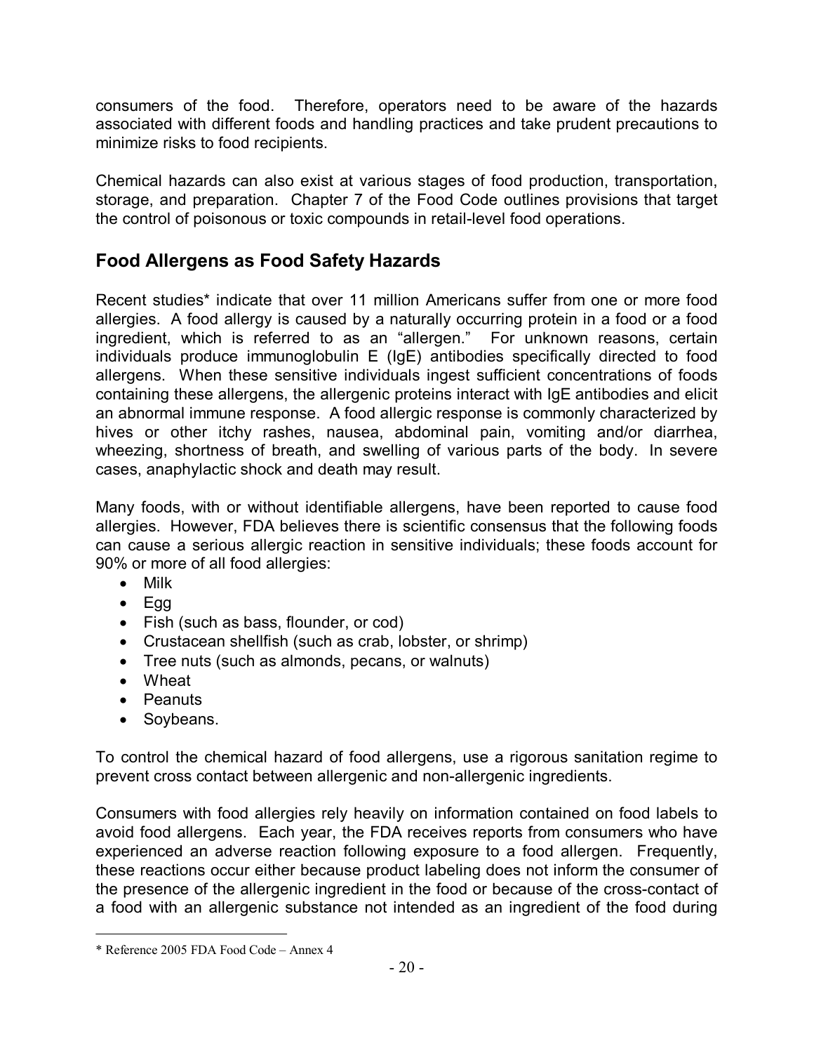consumers of the food. Therefore, operators need to be aware of the hazards associated with different foods and handling practices and take prudent precautions to minimize risks to food recipients.

Chemical hazards can also exist at various stages of food production, transportation, storage, and preparation. Chapter 7 of the Food Code outlines provisions that target the control of poisonous or toxic compounds in retail-level food operations.

## Food Allergens as Food Safety Hazards

Recent studies* indicate that over 11 million Americans suffer from one or more food allergies. A food allergy is caused by a naturally occurring protein in a food or a food ingredient, which is referred to as an "allergen." For unknown reasons, certain individuals produce immunoglobulin E (IgE) antibodies specifically directed to food allergens. When these sensitive individuals ingest sufficient concentrations of foods containing these allergens, the allergenic proteins interact with IgE antibodies and elicit an abnormal immune response. A food allergic response is commonly characterized by hives or other itchy rashes, nausea, abdominal pain, vomiting and/or diarrhea, wheezing, shortness of breath, and swelling of various parts of the body. In severe cases, anaphylactic shock and death may result.

Many foods, with or without identifiable allergens, have been reported to cause food allergies. However, FDA believes there is scientific consensus that the following foods can cause a serious allergic reaction in sensitive individuals; these foods account for 90% or more of all food allergies:

- Milk
- Egg
- Fish (such as bass, flounder, or cod)
- Crustacean shellfish (such as crab, lobster, or shrimp)
- Tree nuts (such as almonds, pecans, or walnuts)
- Wheat
- Peanuts
- Soybeans.

To control the chemical hazard of food allergens, use a rigorous sanitation regime to prevent cross contact between allergenic and non-allergenic ingredients.

Consumers with food allergies rely heavily on information contained on food labels to avoid food allergens. Each year, the FDA receives reports from consumers who have experienced an adverse reaction following exposure to a food allergen. Frequently, these reactions occur either because product labeling does not inform the consumer of the presence of the allergenic ingredient in the food or because of the cross-contact of a food with an allergenic substance not intended as an ingredient of the food during

---

* Reference 2005 FDA Food Code – Annex 4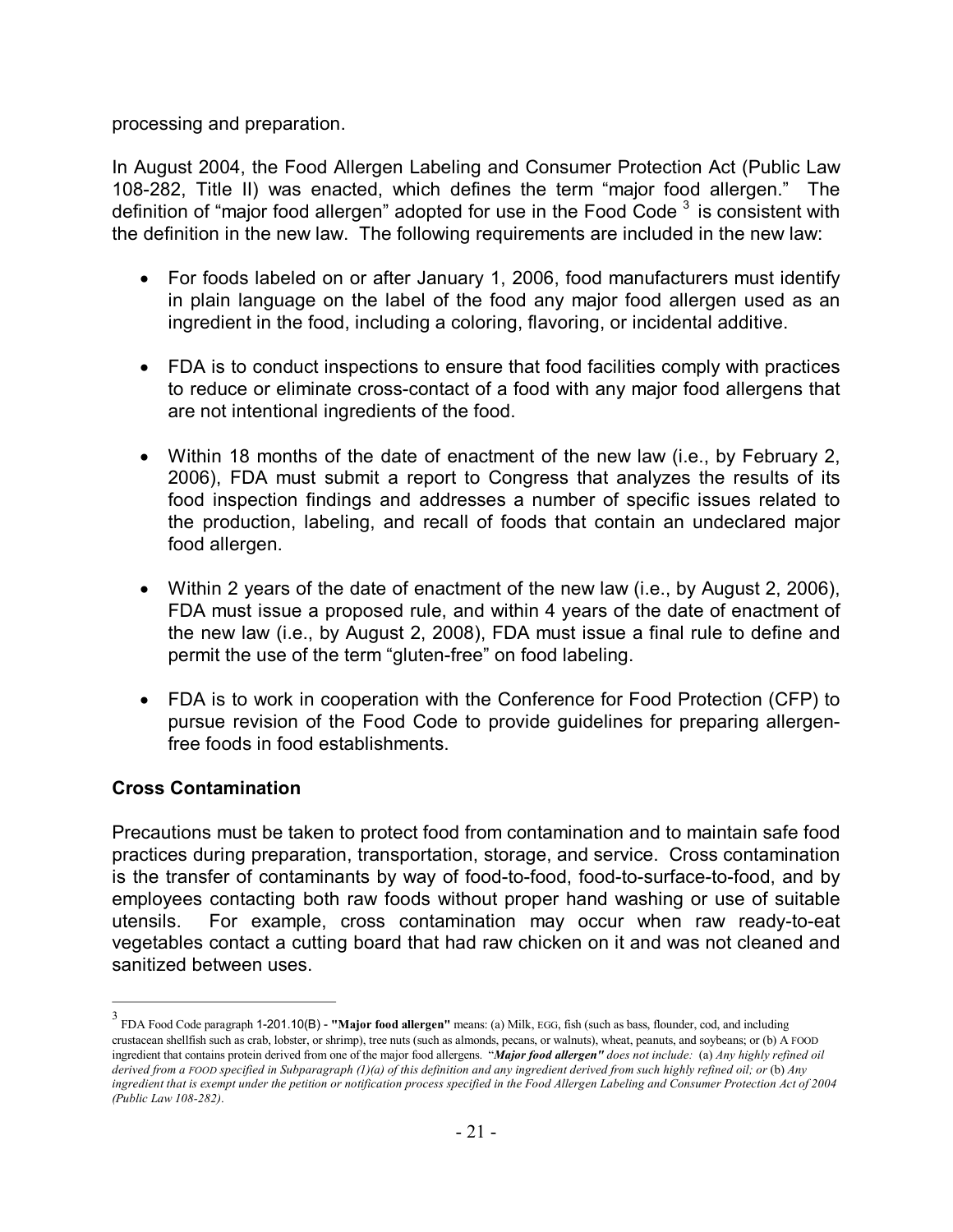processing and preparation.

In August 2004, the Food Allergen Labeling and Consumer Protection Act (Public Law 108-282, Title II) was enacted, which defines the term "major food allergen." The definition of "major food allergen" adopted for use in the Food Code [3] is consistent with the definition in the new law. The following requirements are included in the new law:

- For foods labeled on or after January 1, 2006, food manufacturers must identify in plain language on the label of the food any major food allergen used as an ingredient in the food, including a coloring, flavoring, or incidental additive.

- FDA is to conduct inspections to ensure that food facilities comply with practices to reduce or eliminate cross-contact of a food with any major food allergens that are not intentional ingredients of the food.

- Within 18 months of the date of enactment of the new law (i.e., by February 2, 2006), FDA must submit a report to Congress that analyzes the results of its food inspection findings and addresses a number of specific issues related to the production, labeling, and recall of foods that contain an undeclared major food allergen.

- Within 2 years of the date of enactment of the new law (i.e., by August 2, 2006), FDA must issue a proposed rule, and within 4 years of the date of enactment of the new law (i.e., by August 2, 2008), FDA must issue a final rule to define and permit the use of the term "gluten-free" on food labeling.

- FDA is to work in cooperation with the Conference for Food Protection (CFP) to pursue revision of the Food Code to provide guidelines for preparing allergen-free foods in food establishments.

**Cross Contamination**

Precautions must be taken to protect food from contamination and to maintain safe food practices during preparation, transportation, storage, and service. Cross contamination is the transfer of contaminants by way of food-to-food, food-to-surface-to-food, and by employees contacting both raw foods without proper hand washing or use of suitable utensils. For example, cross contamination may occur when raw ready-to-eat vegetables contact a cutting board that had raw chicken on it and was not cleaned and sanitized between uses.

---

[3] FDA Food Code paragraph 1-201.10(B) - **"Major food allergen"** means: (a) Milk, EGG, fish (such as bass, flounder, cod, and including crustacean shellfish such as crab, lobster, or shrimp), tree nuts (such as almonds, pecans, or walnuts), wheat, peanuts, and soybeans; or (b) A FOOD ingredient that contains protein derived from one of the major food allergens. "***Major food allergen"*** *does not include:* (a) *Any highly refined oil derived from a FOOD specified in Subparagraph (1)(a) of this definition and any ingredient derived from such highly refined oil; or* (b) *Any ingredient that is exempt under the petition or notification process specified in the Food Allergen Labeling and Consumer Protection Act of 2004 (Public Law 108-282).*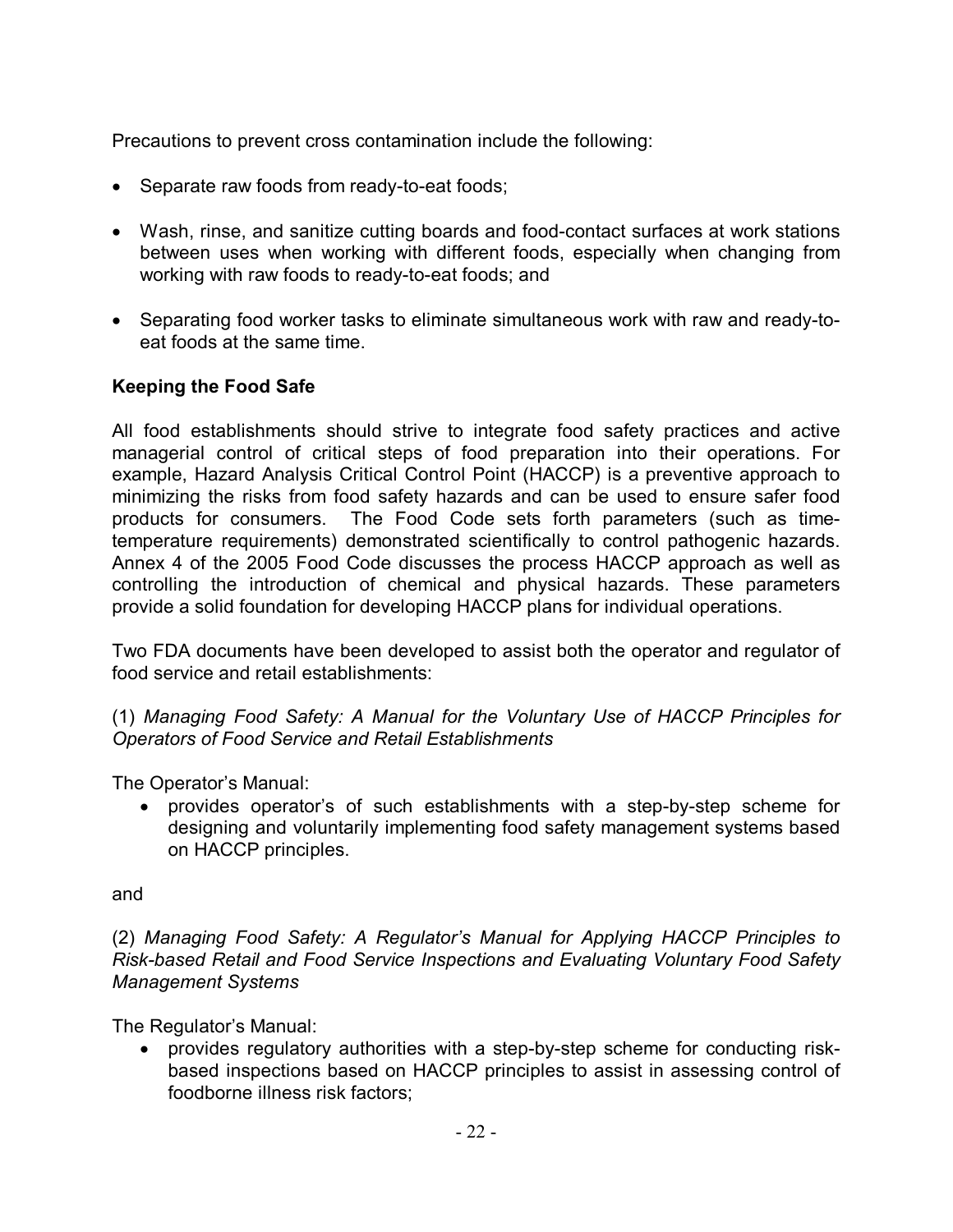Precautions to prevent cross contamination include the following:

- Separate raw foods from ready-to-eat foods;
- Wash, rinse, and sanitize cutting boards and food-contact surfaces at work stations between uses when working with different foods, especially when changing from working with raw foods to ready-to-eat foods; and
- Separating food worker tasks to eliminate simultaneous work with raw and ready-to-eat foods at the same time.

**Keeping the Food Safe**

All food establishments should strive to integrate food safety practices and active managerial control of critical steps of food preparation into their operations. For example, Hazard Analysis Critical Control Point (HACCP) is a preventive approach to minimizing the risks from food safety hazards and can be used to ensure safer food products for consumers. The Food Code sets forth parameters (such as time-temperature requirements) demonstrated scientifically to control pathogenic hazards. Annex 4 of the 2005 Food Code discusses the process HACCP approach as well as controlling the introduction of chemical and physical hazards. These parameters provide a solid foundation for developing HACCP plans for individual operations.

Two FDA documents have been developed to assist both the operator and regulator of food service and retail establishments:

(1) *Managing Food Safety: A Manual for the Voluntary Use of HACCP Principles for Operators of Food Service and Retail Establishments*

The Operator's Manual:

- provides operator's of such establishments with a step-by-step scheme for designing and voluntarily implementing food safety management systems based on HACCP principles.

and

(2) *Managing Food Safety: A Regulator's Manual for Applying HACCP Principles to Risk-based Retail and Food Service Inspections and Evaluating Voluntary Food Safety Management Systems*

The Regulator's Manual:

- provides regulatory authorities with a step-by-step scheme for conducting risk-based inspections based on HACCP principles to assist in assessing control of foodborne illness risk factors;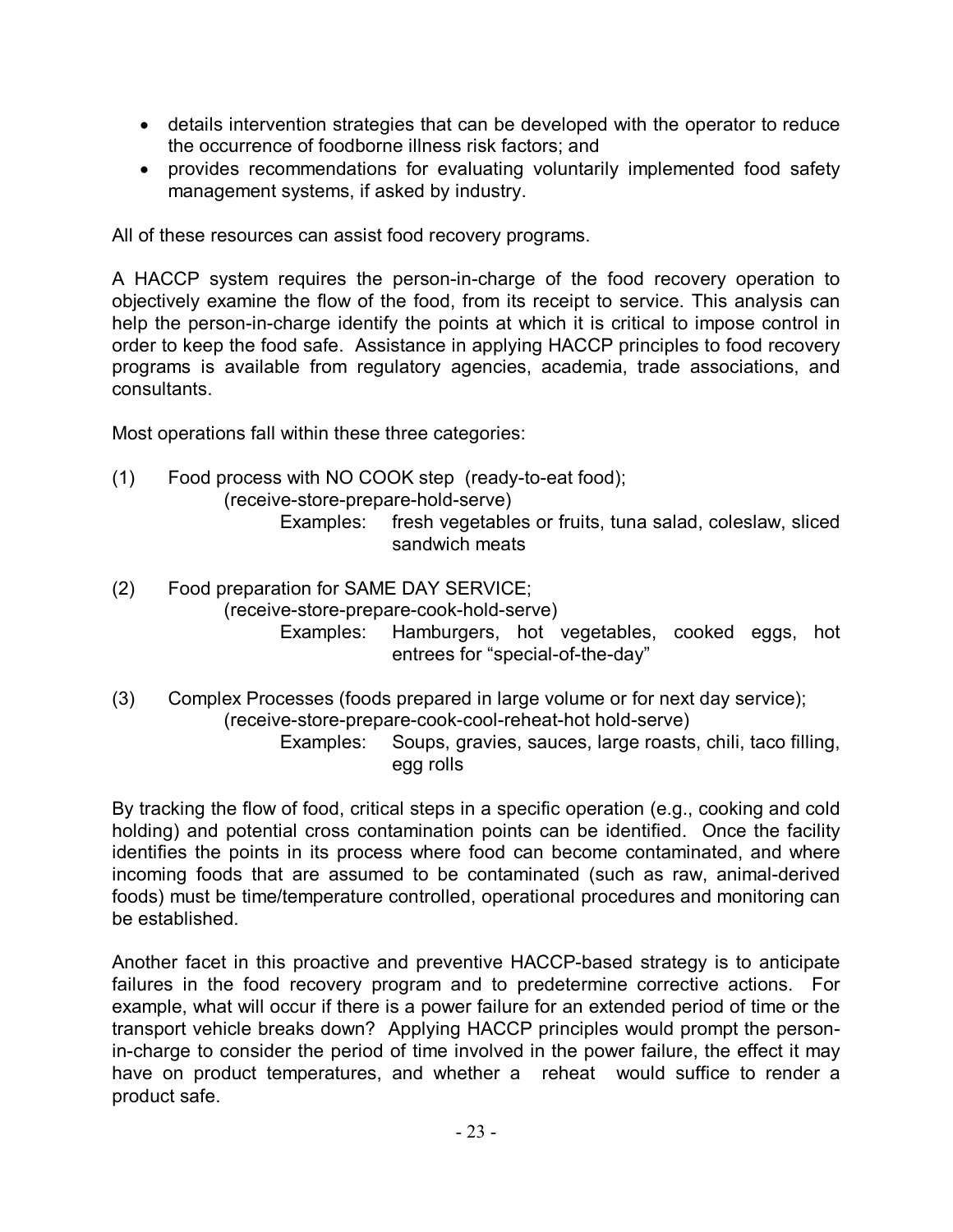- details intervention strategies that can be developed with the operator to reduce the occurrence of foodborne illness risk factors; and
- provides recommendations for evaluating voluntarily implemented food safety management systems, if asked by industry.

All of these resources can assist food recovery programs.

A HACCP system requires the person-in-charge of the food recovery operation to objectively examine the flow of the food, from its receipt to service. This analysis can help the person-in-charge identify the points at which it is critical to impose control in order to keep the food safe. Assistance in applying HACCP principles to food recovery programs is available from regulatory agencies, academia, trade associations, and consultants.

Most operations fall within these three categories:

(1) Food process with NO COOK step (ready-to-eat food);
(receive-store-prepare-hold-serve)
Examples: fresh vegetables or fruits, tuna salad, coleslaw, sliced sandwich meats

(2) Food preparation for SAME DAY SERVICE;
(receive-store-prepare-cook-hold-serve)
Examples: Hamburgers, hot vegetables, cooked eggs, hot entrees for "special-of-the-day"

(3) Complex Processes (foods prepared in large volume or for next day service);
(receive-store-prepare-cook-cool-reheat-hot hold-serve)
Examples: Soups, gravies, sauces, large roasts, chili, taco filling, egg rolls

By tracking the flow of food, critical steps in a specific operation (e.g., cooking and cold holding) and potential cross contamination points can be identified. Once the facility identifies the points in its process where food can become contaminated, and where incoming foods that are assumed to be contaminated (such as raw, animal-derived foods) must be time/temperature controlled, operational procedures and monitoring can be established.

Another facet in this proactive and preventive HACCP-based strategy is to anticipate failures in the food recovery program and to predetermine corrective actions. For example, what will occur if there is a power failure for an extended period of time or the transport vehicle breaks down? Applying HACCP principles would prompt the person-in-charge to consider the period of time involved in the power failure, the effect it may have on product temperatures, and whether a reheat would suffice to render a product safe.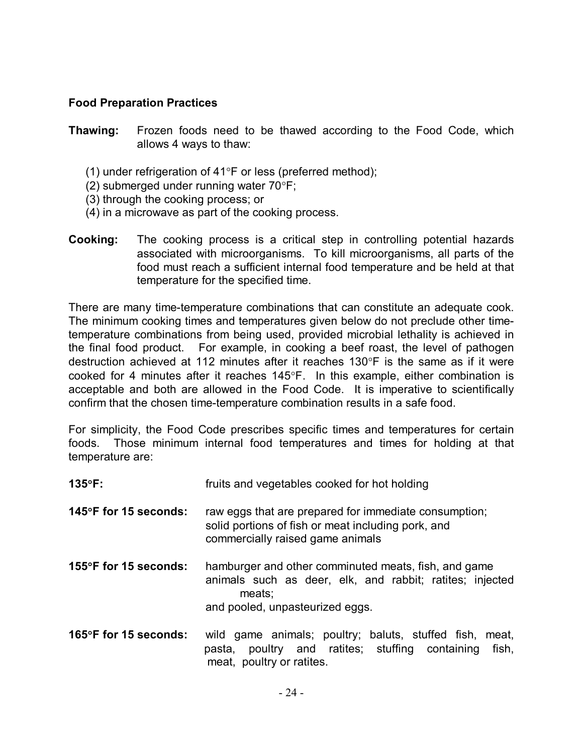**Food Preparation Practices**

**Thawing:** Frozen foods need to be thawed according to the Food Code, which allows 4 ways to thaw:

(1) under refrigeration of 41°F or less (preferred method);
(2) submerged under running water 70°F;
(3) through the cooking process; or
(4) in a microwave as part of the cooking process.

**Cooking:** The cooking process is a critical step in controlling potential hazards associated with microorganisms. To kill microorganisms, all parts of the food must reach a sufficient internal food temperature and be held at that temperature for the specified time.

There are many time-temperature combinations that can constitute an adequate cook. The minimum cooking times and temperatures given below do not preclude other time-temperature combinations from being used, provided microbial lethality is achieved in the final food product. For example, in cooking a beef roast, the level of pathogen destruction achieved at 112 minutes after it reaches 130°F is the same as if it were cooked for 4 minutes after it reaches 145°F. In this example, either combination is acceptable and both are allowed in the Food Code. It is imperative to scientifically confirm that the chosen time-temperature combination results in a safe food.

For simplicity, the Food Code prescribes specific times and temperatures for certain foods. Those minimum internal food temperatures and times for holding at that temperature are:

**135°F:** fruits and vegetables cooked for hot holding

**145°F for 15 seconds:** raw eggs that are prepared for immediate consumption; solid portions of fish or meat including pork, and commercially raised game animals

**155°F for 15 seconds:** hamburger and other comminuted meats, fish, and game animals such as deer, elk, and rabbit; ratites; injected meats;
and pooled, unpasteurized eggs.

**165°F for 15 seconds:** wild game animals; poultry; baluts, stuffed fish, meat, pasta, poultry and ratites; stuffing containing fish, meat, poultry or ratites.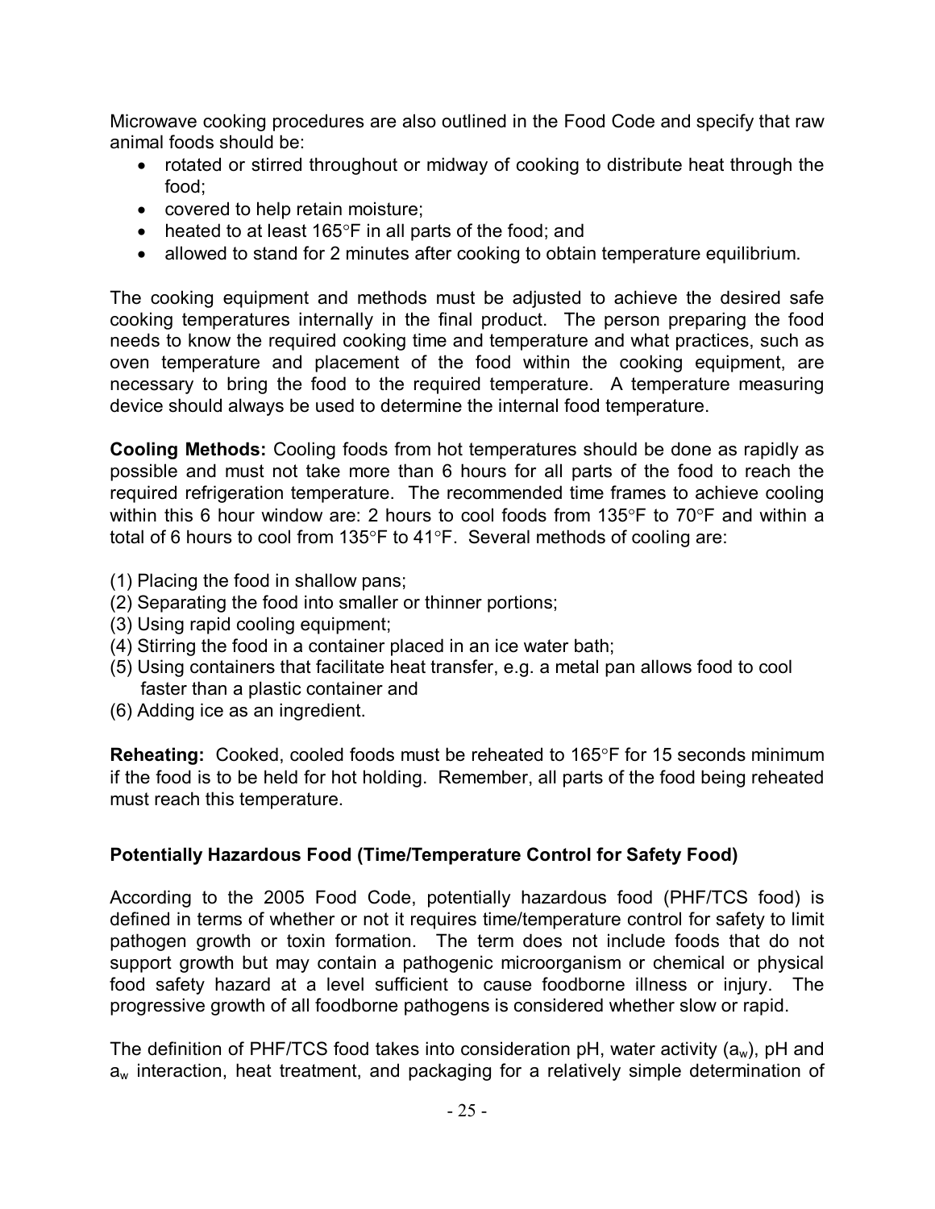Microwave cooking procedures are also outlined in the Food Code and specify that raw animal foods should be:

- rotated or stirred throughout or midway of cooking to distribute heat through the food;
- covered to help retain moisture;
- heated to at least 165°F in all parts of the food; and
- allowed to stand for 2 minutes after cooking to obtain temperature equilibrium.

The cooking equipment and methods must be adjusted to achieve the desired safe cooking temperatures internally in the final product. The person preparing the food needs to know the required cooking time and temperature and what practices, such as oven temperature and placement of the food within the cooking equipment, are necessary to bring the food to the required temperature. A temperature measuring device should always be used to determine the internal food temperature.

**Cooling Methods:** Cooling foods from hot temperatures should be done as rapidly as possible and must not take more than 6 hours for all parts of the food to reach the required refrigeration temperature. The recommended time frames to achieve cooling within this 6 hour window are: 2 hours to cool foods from 135°F to 70°F and within a total of 6 hours to cool from 135°F to 41°F. Several methods of cooling are:

(1) Placing the food in shallow pans;
(2) Separating the food into smaller or thinner portions;
(3) Using rapid cooling equipment;
(4) Stirring the food in a container placed in an ice water bath;
(5) Using containers that facilitate heat transfer, e.g. a metal pan allows food to cool faster than a plastic container and
(6) Adding ice as an ingredient.

**Reheating:** Cooked, cooled foods must be reheated to 165°F for 15 seconds minimum if the food is to be held for hot holding. Remember, all parts of the food being reheated must reach this temperature.

**Potentially Hazardous Food (Time/Temperature Control for Safety Food)**

According to the 2005 Food Code, potentially hazardous food (PHF/TCS food) is defined in terms of whether or not it requires time/temperature control for safety to limit pathogen growth or toxin formation. The term does not include foods that do not support growth but may contain a pathogenic microorganism or chemical or physical food safety hazard at a level sufficient to cause foodborne illness or injury. The progressive growth of all foodborne pathogens is considered whether slow or rapid.

The definition of PHF/TCS food takes into consideration pH, water activity ($a_w$), pH and $a_w$ interaction, heat treatment, and packaging for a relatively simple determination of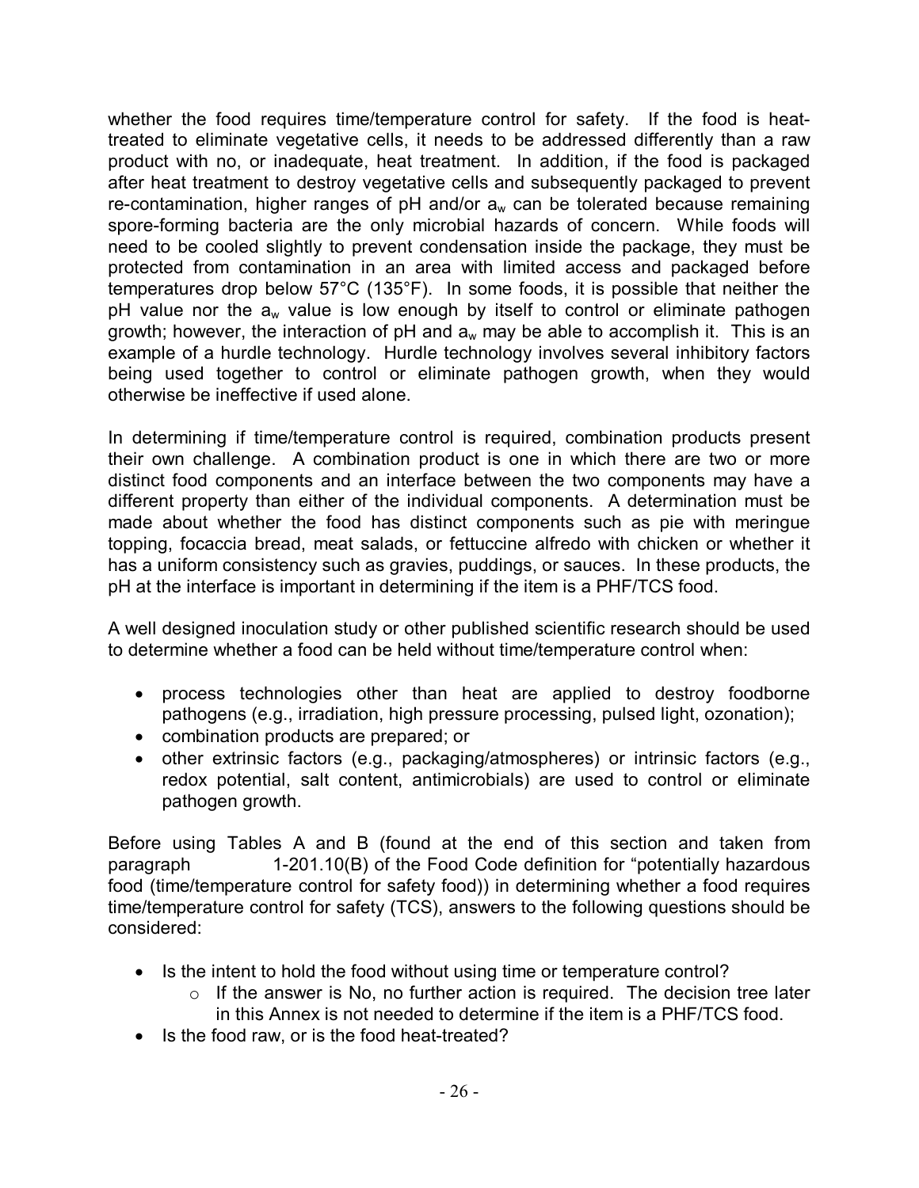whether the food requires time/temperature control for safety. If the food is heat-treated to eliminate vegetative cells, it needs to be addressed differently than a raw product with no, or inadequate, heat treatment. In addition, if the food is packaged after heat treatment to destroy vegetative cells and subsequently packaged to prevent re-contamination, higher ranges of pH and/or $a_w$ can be tolerated because remaining spore-forming bacteria are the only microbial hazards of concern. While foods will need to be cooled slightly to prevent condensation inside the package, they must be protected from contamination in an area with limited access and packaged before temperatures drop below 57°C (135°F). In some foods, it is possible that neither the pH value nor the $a_w$ value is low enough by itself to control or eliminate pathogen growth; however, the interaction of pH and $a_w$ may be able to accomplish it. This is an example of a hurdle technology. Hurdle technology involves several inhibitory factors being used together to control or eliminate pathogen growth, when they would otherwise be ineffective if used alone.

In determining if time/temperature control is required, combination products present their own challenge. A combination product is one in which there are two or more distinct food components and an interface between the two components may have a different property than either of the individual components. A determination must be made about whether the food has distinct components such as pie with meringue topping, focaccia bread, meat salads, or fettuccine alfredo with chicken or whether it has a uniform consistency such as gravies, puddings, or sauces. In these products, the pH at the interface is important in determining if the item is a PHF/TCS food.

A well designed inoculation study or other published scientific research should be used to determine whether a food can be held without time/temperature control when:

- process technologies other than heat are applied to destroy foodborne pathogens (e.g., irradiation, high pressure processing, pulsed light, ozonation);
- combination products are prepared; or
- other extrinsic factors (e.g., packaging/atmospheres) or intrinsic factors (e.g., redox potential, salt content, antimicrobials) are used to control or eliminate pathogen growth.

Before using Tables A and B (found at the end of this section and taken from paragraph 1-201.10(B) of the Food Code definition for "potentially hazardous food (time/temperature control for safety food)) in determining whether a food requires time/temperature control for safety (TCS), answers to the following questions should be considered:

- Is the intent to hold the food without using time or temperature control?
  - If the answer is No, no further action is required. The decision tree later in this Annex is not needed to determine if the item is a PHF/TCS food.
- Is the food raw, or is the food heat-treated?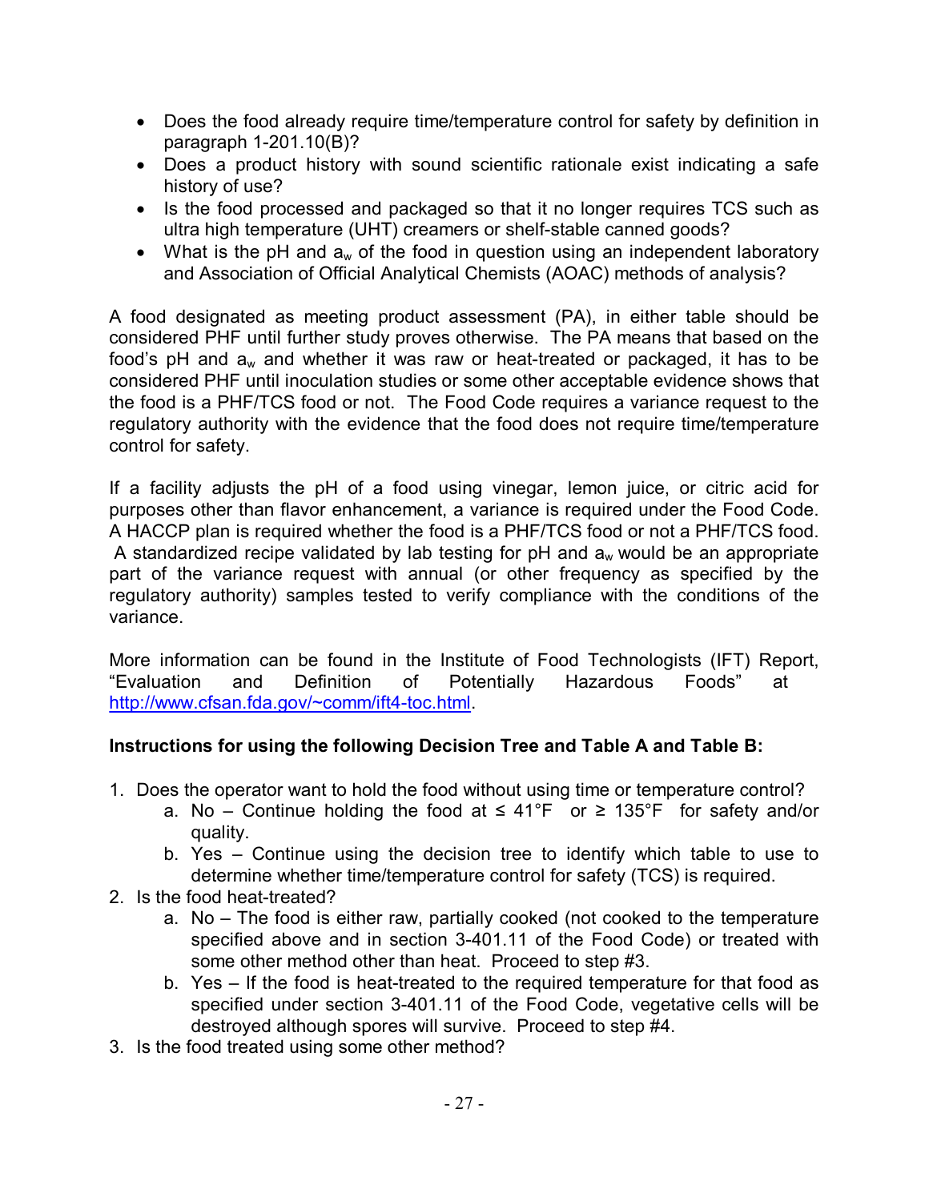- Does the food already require time/temperature control for safety by definition in paragraph 1-201.10(B)?
- Does a product history with sound scientific rationale exist indicating a safe history of use?
- Is the food processed and packaged so that it no longer requires TCS such as ultra high temperature (UHT) creamers or shelf-stable canned goods?
- What is the pH and $a_w$ of the food in question using an independent laboratory and Association of Official Analytical Chemists (AOAC) methods of analysis?

A food designated as meeting product assessment (PA), in either table should be considered PHF until further study proves otherwise. The PA means that based on the food's pH and $a_w$ and whether it was raw or heat-treated or packaged, it has to be considered PHF until inoculation studies or some other acceptable evidence shows that the food is a PHF/TCS food or not. The Food Code requires a variance request to the regulatory authority with the evidence that the food does not require time/temperature control for safety.

If a facility adjusts the pH of a food using vinegar, lemon juice, or citric acid for purposes other than flavor enhancement, a variance is required under the Food Code. A HACCP plan is required whether the food is a PHF/TCS food or not a PHF/TCS food. A standardized recipe validated by lab testing for pH and $a_w$ would be an appropriate part of the variance request with annual (or other frequency as specified by the regulatory authority) samples tested to verify compliance with the conditions of the variance.

More information can be found in the Institute of Food Technologists (IFT) Report, "Evaluation and Definition of Potentially Hazardous Foods" at http://www.cfsan.fda.gov/~comm/ift4-toc.html.

**Instructions for using the following Decision Tree and Table A and Table B:**

1. Does the operator want to hold the food without using time or temperature control?
   a. No – Continue holding the food at ≤ 41°F or ≥ 135°F for safety and/or quality.
   b. Yes – Continue using the decision tree to identify which table to use to determine whether time/temperature control for safety (TCS) is required.
2. Is the food heat-treated?
   a. No – The food is either raw, partially cooked (not cooked to the temperature specified above and in section 3-401.11 of the Food Code) or treated with some other method other than heat. Proceed to step #3.
   b. Yes – If the food is heat-treated to the required temperature for that food as specified under section 3-401.11 of the Food Code, vegetative cells will be destroyed although spores will survive. Proceed to step #4.
3. Is the food treated using some other method?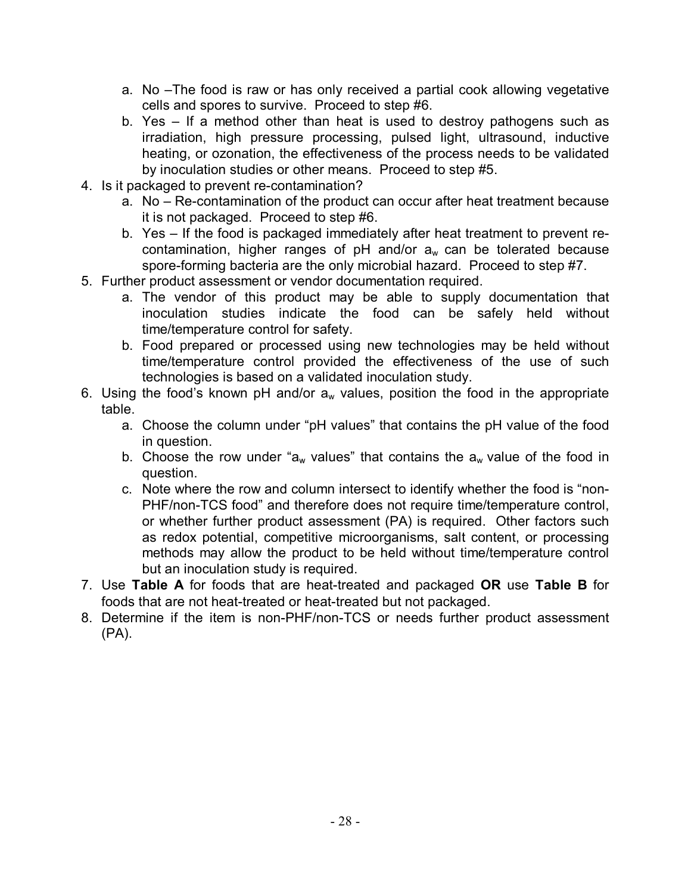a. No –The food is raw or has only received a partial cook allowing vegetative cells and spores to survive. Proceed to step #6.
   b. Yes – If a method other than heat is used to destroy pathogens such as irradiation, high pressure processing, pulsed light, ultrasound, inductive heating, or ozonation, the effectiveness of the process needs to be validated by inoculation studies or other means. Proceed to step #5.

4. Is it packaged to prevent re-contamination?
   a. No – Re-contamination of the product can occur after heat treatment because it is not packaged. Proceed to step #6.
   b. Yes – If the food is packaged immediately after heat treatment to prevent re-contamination, higher ranges of pH and/or $a_w$ can be tolerated because spore-forming bacteria are the only microbial hazard. Proceed to step #7.
5. Further product assessment or vendor documentation required.
   a. The vendor of this product may be able to supply documentation that inoculation studies indicate the food can be safely held without time/temperature control for safety.
   b. Food prepared or processed using new technologies may be held without time/temperature control provided the effectiveness of the use of such technologies is based on a validated inoculation study.
6. Using the food's known pH and/or $a_w$ values, position the food in the appropriate table.
   a. Choose the column under "pH values" that contains the pH value of the food in question.
   b. Choose the row under "$a_w$ values" that contains the $a_w$ value of the food in question.
   c. Note where the row and column intersect to identify whether the food is "non-PHF/non-TCS food" and therefore does not require time/temperature control, or whether further product assessment (PA) is required. Other factors such as redox potential, competitive microorganisms, salt content, or processing methods may allow the product to be held without time/temperature control but an inoculation study is required.
7. Use **Table A** for foods that are heat-treated and packaged **OR** use **Table B** for foods that are not heat-treated or heat-treated but not packaged.
8. Determine if the item is non-PHF/non-TCS or needs further product assessment (PA).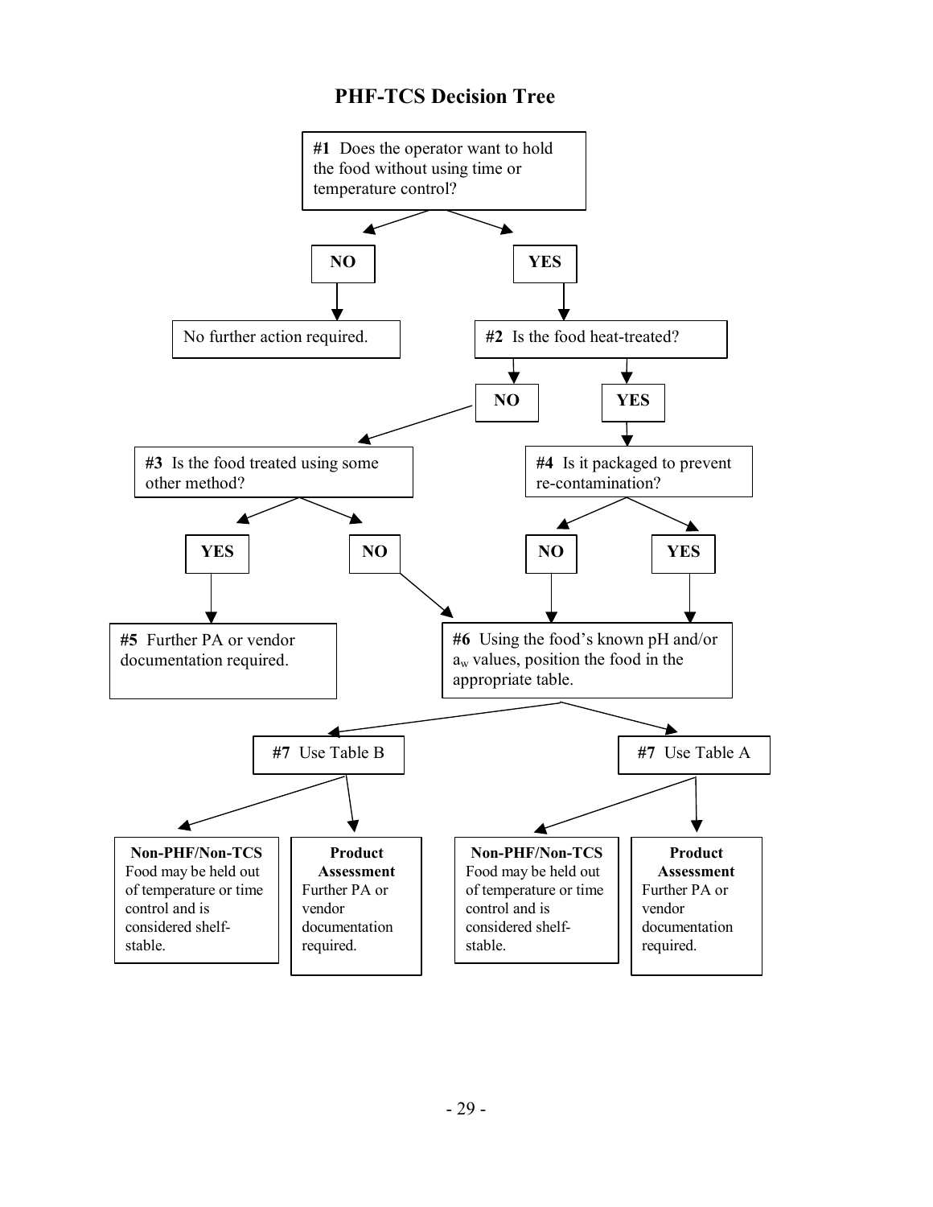# PHF-TCS Decision Tree

**#1** Does the operator want to hold the food without using time or temperature control?

- **NO** → No further action required.
- **YES** → **#2** Is the food heat-treated?
  - **NO** → **#3** Is the food treated using some other method?
    - **YES** → **#5** Further PA or vendor documentation required.
    - **NO** → **#6**
  - **YES** → **#4** Is it packaged to prevent re-contamination?
    - **NO** → **#6**
    - **YES** → **#6**

**#6** Using the food's known pH and/or $a_w$ values, position the food in the appropriate table.

- **#7** Use Table B
  - **Non-PHF/Non-TCS** Food may be held out of temperature or time control and is considered shelf-stable.
  - **Product Assessment** Further PA or vendor documentation required.
- **#7** Use Table A
  - **Non-PHF/Non-TCS** Food may be held out of temperature or time control and is considered shelf-stable.
  - **Product Assessment** Further PA or vendor documentation required.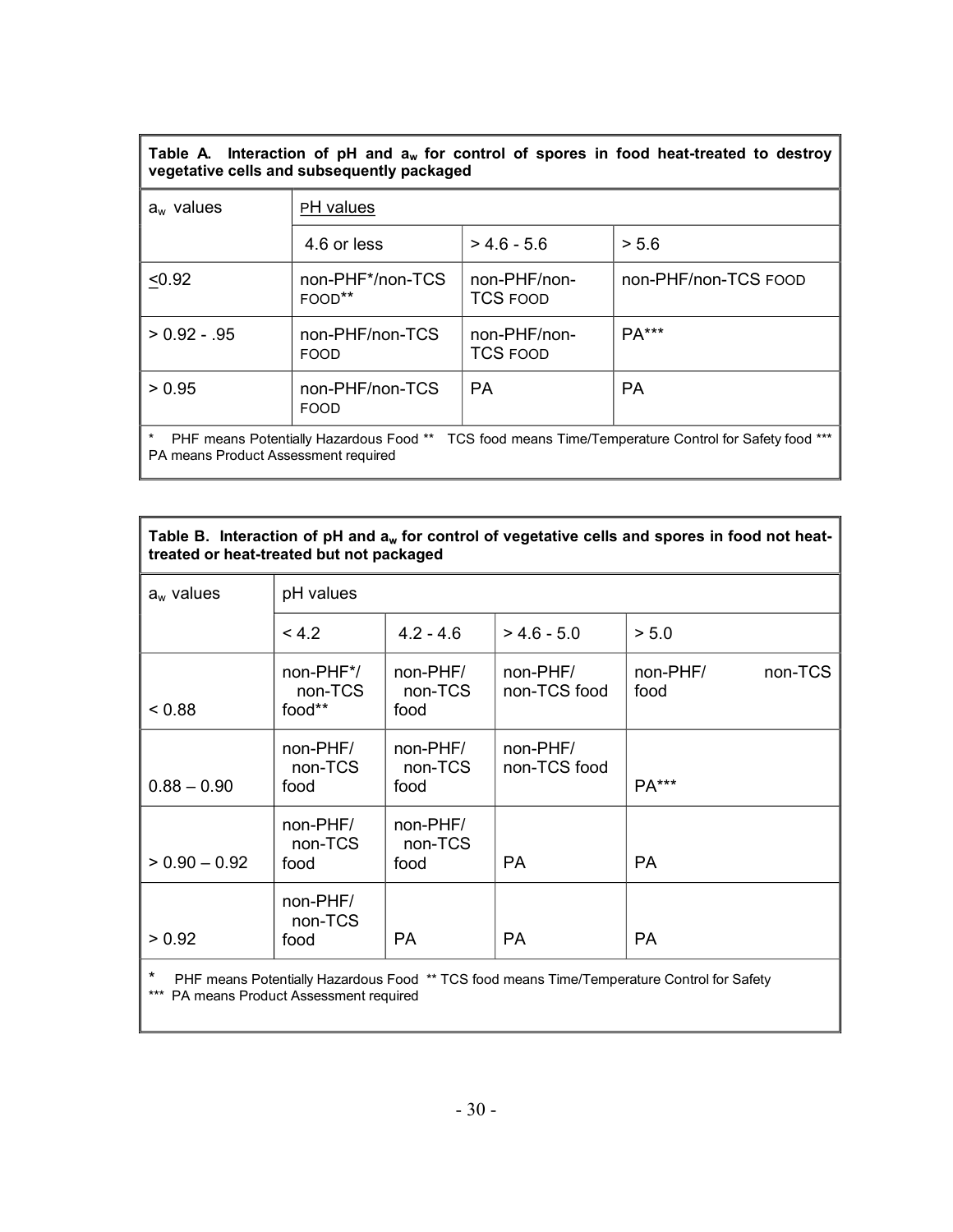**Table A. Interaction of pH and $a_w$ for control of spores in food heat-treated to destroy vegetative cells and subsequently packaged**

| $a_w$ values | pH values | | |
|---|---|---|---|
| | 4.6 or less | > 4.6 - 5.6 | > 5.6 |
| ≤0.92 | non-PHF*/non-TCS FOOD** | non-PHF/non-TCS FOOD | non-PHF/non-TCS FOOD |
| > 0.92 - .95 | non-PHF/non-TCS FOOD | non-PHF/non-TCS FOOD | PA*** |
| > 0.95 | non-PHF/non-TCS FOOD | PA | PA |

\* PHF means Potentially Hazardous Food ** TCS food means Time/Temperature Control for Safety food *** PA means Product Assessment required

**Table B. Interaction of pH and $a_w$ for control of vegetative cells and spores in food not heat-treated or heat-treated but not packaged**

| $a_w$ values | pH values | | | |
|---|---|---|---|---|
| | < 4.2 | 4.2 - 4.6 | > 4.6 - 5.0 | > 5.0 |
| < 0.88 | non-PHF*/ non-TCS food** | non-PHF/ non-TCS food | non-PHF/ non-TCS food | non-PHF/ non-TCS food |
| 0.88 – 0.90 | non-PHF/ non-TCS food | non-PHF/ non-TCS food | non-PHF/ non-TCS food | PA*** |
| > 0.90 – 0.92 | non-PHF/ non-TCS food | non-PHF/ non-TCS food | PA | PA |
| > 0.92 | non-PHF/ non-TCS food | PA | PA | PA |

\* PHF means Potentially Hazardous Food ** TCS food means Time/Temperature Control for Safety
*** PA means Product Assessment required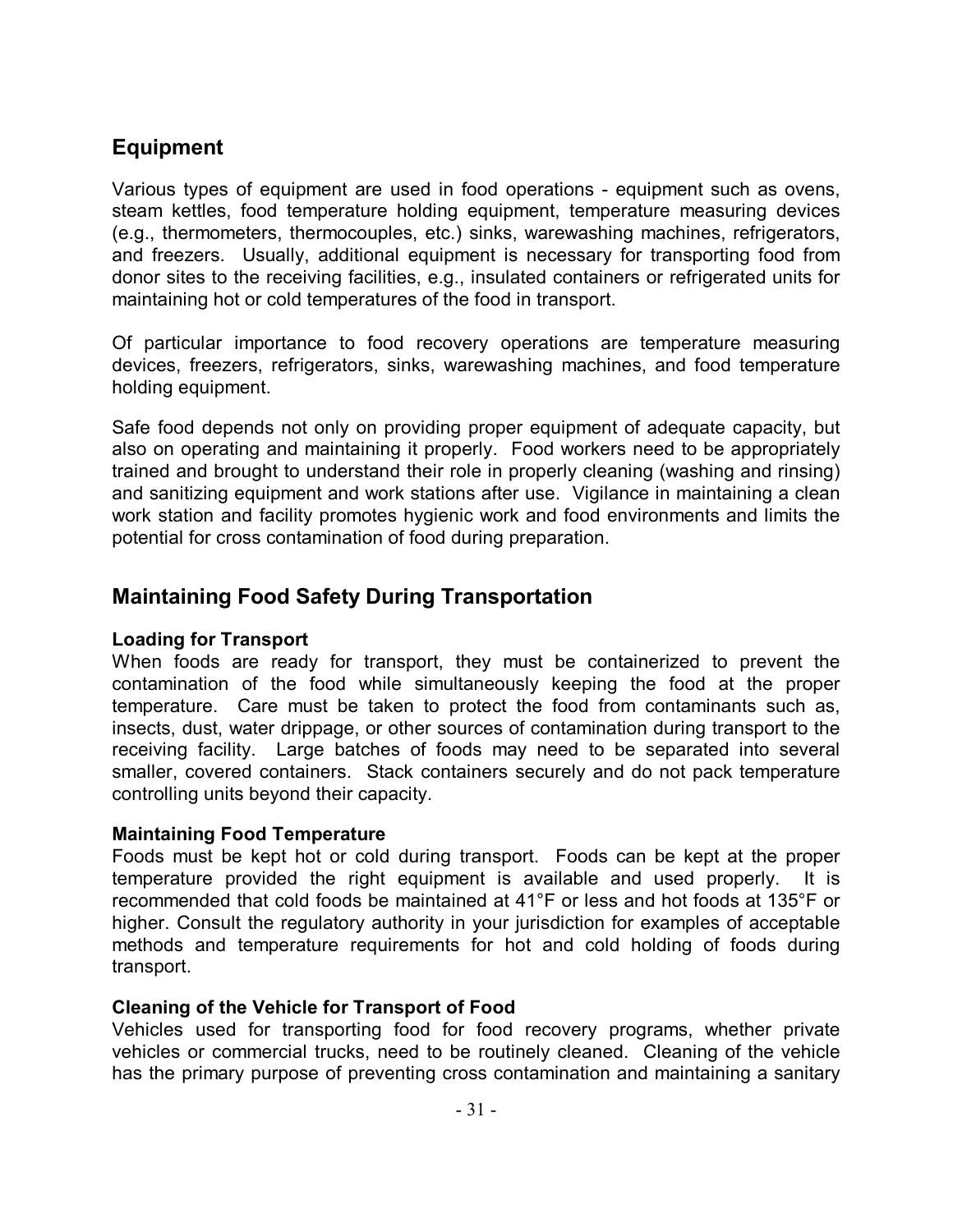## Equipment

Various types of equipment are used in food operations - equipment such as ovens, steam kettles, food temperature holding equipment, temperature measuring devices (e.g., thermometers, thermocouples, etc.) sinks, warewashing machines, refrigerators, and freezers. Usually, additional equipment is necessary for transporting food from donor sites to the receiving facilities, e.g., insulated containers or refrigerated units for maintaining hot or cold temperatures of the food in transport.

Of particular importance to food recovery operations are temperature measuring devices, freezers, refrigerators, sinks, warewashing machines, and food temperature holding equipment.

Safe food depends not only on providing proper equipment of adequate capacity, but also on operating and maintaining it properly. Food workers need to be appropriately trained and brought to understand their role in properly cleaning (washing and rinsing) and sanitizing equipment and work stations after use. Vigilance in maintaining a clean work station and facility promotes hygienic work and food environments and limits the potential for cross contamination of food during preparation.

## Maintaining Food Safety During Transportation

**Loading for Transport**
When foods are ready for transport, they must be containerized to prevent the contamination of the food while simultaneously keeping the food at the proper temperature. Care must be taken to protect the food from contaminants such as, insects, dust, water drippage, or other sources of contamination during transport to the receiving facility. Large batches of foods may need to be separated into several smaller, covered containers. Stack containers securely and do not pack temperature controlling units beyond their capacity.

**Maintaining Food Temperature**
Foods must be kept hot or cold during transport. Foods can be kept at the proper temperature provided the right equipment is available and used properly. It is recommended that cold foods be maintained at 41°F or less and hot foods at 135°F or higher. Consult the regulatory authority in your jurisdiction for examples of acceptable methods and temperature requirements for hot and cold holding of foods during transport.

**Cleaning of the Vehicle for Transport of Food**
Vehicles used for transporting food for food recovery programs, whether private vehicles or commercial trucks, need to be routinely cleaned. Cleaning of the vehicle has the primary purpose of preventing cross contamination and maintaining a sanitary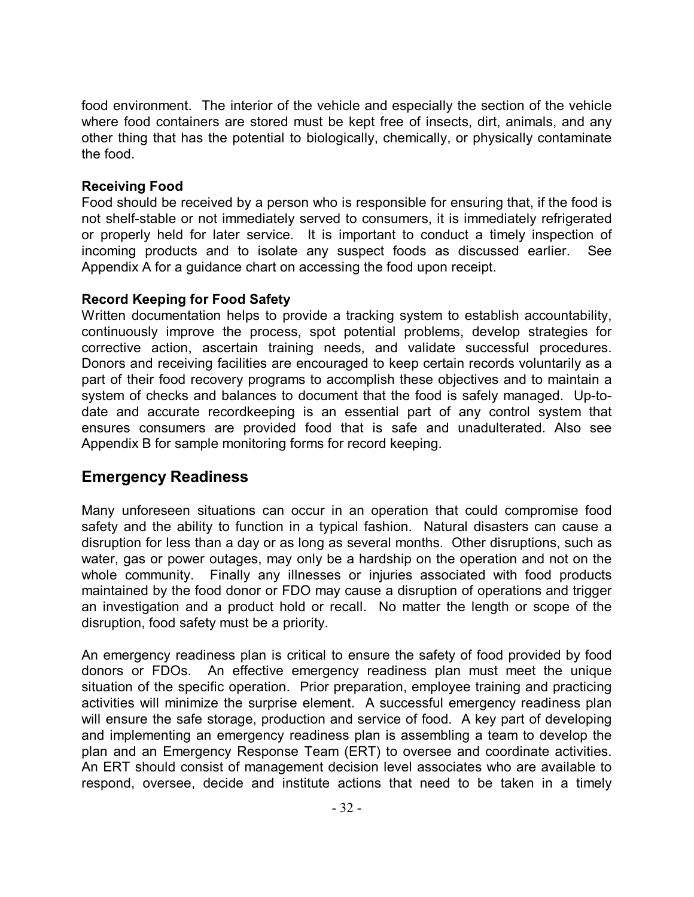food environment. The interior of the vehicle and especially the section of the vehicle where food containers are stored must be kept free of insects, dirt, animals, and any other thing that has the potential to biologically, chemically, or physically contaminate the food.

**Receiving Food**

Food should be received by a person who is responsible for ensuring that, if the food is not shelf-stable or not immediately served to consumers, it is immediately refrigerated or properly held for later service. It is important to conduct a timely inspection of incoming products and to isolate any suspect foods as discussed earlier. See Appendix A for a guidance chart on accessing the food upon receipt.

**Record Keeping for Food Safety**

Written documentation helps to provide a tracking system to establish accountability, continuously improve the process, spot potential problems, develop strategies for corrective action, ascertain training needs, and validate successful procedures. Donors and receiving facilities are encouraged to keep certain records voluntarily as a part of their food recovery programs to accomplish these objectives and to maintain a system of checks and balances to document that the food is safely managed. Up-to-date and accurate recordkeeping is an essential part of any control system that ensures consumers are provided food that is safe and unadulterated. Also see Appendix B for sample monitoring forms for record keeping.

## Emergency Readiness

Many unforeseen situations can occur in an operation that could compromise food safety and the ability to function in a typical fashion. Natural disasters can cause a disruption for less than a day or as long as several months. Other disruptions, such as water, gas or power outages, may only be a hardship on the operation and not on the whole community. Finally any illnesses or injuries associated with food products maintained by the food donor or FDO may cause a disruption of operations and trigger an investigation and a product hold or recall. No matter the length or scope of the disruption, food safety must be a priority.

An emergency readiness plan is critical to ensure the safety of food provided by food donors or FDOs. An effective emergency readiness plan must meet the unique situation of the specific operation. Prior preparation, employee training and practicing activities will minimize the surprise element. A successful emergency readiness plan will ensure the safe storage, production and service of food. A key part of developing and implementing an emergency readiness plan is assembling a team to develop the plan and an Emergency Response Team (ERT) to oversee and coordinate activities. An ERT should consist of management decision level associates who are available to respond, oversee, decide and institute actions that need to be taken in a timely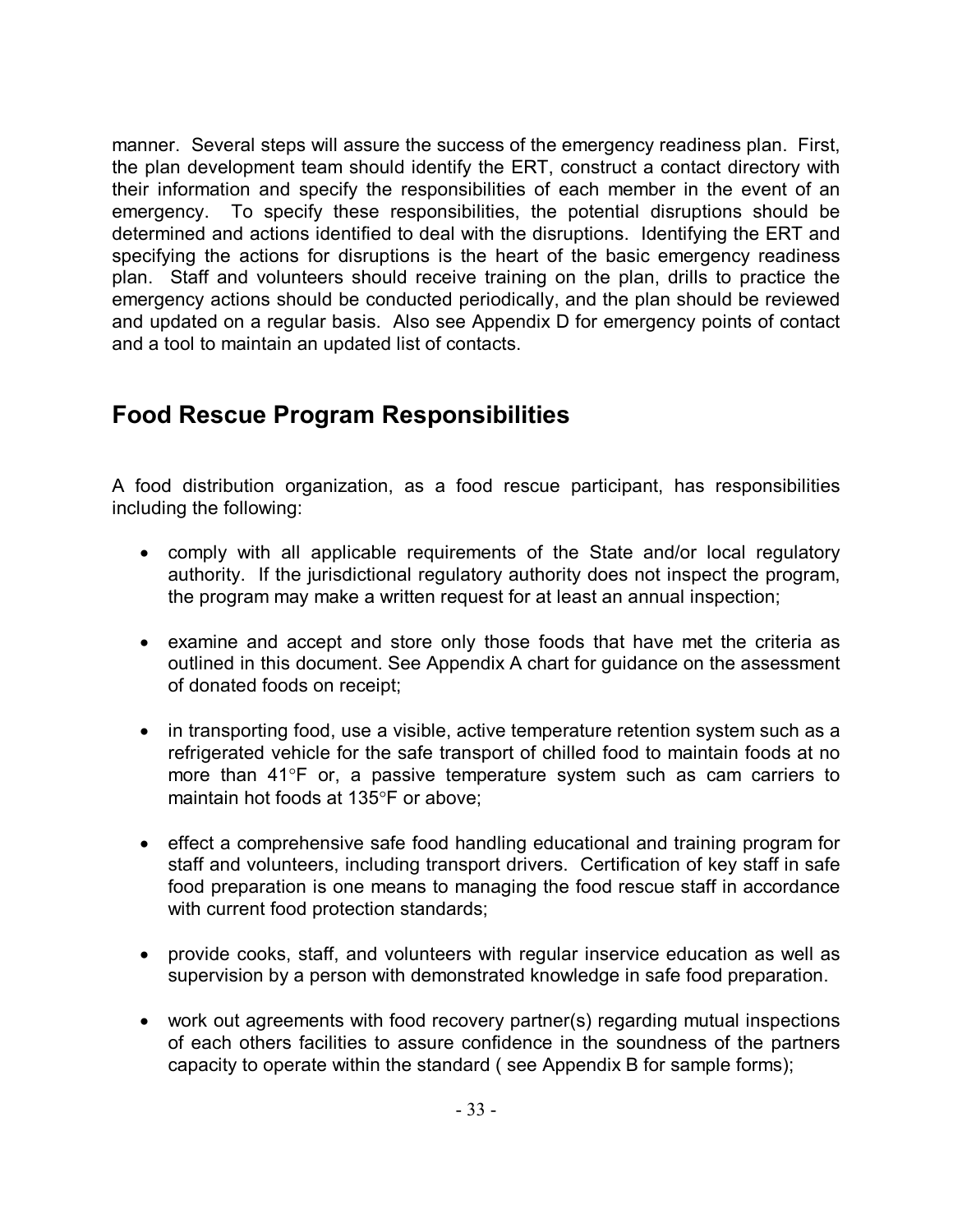manner. Several steps will assure the success of the emergency readiness plan. First, the plan development team should identify the ERT, construct a contact directory with their information and specify the responsibilities of each member in the event of an emergency. To specify these responsibilities, the potential disruptions should be determined and actions identified to deal with the disruptions. Identifying the ERT and specifying the actions for disruptions is the heart of the basic emergency readiness plan. Staff and volunteers should receive training on the plan, drills to practice the emergency actions should be conducted periodically, and the plan should be reviewed and updated on a regular basis. Also see Appendix D for emergency points of contact and a tool to maintain an updated list of contacts.

## Food Rescue Program Responsibilities

A food distribution organization, as a food rescue participant, has responsibilities including the following:

- comply with all applicable requirements of the State and/or local regulatory authority. If the jurisdictional regulatory authority does not inspect the program, the program may make a written request for at least an annual inspection;

- examine and accept and store only those foods that have met the criteria as outlined in this document. See Appendix A chart for guidance on the assessment of donated foods on receipt;

- in transporting food, use a visible, active temperature retention system such as a refrigerated vehicle for the safe transport of chilled food to maintain foods at no more than 41°F or, a passive temperature system such as cam carriers to maintain hot foods at 135°F or above;

- effect a comprehensive safe food handling educational and training program for staff and volunteers, including transport drivers. Certification of key staff in safe food preparation is one means to managing the food rescue staff in accordance with current food protection standards;

- provide cooks, staff, and volunteers with regular inservice education as well as supervision by a person with demonstrated knowledge in safe food preparation.

- work out agreements with food recovery partner(s) regarding mutual inspections of each others facilities to assure confidence in the soundness of the partners capacity to operate within the standard ( see Appendix B for sample forms);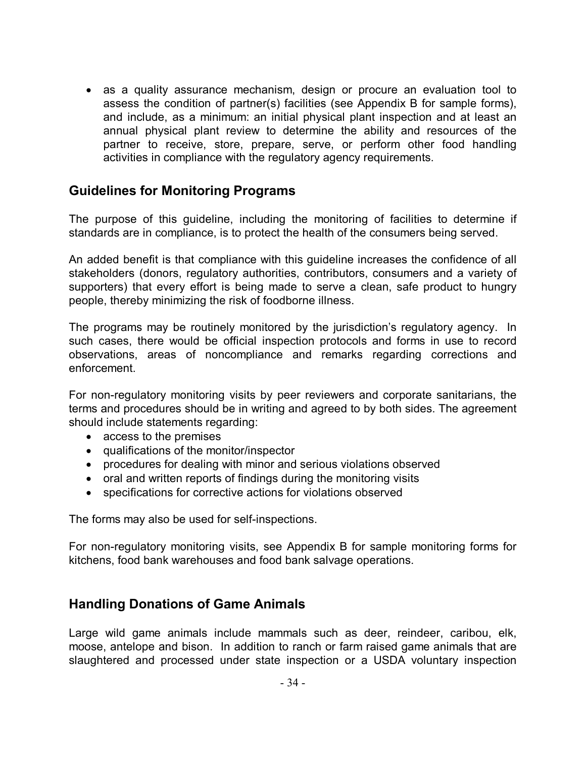- as a quality assurance mechanism, design or procure an evaluation tool to assess the condition of partner(s) facilities (see Appendix B for sample forms), and include, as a minimum: an initial physical plant inspection and at least an annual physical plant review to determine the ability and resources of the partner to receive, store, prepare, serve, or perform other food handling activities in compliance with the regulatory agency requirements.

## Guidelines for Monitoring Programs

The purpose of this guideline, including the monitoring of facilities to determine if standards are in compliance, is to protect the health of the consumers being served.

An added benefit is that compliance with this guideline increases the confidence of all stakeholders (donors, regulatory authorities, contributors, consumers and a variety of supporters) that every effort is being made to serve a clean, safe product to hungry people, thereby minimizing the risk of foodborne illness.

The programs may be routinely monitored by the jurisdiction's regulatory agency. In such cases, there would be official inspection protocols and forms in use to record observations, areas of noncompliance and remarks regarding corrections and enforcement.

For non-regulatory monitoring visits by peer reviewers and corporate sanitarians, the terms and procedures should be in writing and agreed to by both sides. The agreement should include statements regarding:

- access to the premises
- qualifications of the monitor/inspector
- procedures for dealing with minor and serious violations observed
- oral and written reports of findings during the monitoring visits
- specifications for corrective actions for violations observed

The forms may also be used for self-inspections.

For non-regulatory monitoring visits, see Appendix B for sample monitoring forms for kitchens, food bank warehouses and food bank salvage operations.

## Handling Donations of Game Animals

Large wild game animals include mammals such as deer, reindeer, caribou, elk, moose, antelope and bison. In addition to ranch or farm raised game animals that are slaughtered and processed under state inspection or a USDA voluntary inspection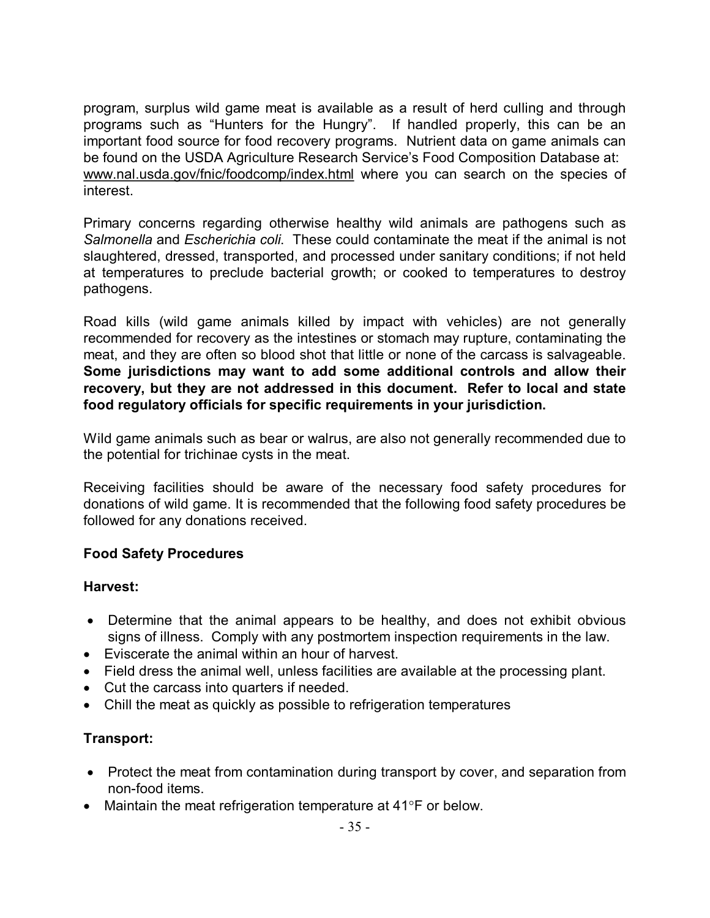program, surplus wild game meat is available as a result of herd culling and through programs such as "Hunters for the Hungry". If handled properly, this can be an important food source for food recovery programs. Nutrient data on game animals can be found on the USDA Agriculture Research Service's Food Composition Database at: www.nal.usda.gov/fnic/foodcomp/index.html where you can search on the species of interest.

Primary concerns regarding otherwise healthy wild animals are pathogens such as *Salmonella* and *Escherichia coli*. These could contaminate the meat if the animal is not slaughtered, dressed, transported, and processed under sanitary conditions; if not held at temperatures to preclude bacterial growth; or cooked to temperatures to destroy pathogens.

Road kills (wild game animals killed by impact with vehicles) are not generally recommended for recovery as the intestines or stomach may rupture, contaminating the meat, and they are often so blood shot that little or none of the carcass is salvageable. **Some jurisdictions may want to add some additional controls and allow their recovery, but they are not addressed in this document. Refer to local and state food regulatory officials for specific requirements in your jurisdiction.**

Wild game animals such as bear or walrus, are also not generally recommended due to the potential for trichinae cysts in the meat.

Receiving facilities should be aware of the necessary food safety procedures for donations of wild game. It is recommended that the following food safety procedures be followed for any donations received.

**Food Safety Procedures**

**Harvest:**

- Determine that the animal appears to be healthy, and does not exhibit obvious signs of illness. Comply with any postmortem inspection requirements in the law.
- Eviscerate the animal within an hour of harvest.
- Field dress the animal well, unless facilities are available at the processing plant.
- Cut the carcass into quarters if needed.
- Chill the meat as quickly as possible to refrigeration temperatures

**Transport:**

- Protect the meat from contamination during transport by cover, and separation from non-food items.
- Maintain the meat refrigeration temperature at 41°F or below.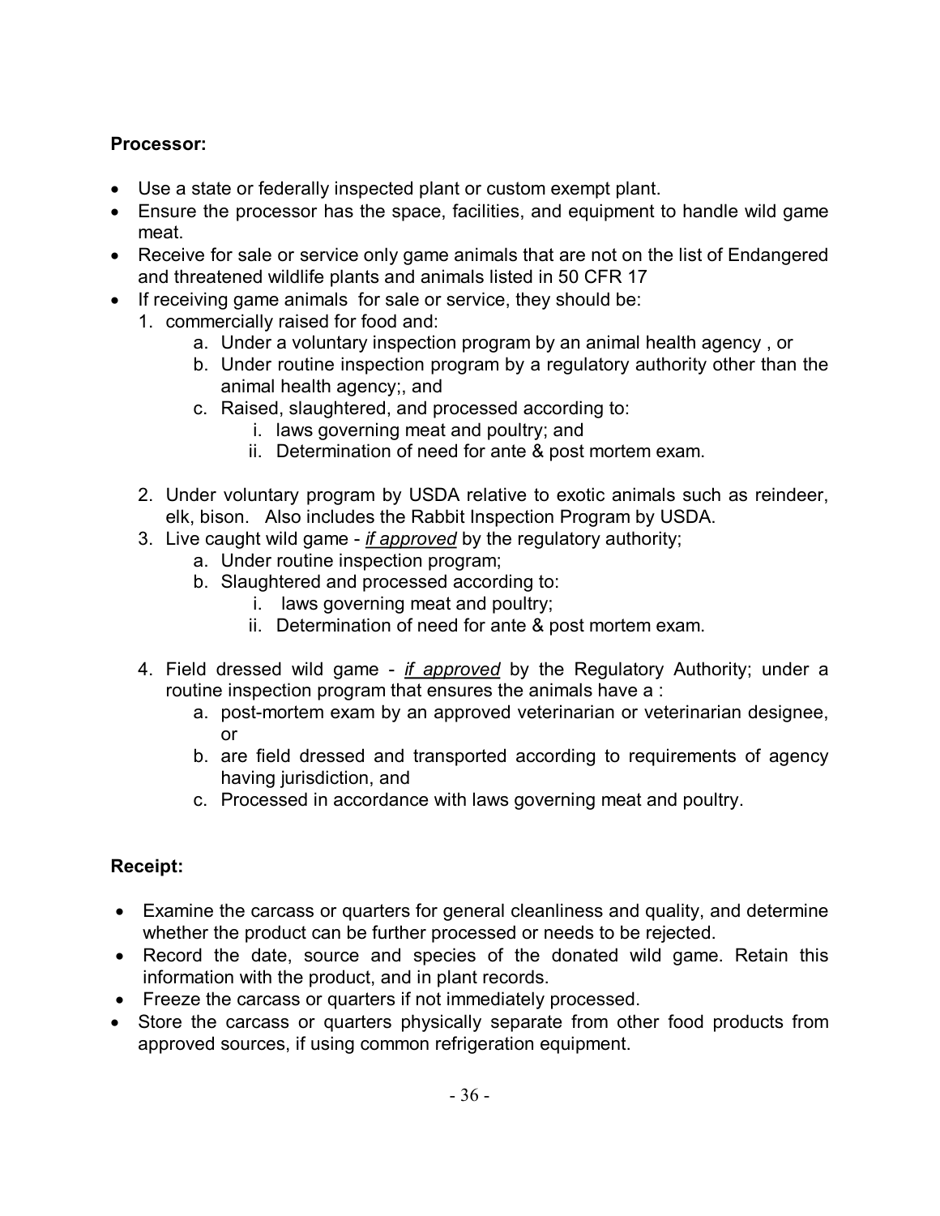**Processor:**

- Use a state or federally inspected plant or custom exempt plant.
- Ensure the processor has the space, facilities, and equipment to handle wild game meat.
- Receive for sale or service only game animals that are not on the list of Endangered and threatened wildlife plants and animals listed in 50 CFR 17
- If receiving game animals for sale or service, they should be:
  1. commercially raised for food and:
     a. Under a voluntary inspection program by an animal health agency , or
     b. Under routine inspection program by a regulatory authority other than the animal health agency;, and
     c. Raised, slaughtered, and processed according to:
        i. laws governing meat and poultry; and
        ii. Determination of need for ante & post mortem exam.

  2. Under voluntary program by USDA relative to exotic animals such as reindeer, elk, bison. Also includes the Rabbit Inspection Program by USDA.
  3. Live caught wild game - *if approved* by the regulatory authority;
     a. Under routine inspection program;
     b. Slaughtered and processed according to:
        i. laws governing meat and poultry;
        ii. Determination of need for ante & post mortem exam.

  4. Field dressed wild game - *if approved* by the Regulatory Authority; under a routine inspection program that ensures the animals have a :
     a. post-mortem exam by an approved veterinarian or veterinarian designee, or
     b. are field dressed and transported according to requirements of agency having jurisdiction, and
     c. Processed in accordance with laws governing meat and poultry.

**Receipt:**

- Examine the carcass or quarters for general cleanliness and quality, and determine whether the product can be further processed or needs to be rejected.
- Record the date, source and species of the donated wild game. Retain this information with the product, and in plant records.
- Freeze the carcass or quarters if not immediately processed.
- Store the carcass or quarters physically separate from other food products from approved sources, if using common refrigeration equipment.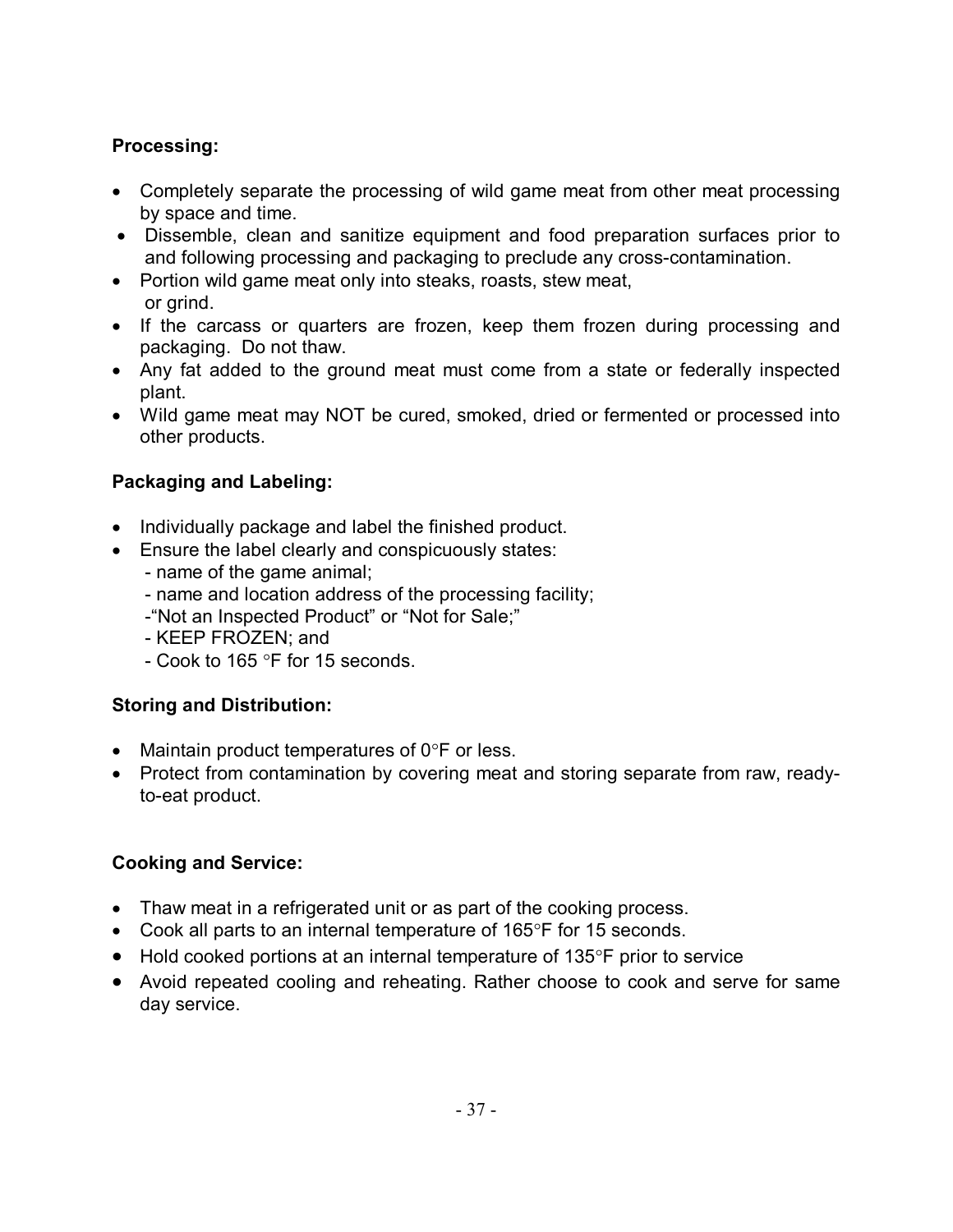**Processing:**

- Completely separate the processing of wild game meat from other meat processing by space and time.
- Dissemble, clean and sanitize equipment and food preparation surfaces prior to and following processing and packaging to preclude any cross-contamination.
- Portion wild game meat only into steaks, roasts, stew meat, or grind.
- If the carcass or quarters are frozen, keep them frozen during processing and packaging. Do not thaw.
- Any fat added to the ground meat must come from a state or federally inspected plant.
- Wild game meat may NOT be cured, smoked, dried or fermented or processed into other products.

**Packaging and Labeling:**

- Individually package and label the finished product.
- Ensure the label clearly and conspicuously states:
  - name of the game animal;
  - name and location address of the processing facility;
  - "Not an Inspected Product" or "Not for Sale;"
  - KEEP FROZEN; and
  - Cook to 165 °F for 15 seconds.

**Storing and Distribution:**

- Maintain product temperatures of 0°F or less.
- Protect from contamination by covering meat and storing separate from raw, ready-to-eat product.

**Cooking and Service:**

- Thaw meat in a refrigerated unit or as part of the cooking process.
- Cook all parts to an internal temperature of 165°F for 15 seconds.
- Hold cooked portions at an internal temperature of 135°F prior to service
- Avoid repeated cooling and reheating. Rather choose to cook and serve for same day service.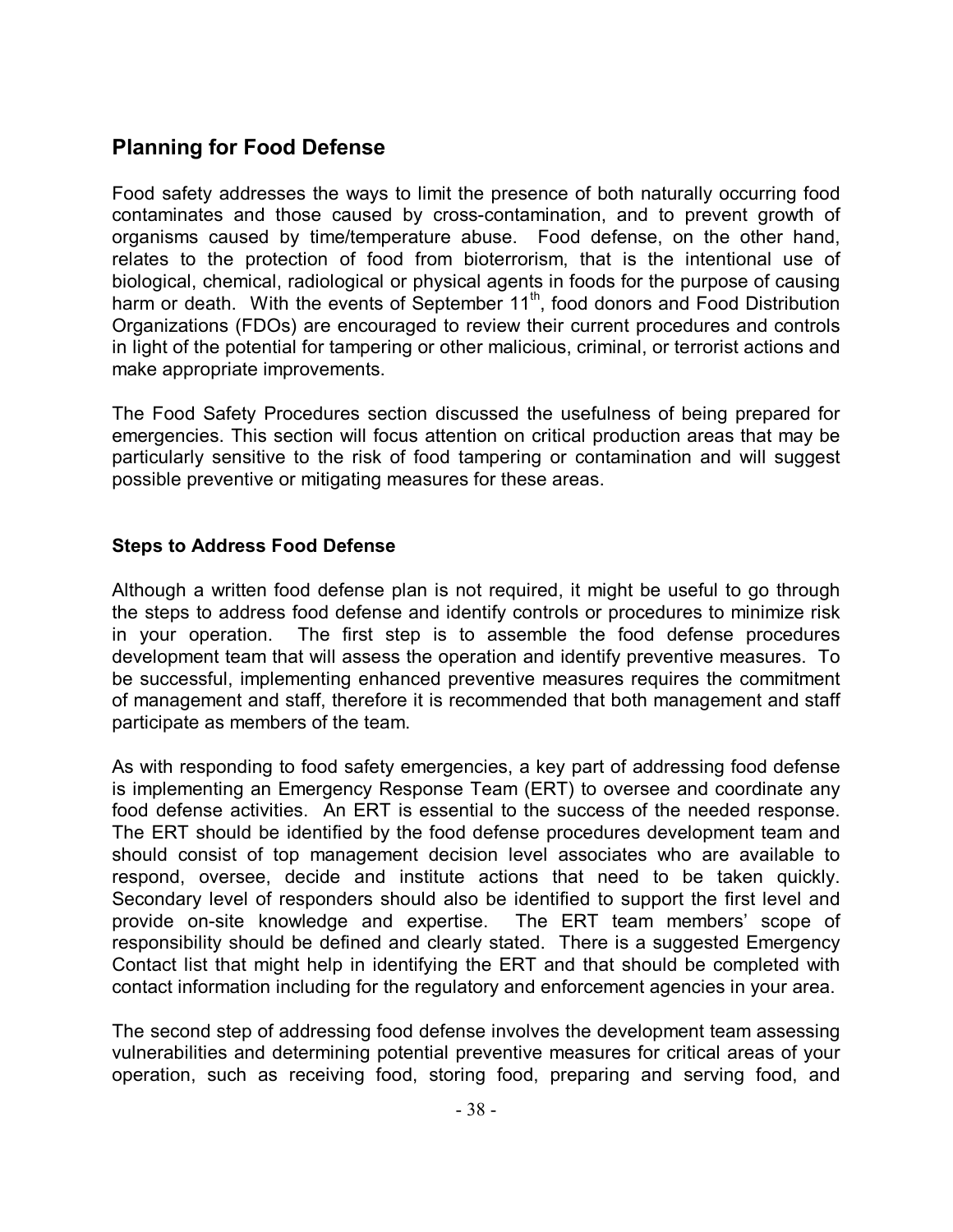## Planning for Food Defense

Food safety addresses the ways to limit the presence of both naturally occurring food contaminates and those caused by cross-contamination, and to prevent growth of organisms caused by time/temperature abuse. Food defense, on the other hand, relates to the protection of food from bioterrorism, that is the intentional use of biological, chemical, radiological or physical agents in foods for the purpose of causing harm or death. With the events of September 11th, food donors and Food Distribution Organizations (FDOs) are encouraged to review their current procedures and controls in light of the potential for tampering or other malicious, criminal, or terrorist actions and make appropriate improvements.

The Food Safety Procedures section discussed the usefulness of being prepared for emergencies. This section will focus attention on critical production areas that may be particularly sensitive to the risk of food tampering or contamination and will suggest possible preventive or mitigating measures for these areas.

### Steps to Address Food Defense

Although a written food defense plan is not required, it might be useful to go through the steps to address food defense and identify controls or procedures to minimize risk in your operation. The first step is to assemble the food defense procedures development team that will assess the operation and identify preventive measures. To be successful, implementing enhanced preventive measures requires the commitment of management and staff, therefore it is recommended that both management and staff participate as members of the team.

As with responding to food safety emergencies, a key part of addressing food defense is implementing an Emergency Response Team (ERT) to oversee and coordinate any food defense activities. An ERT is essential to the success of the needed response. The ERT should be identified by the food defense procedures development team and should consist of top management decision level associates who are available to respond, oversee, decide and institute actions that need to be taken quickly. Secondary level of responders should also be identified to support the first level and provide on-site knowledge and expertise. The ERT team members' scope of responsibility should be defined and clearly stated. There is a suggested Emergency Contact list that might help in identifying the ERT and that should be completed with contact information including for the regulatory and enforcement agencies in your area.

The second step of addressing food defense involves the development team assessing vulnerabilities and determining potential preventive measures for critical areas of your operation, such as receiving food, storing food, preparing and serving food, and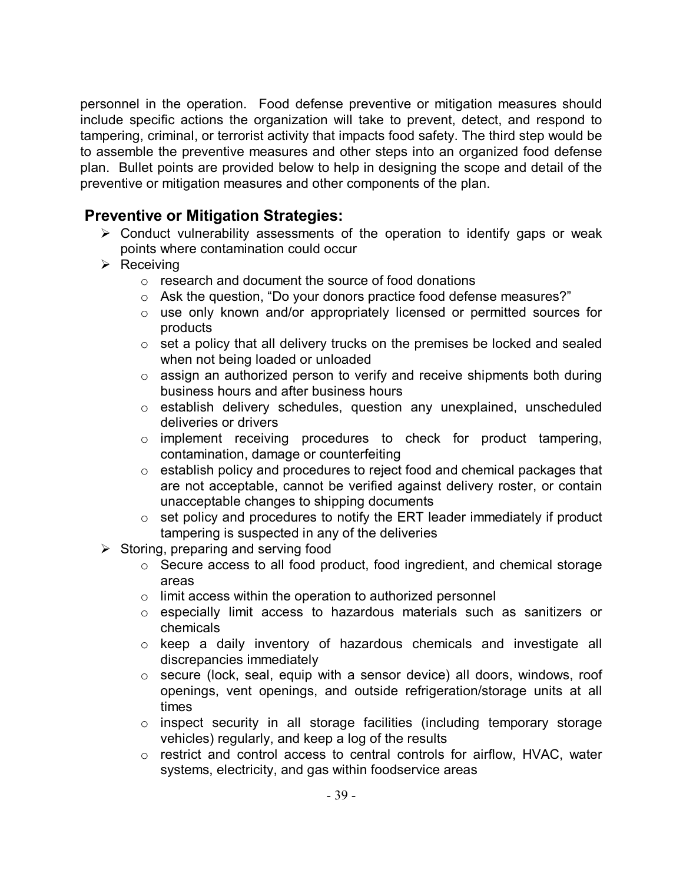personnel in the operation. Food defense preventive or mitigation measures should include specific actions the organization will take to prevent, detect, and respond to tampering, criminal, or terrorist activity that impacts food safety. The third step would be to assemble the preventive measures and other steps into an organized food defense plan. Bullet points are provided below to help in designing the scope and detail of the preventive or mitigation measures and other components of the plan.

## Preventive or Mitigation Strategies:

- Conduct vulnerability assessments of the operation to identify gaps or weak points where contamination could occur
- Receiving
  - research and document the source of food donations
  - Ask the question, "Do your donors practice food defense measures?"
  - use only known and/or appropriately licensed or permitted sources for products
  - set a policy that all delivery trucks on the premises be locked and sealed when not being loaded or unloaded
  - assign an authorized person to verify and receive shipments both during business hours and after business hours
  - establish delivery schedules, question any unexplained, unscheduled deliveries or drivers
  - implement receiving procedures to check for product tampering, contamination, damage or counterfeiting
  - establish policy and procedures to reject food and chemical packages that are not acceptable, cannot be verified against delivery roster, or contain unacceptable changes to shipping documents
  - set policy and procedures to notify the ERT leader immediately if product tampering is suspected in any of the deliveries
- Storing, preparing and serving food
  - Secure access to all food product, food ingredient, and chemical storage areas
  - limit access within the operation to authorized personnel
  - especially limit access to hazardous materials such as sanitizers or chemicals
  - keep a daily inventory of hazardous chemicals and investigate all discrepancies immediately
  - secure (lock, seal, equip with a sensor device) all doors, windows, roof openings, vent openings, and outside refrigeration/storage units at all times
  - inspect security in all storage facilities (including temporary storage vehicles) regularly, and keep a log of the results
  - restrict and control access to central controls for airflow, HVAC, water systems, electricity, and gas within foodservice areas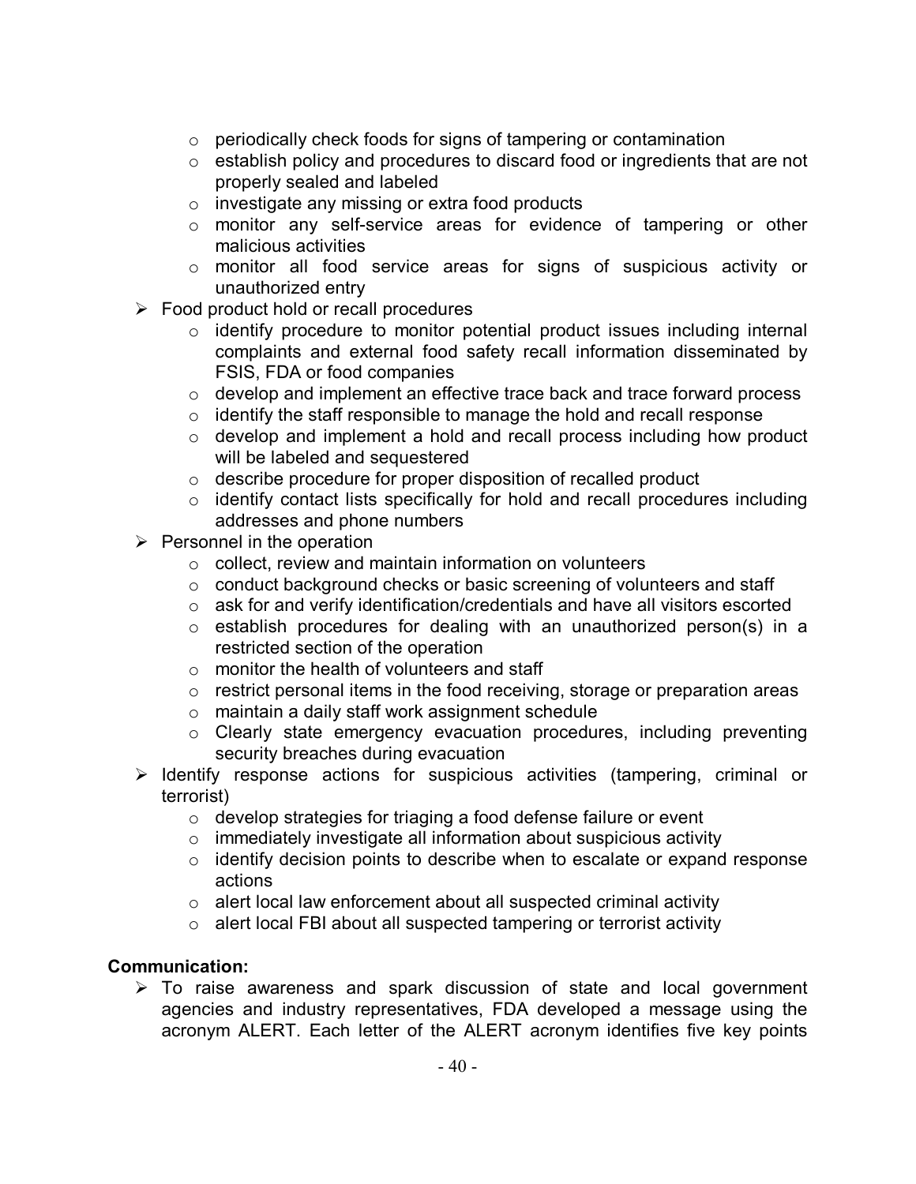- periodically check foods for signs of tampering or contamination
    - establish policy and procedures to discard food or ingredients that are not properly sealed and labeled
    - investigate any missing or extra food products
    - monitor any self-service areas for evidence of tampering or other malicious activities
    - monitor all food service areas for signs of suspicious activity or unauthorized entry

- Food product hold or recall procedures
    - identify procedure to monitor potential product issues including internal complaints and external food safety recall information disseminated by FSIS, FDA or food companies
    - develop and implement an effective trace back and trace forward process
    - identify the staff responsible to manage the hold and recall response
    - develop and implement a hold and recall process including how product will be labeled and sequestered
    - describe procedure for proper disposition of recalled product
    - identify contact lists specifically for hold and recall procedures including addresses and phone numbers
- Personnel in the operation
    - collect, review and maintain information on volunteers
    - conduct background checks or basic screening of volunteers and staff
    - ask for and verify identification/credentials and have all visitors escorted
    - establish procedures for dealing with an unauthorized person(s) in a restricted section of the operation
    - monitor the health of volunteers and staff
    - restrict personal items in the food receiving, storage or preparation areas
    - maintain a daily staff work assignment schedule
    - Clearly state emergency evacuation procedures, including preventing security breaches during evacuation
- Identify response actions for suspicious activities (tampering, criminal or terrorist)
    - develop strategies for triaging a food defense failure or event
    - immediately investigate all information about suspicious activity
    - identify decision points to describe when to escalate or expand response actions
    - alert local law enforcement about all suspected criminal activity
    - alert local FBI about all suspected tampering or terrorist activity

**Communication:**

- To raise awareness and spark discussion of state and local government agencies and industry representatives, FDA developed a message using the acronym ALERT. Each letter of the ALERT acronym identifies five key points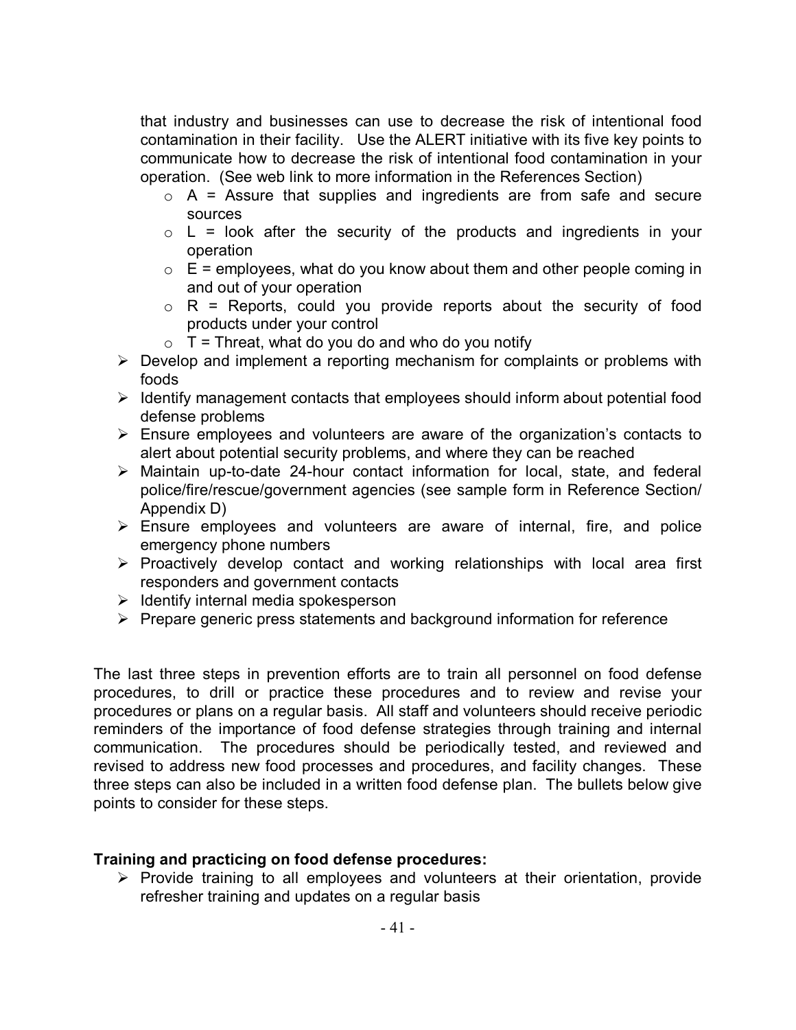that industry and businesses can use to decrease the risk of intentional food contamination in their facility. Use the ALERT initiative with its five key points to communicate how to decrease the risk of intentional food contamination in your operation. (See web link to more information in the References Section)

  - A = Assure that supplies and ingredients are from safe and secure sources
  - L = look after the security of the products and ingredients in your operation
  - E = employees, what do you know about them and other people coming in and out of your operation
  - R = Reports, could you provide reports about the security of food products under your control
  - T = Threat, what do you do and who do you notify

- Develop and implement a reporting mechanism for complaints or problems with foods
- Identify management contacts that employees should inform about potential food defense problems
- Ensure employees and volunteers are aware of the organization's contacts to alert about potential security problems, and where they can be reached
- Maintain up-to-date 24-hour contact information for local, state, and federal police/fire/rescue/government agencies (see sample form in Reference Section/ Appendix D)
- Ensure employees and volunteers are aware of internal, fire, and police emergency phone numbers
- Proactively develop contact and working relationships with local area first responders and government contacts
- Identify internal media spokesperson
- Prepare generic press statements and background information for reference

The last three steps in prevention efforts are to train all personnel on food defense procedures, to drill or practice these procedures and to review and revise your procedures or plans on a regular basis. All staff and volunteers should receive periodic reminders of the importance of food defense strategies through training and internal communication. The procedures should be periodically tested, and reviewed and revised to address new food processes and procedures, and facility changes. These three steps can also be included in a written food defense plan. The bullets below give points to consider for these steps.

**Training and practicing on food defense procedures:**

- Provide training to all employees and volunteers at their orientation, provide refresher training and updates on a regular basis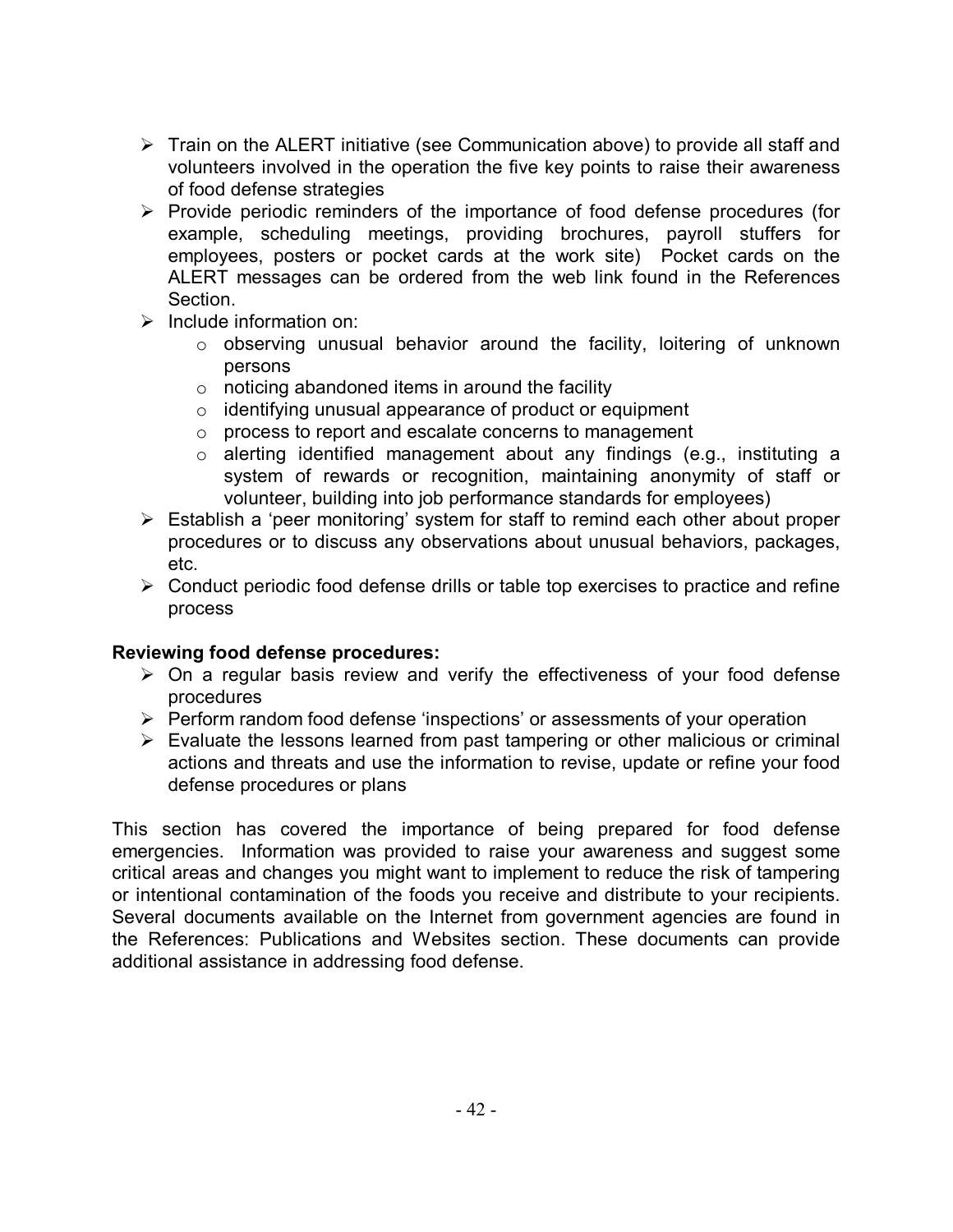- Train on the ALERT initiative (see Communication above) to provide all staff and volunteers involved in the operation the five key points to raise their awareness of food defense strategies
- Provide periodic reminders of the importance of food defense procedures (for example, scheduling meetings, providing brochures, payroll stuffers for employees, posters or pocket cards at the work site) Pocket cards on the ALERT messages can be ordered from the web link found in the References Section.
- Include information on:
  - observing unusual behavior around the facility, loitering of unknown persons
  - noticing abandoned items in around the facility
  - identifying unusual appearance of product or equipment
  - process to report and escalate concerns to management
  - alerting identified management about any findings (e.g., instituting a system of rewards or recognition, maintaining anonymity of staff or volunteer, building into job performance standards for employees)
- Establish a 'peer monitoring' system for staff to remind each other about proper procedures or to discuss any observations about unusual behaviors, packages, etc.
- Conduct periodic food defense drills or table top exercises to practice and refine process

**Reviewing food defense procedures:**

- On a regular basis review and verify the effectiveness of your food defense procedures
- Perform random food defense 'inspections' or assessments of your operation
- Evaluate the lessons learned from past tampering or other malicious or criminal actions and threats and use the information to revise, update or refine your food defense procedures or plans

This section has covered the importance of being prepared for food defense emergencies. Information was provided to raise your awareness and suggest some critical areas and changes you might want to implement to reduce the risk of tampering or intentional contamination of the foods you receive and distribute to your recipients. Several documents available on the Internet from government agencies are found in the References: Publications and Websites section. These documents can provide additional assistance in addressing food defense.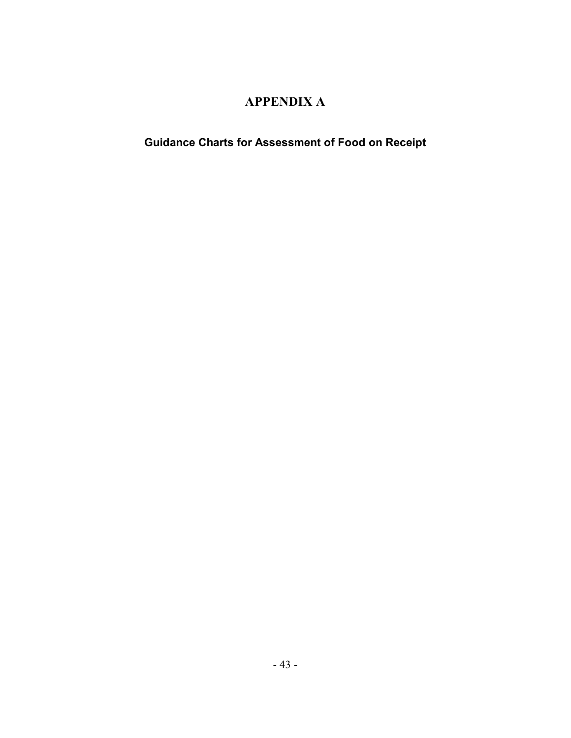# APPENDIX A

## Guidance Charts for Assessment of Food on Receipt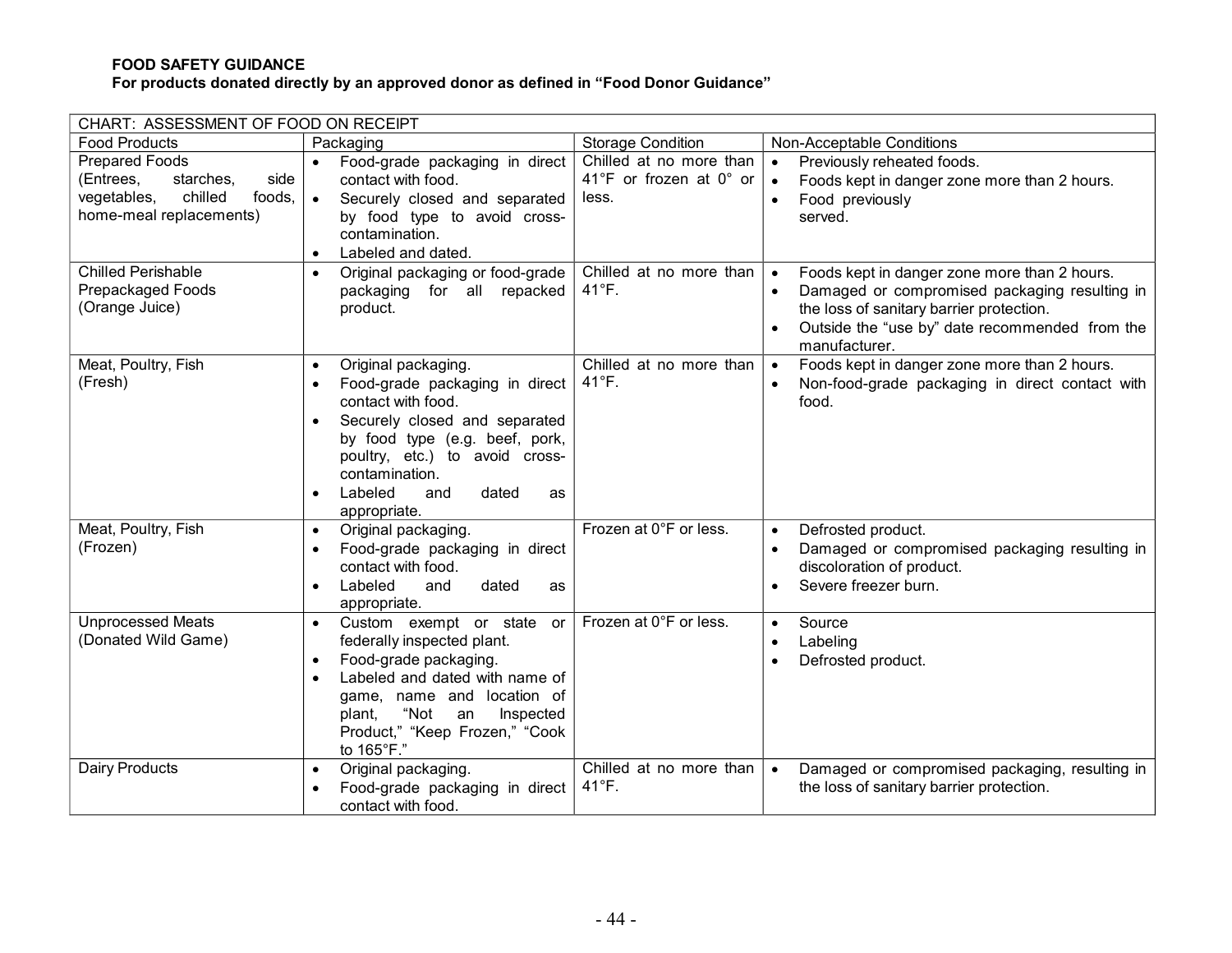**FOOD SAFETY GUIDANCE**
**For products donated directly by an approved donor as defined in "Food Donor Guidance"**

| CHART: ASSESSMENT OF FOOD ON RECEIPT | | | |
|---|---|---|---|
| Food Products | Packaging | Storage Condition | Non-Acceptable Conditions |
| Prepared Foods (Entrees, starches, side vegetables, chilled foods, home-meal replacements) | • Food-grade packaging in direct contact with food.<br>• Securely closed and separated by food type to avoid cross-contamination.<br>• Labeled and dated. | Chilled at no more than 41°F or frozen at 0° or less. | • Previously reheated foods.<br>• Foods kept in danger zone more than 2 hours.<br>• Food previously served. |
| Chilled Perishable Prepackaged Foods (Orange Juice) | • Original packaging or food-grade packaging for all repacked product. | Chilled at no more than 41°F. | • Foods kept in danger zone more than 2 hours.<br>• Damaged or compromised packaging resulting in the loss of sanitary barrier protection.<br>• Outside the "use by" date recommended from the manufacturer. |
| Meat, Poultry, Fish (Fresh) | • Original packaging.<br>• Food-grade packaging in direct contact with food.<br>• Securely closed and separated by food type (e.g. beef, pork, poultry, etc.) to avoid cross-contamination.<br>• Labeled and dated as appropriate. | Chilled at no more than 41°F. | • Foods kept in danger zone more than 2 hours.<br>• Non-food-grade packaging in direct contact with food. |
| Meat, Poultry, Fish (Frozen) | • Original packaging.<br>• Food-grade packaging in direct contact with food.<br>• Labeled and dated as appropriate. | Frozen at 0°F or less. | • Defrosted product.<br>• Damaged or compromised packaging resulting in discoloration of product.<br>• Severe freezer burn. |
| Unprocessed Meats (Donated Wild Game) | • Custom exempt or state or federally inspected plant.<br>• Food-grade packaging.<br>• Labeled and dated with name of game, name and location of plant, "Not an Inspected Product," "Keep Frozen," "Cook to 165°F." | Frozen at 0°F or less. | • Source<br>• Labeling<br>• Defrosted product. |
| Dairy Products | • Original packaging.<br>• Food-grade packaging in direct contact with food. | Chilled at no more than 41°F. | • Damaged or compromised packaging, resulting in the loss of sanitary barrier protection. |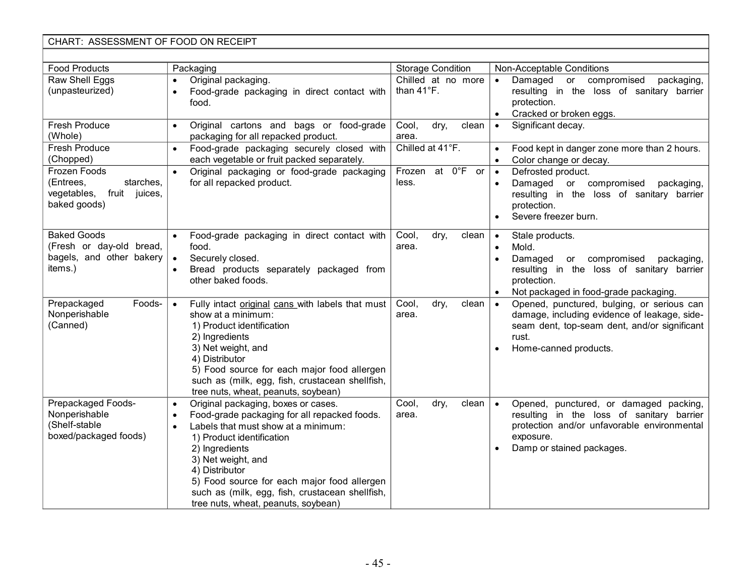| CHART: ASSESSMENT OF FOOD ON RECEIPT | | | |
|---|---|---|---|
| **Food Products** | **Packaging** | **Storage Condition** | **Non-Acceptable Conditions** |
| Raw Shell Eggs (unpasteurized) | • Original packaging.<br>• Food-grade packaging in direct contact with food. | Chilled at no more than 41°F. | • Damaged or compromised packaging, resulting in the loss of sanitary barrier protection.<br>• Cracked or broken eggs. |
| Fresh Produce (Whole) | • Original cartons and bags or food-grade packaging for all repacked product. | Cool, dry, clean area. | • Significant decay. |
| Fresh Produce (Chopped) | • Food-grade packaging securely closed with each vegetable or fruit packed separately. | Chilled at 41°F. | • Food kept in danger zone more than 2 hours.<br>• Color change or decay. |
| Frozen Foods (Entrees, starches, vegetables, fruit juices, baked goods) | • Original packaging or food-grade packaging for all repacked product. | Frozen at 0°F or less. | • Defrosted product.<br>• Damaged or compromised packaging, resulting in the loss of sanitary barrier protection.<br>• Severe freezer burn. |
| Baked Goods (Fresh or day-old bread, bagels, and other bakery items.) | • Food-grade packaging in direct contact with food.<br>• Securely closed.<br>• Bread products separately packaged from other baked foods. | Cool, dry, clean area. | • Stale products.<br>• Mold.<br>• Damaged or compromised packaging, resulting in the loss of sanitary barrier protection.<br>• Not packaged in food-grade packaging. |
| Prepackaged Foods- Nonperishable (Canned) | • Fully intact original cans with labels that must show at a minimum:<br>1) Product identification<br>2) Ingredients<br>3) Net weight, and<br>4) Distributor<br>5) Food source for each major food allergen such as (milk, egg, fish, crustacean shellfish, tree nuts, wheat, peanuts, soybean) | Cool, dry, clean area. | • Opened, punctured, bulging, or serious can damage, including evidence of leakage, side-seam dent, top-seam dent, and/or significant rust.<br>• Home-canned products. |
| Prepackaged Foods- Nonperishable (Shelf-stable boxed/packaged foods) | • Original packaging, boxes or cases.<br>• Food-grade packaging for all repacked foods.<br>• Labels that must show at a minimum:<br>1) Product identification<br>2) Ingredients<br>3) Net weight, and<br>4) Distributor<br>5) Food source for each major food allergen such as (milk, egg, fish, crustacean shellfish, tree nuts, wheat, peanuts, soybean) | Cool, dry, clean area. | • Opened, punctured, or damaged packing, resulting in the loss of sanitary barrier protection and/or unfavorable environmental exposure.<br>• Damp or stained packages. |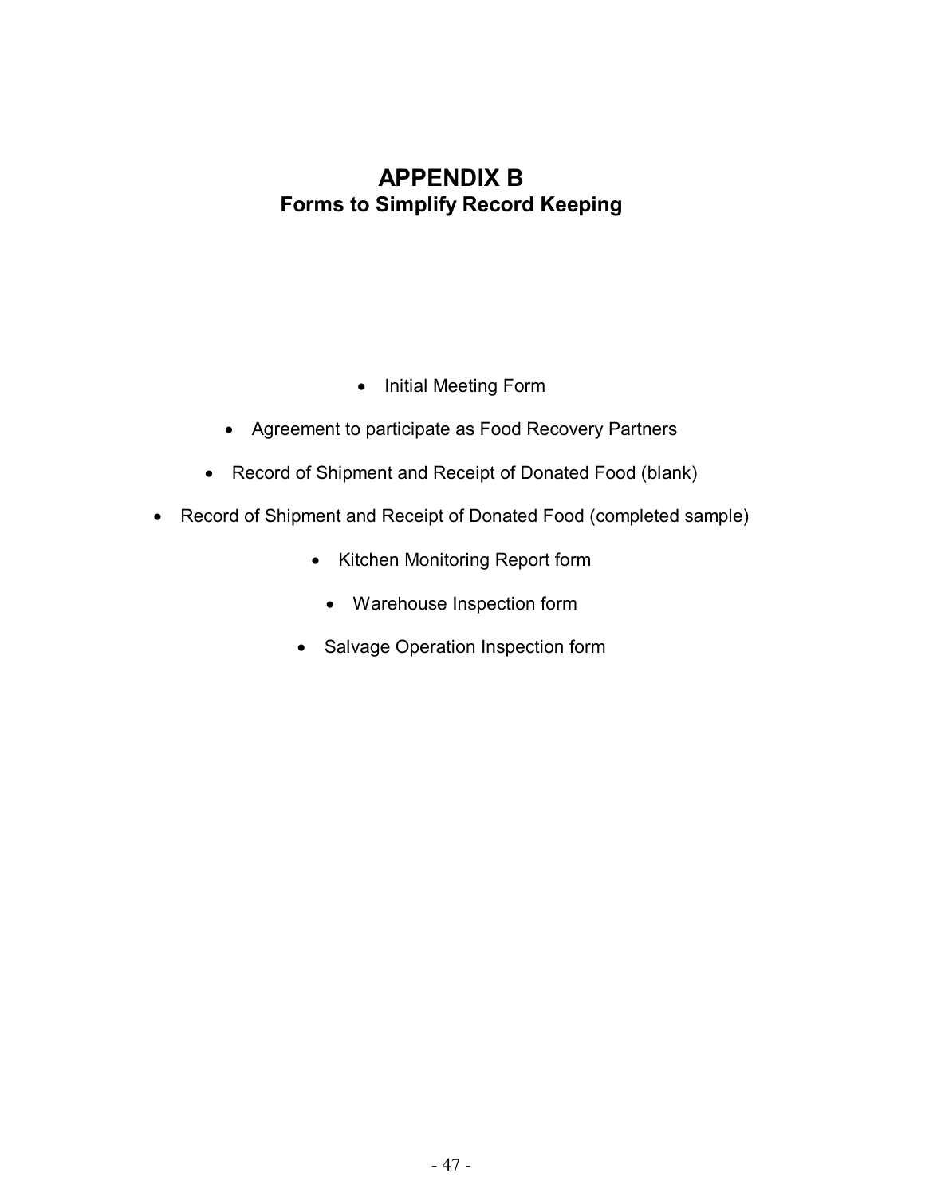# APPENDIX B

## Forms to Simplify Record Keeping

- Initial Meeting Form
- Agreement to participate as Food Recovery Partners
- Record of Shipment and Receipt of Donated Food (blank)
- Record of Shipment and Receipt of Donated Food (completed sample)
- Kitchen Monitoring Report form
- Warehouse Inspection form
- Salvage Operation Inspection form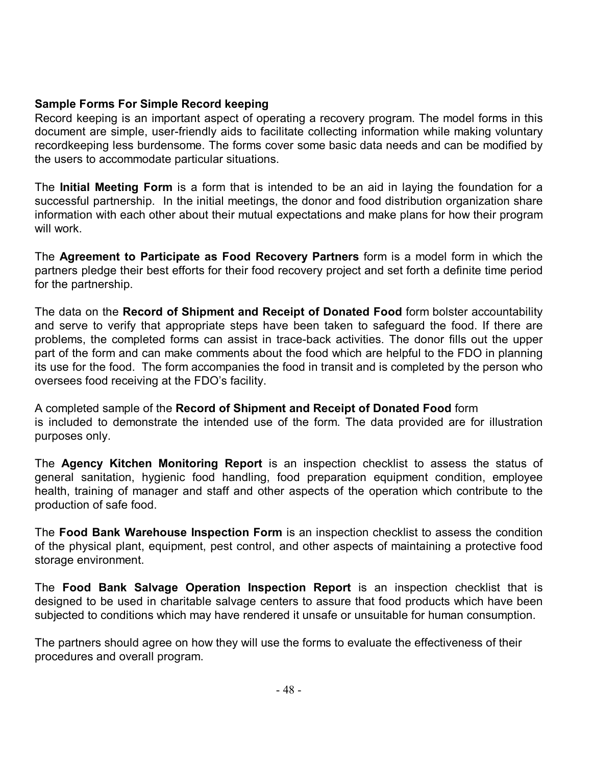**Sample Forms For Simple Record keeping**

Record keeping is an important aspect of operating a recovery program. The model forms in this document are simple, user-friendly aids to facilitate collecting information while making voluntary recordkeeping less burdensome. The forms cover some basic data needs and can be modified by the users to accommodate particular situations.

The **Initial Meeting Form** is a form that is intended to be an aid in laying the foundation for a successful partnership. In the initial meetings, the donor and food distribution organization share information with each other about their mutual expectations and make plans for how their program will work.

The **Agreement to Participate as Food Recovery Partners** form is a model form in which the partners pledge their best efforts for their food recovery project and set forth a definite time period for the partnership.

The data on the **Record of Shipment and Receipt of Donated Food** form bolster accountability and serve to verify that appropriate steps have been taken to safeguard the food. If there are problems, the completed forms can assist in trace-back activities. The donor fills out the upper part of the form and can make comments about the food which are helpful to the FDO in planning its use for the food. The form accompanies the food in transit and is completed by the person who oversees food receiving at the FDO's facility.

A completed sample of the **Record of Shipment and Receipt of Donated Food** form is included to demonstrate the intended use of the form. The data provided are for illustration purposes only.

The **Agency Kitchen Monitoring Report** is an inspection checklist to assess the status of general sanitation, hygienic food handling, food preparation equipment condition, employee health, training of manager and staff and other aspects of the operation which contribute to the production of safe food.

The **Food Bank Warehouse Inspection Form** is an inspection checklist to assess the condition of the physical plant, equipment, pest control, and other aspects of maintaining a protective food storage environment.

The **Food Bank Salvage Operation Inspection Report** is an inspection checklist that is designed to be used in charitable salvage centers to assure that food products which have been subjected to conditions which may have rendered it unsafe or unsuitable for human consumption.

The partners should agree on how they will use the forms to evaluate the effectiveness of their procedures and overall program.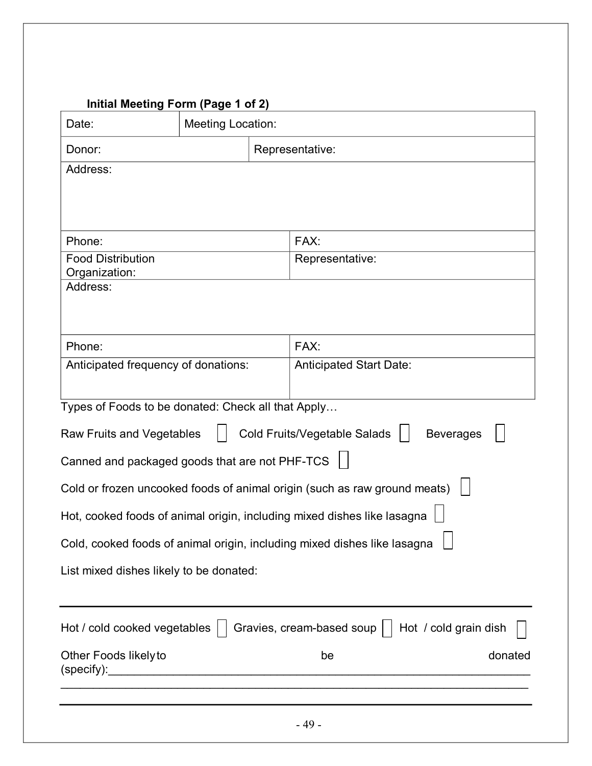**Initial Meeting Form (Page 1 of 2)**

| Date: | Meeting Location: |
|---|---|
| Donor: | Representative: |
| Address: | |
| Phone: | FAX: |
| Food Distribution Organization: | Representative: |
| Address: | |
| Phone: | FAX: |
| Anticipated frequency of donations: | Anticipated Start Date: |

Types of Foods to be donated: Check all that Apply…

Raw Fruits and Vegetables ☐ Cold Fruits/Vegetable Salads ☐ Beverages ☐

Canned and packaged goods that are not PHF-TCS ☐

Cold or frozen uncooked foods of animal origin (such as raw ground meats) ☐

Hot, cooked foods of animal origin, including mixed dishes like lasagna ☐

Cold, cooked foods of animal origin, including mixed dishes like lasagna ☐

List mixed dishes likely to be donated:

---

Hot / cold cooked vegetables ☐ Gravies, cream-based soup ☐ Hot / cold grain dish ☐

Other Foods likely to be donated (specify):_______________________________________________________________

_______________________________________________________________________________

---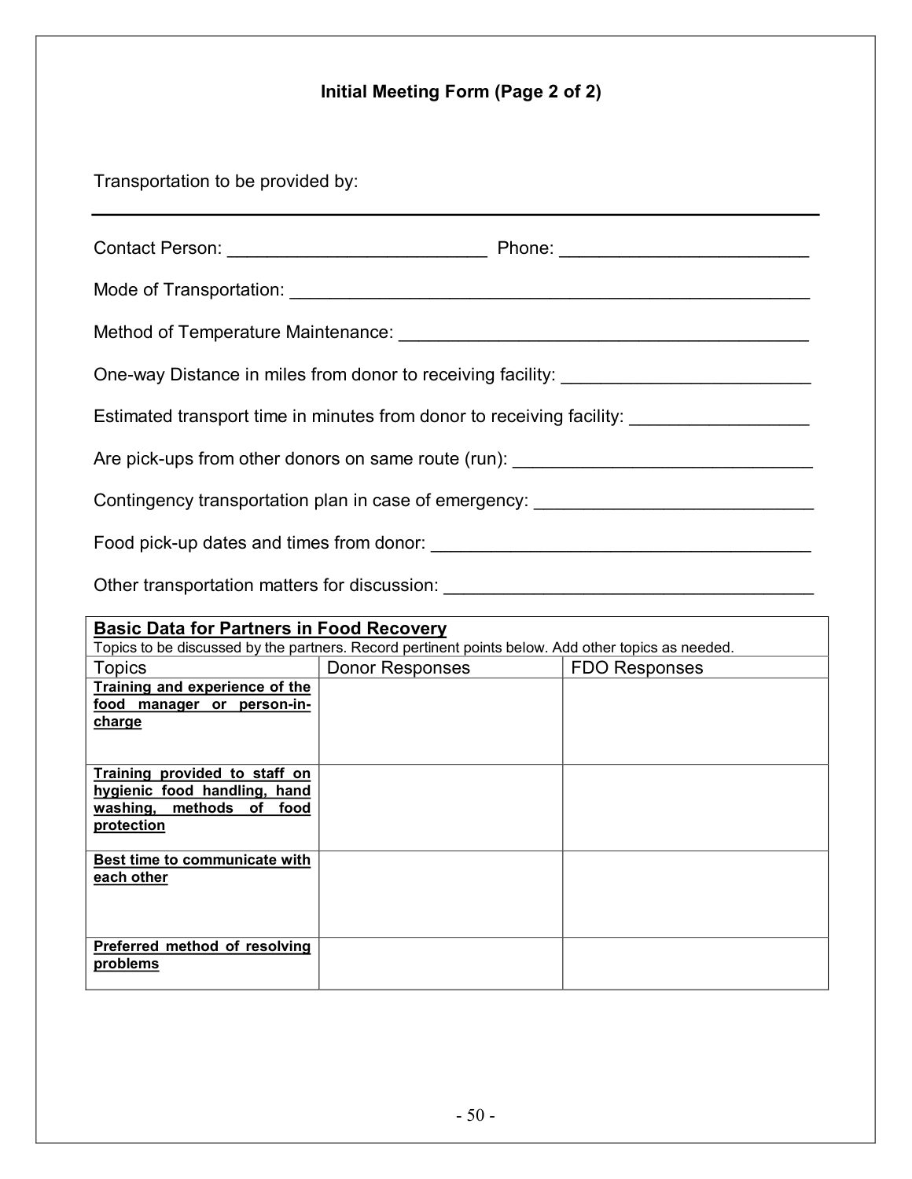**Initial Meeting Form (Page 2 of 2)**

Transportation to be provided by:

_______________________________________________________________

Contact Person: __________________________ Phone: _________________________

Mode of Transportation: ______________________________________________________

Method of Temperature Maintenance: __________________________________________

One-way Distance in miles from donor to receiving facility: _________________________

Estimated transport time in minutes from donor to receiving facility: _________________

Are pick-ups from other donors on same route (run): ______________________________

Contingency transportation plan in case of emergency: ____________________________

Food pick-up dates and times from donor: ______________________________________

Other transportation matters for discussion: _____________________________________

| **Basic Data for Partners in Food Recovery**<br>Topics to be discussed by the partners. Record pertinent points below. Add other topics as needed. | | |
|---|---|---|
| Topics | Donor Responses | FDO Responses |
| **Training and experience of the food manager or person-in-charge** | | |
| **Training provided to staff on hygienic food handling, hand washing, methods of food protection** | | |
| **Best time to communicate with each other** | | |
| **Preferred method of resolving problems** | | |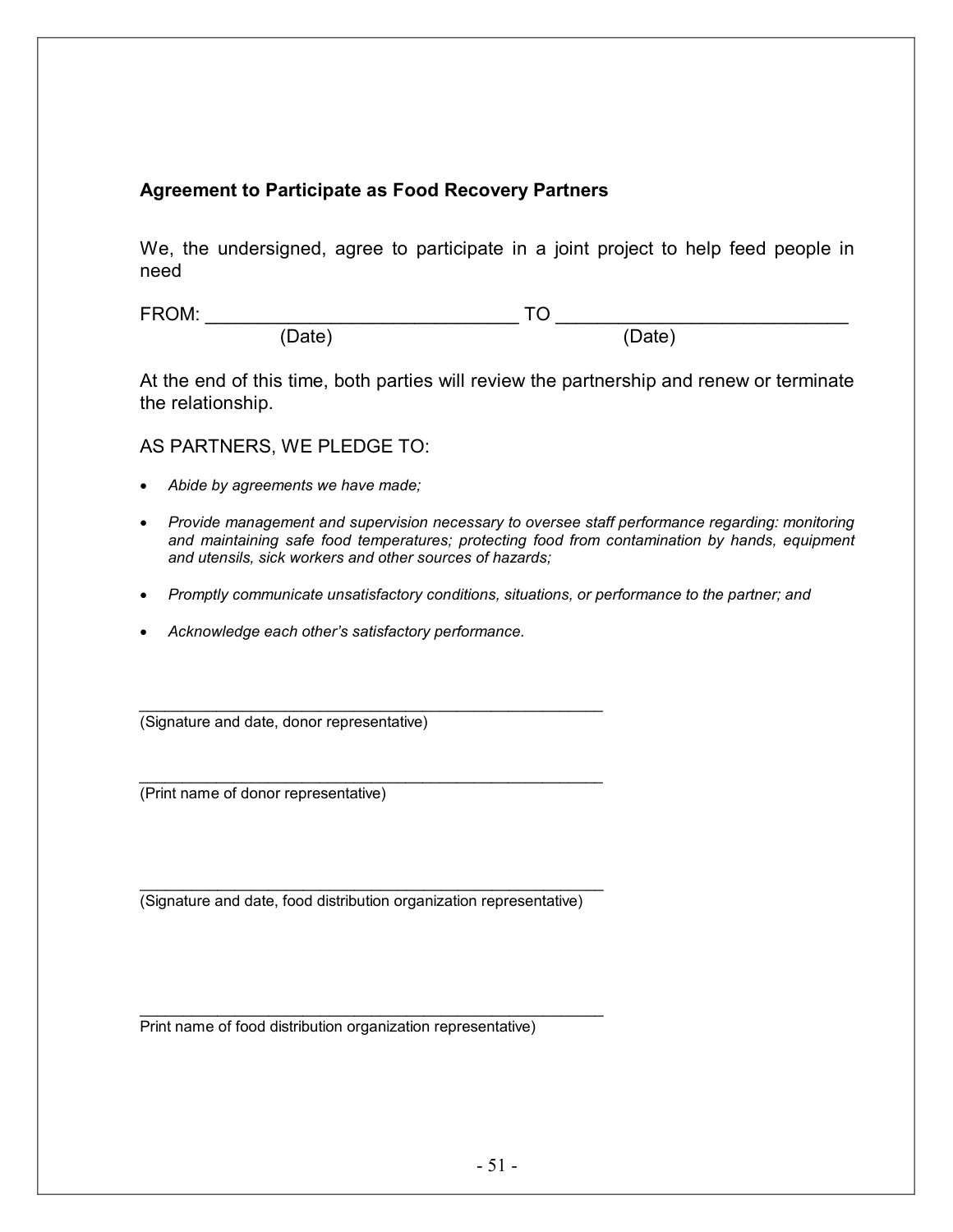**Agreement to Participate as Food Recovery Partners**

We, the undersigned, agree to participate in a joint project to help feed people in need

FROM: ______________________________ TO ____________________________
(Date) (Date)

At the end of this time, both parties will review the partnership and renew or terminate the relationship.

AS PARTNERS, WE PLEDGE TO:

- *Abide by agreements we have made;*
- *Provide management and supervision necessary to oversee staff performance regarding: monitoring and maintaining safe food temperatures; protecting food from contamination by hands, equipment and utensils, sick workers and other sources of hazards;*
- *Promptly communicate unsatisfactory conditions, situations, or performance to the partner; and*
- *Acknowledge each other's satisfactory performance.*

_______________________________________________
(Signature and date, donor representative)

_______________________________________________
(Print name of donor representative)

_______________________________________________
(Signature and date, food distribution organization representative)

_______________________________________________
Print name of food distribution organization representative)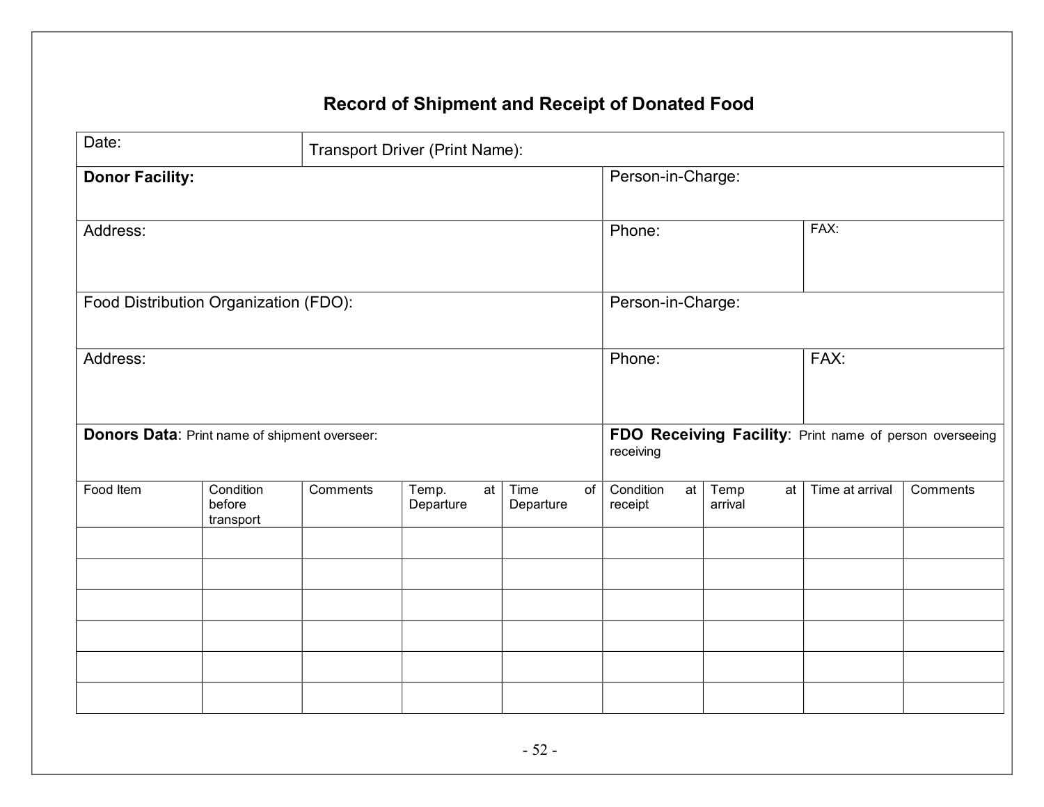## Record of Shipment and Receipt of Donated Food

| Date: | Transport Driver (Print Name): | | |
|---|---|---|---|
| **Donor Facility:** | | Person-in-Charge: | |
| Address: | | Phone: | FAX: |
| Food Distribution Organization (FDO): | | Person-in-Charge: | |
| Address: | | Phone: | FAX: |
| **Donors Data**: Print name of shipment overseer: | | **FDO Receiving Facility**: Print name of person overseeing receiving | |

| Food Item | Condition before transport | Comments | Temp. at Departure | Time of Departure | Condition at receipt | Temp at arrival | Time at arrival | Comments |
|---|---|---|---|---|---|---|---|---|
| | | | | | | | | |
| | | | | | | | | |
| | | | | | | | | |
| | | | | | | | | |
| | | | | | | | | |
| | | | | | | | | |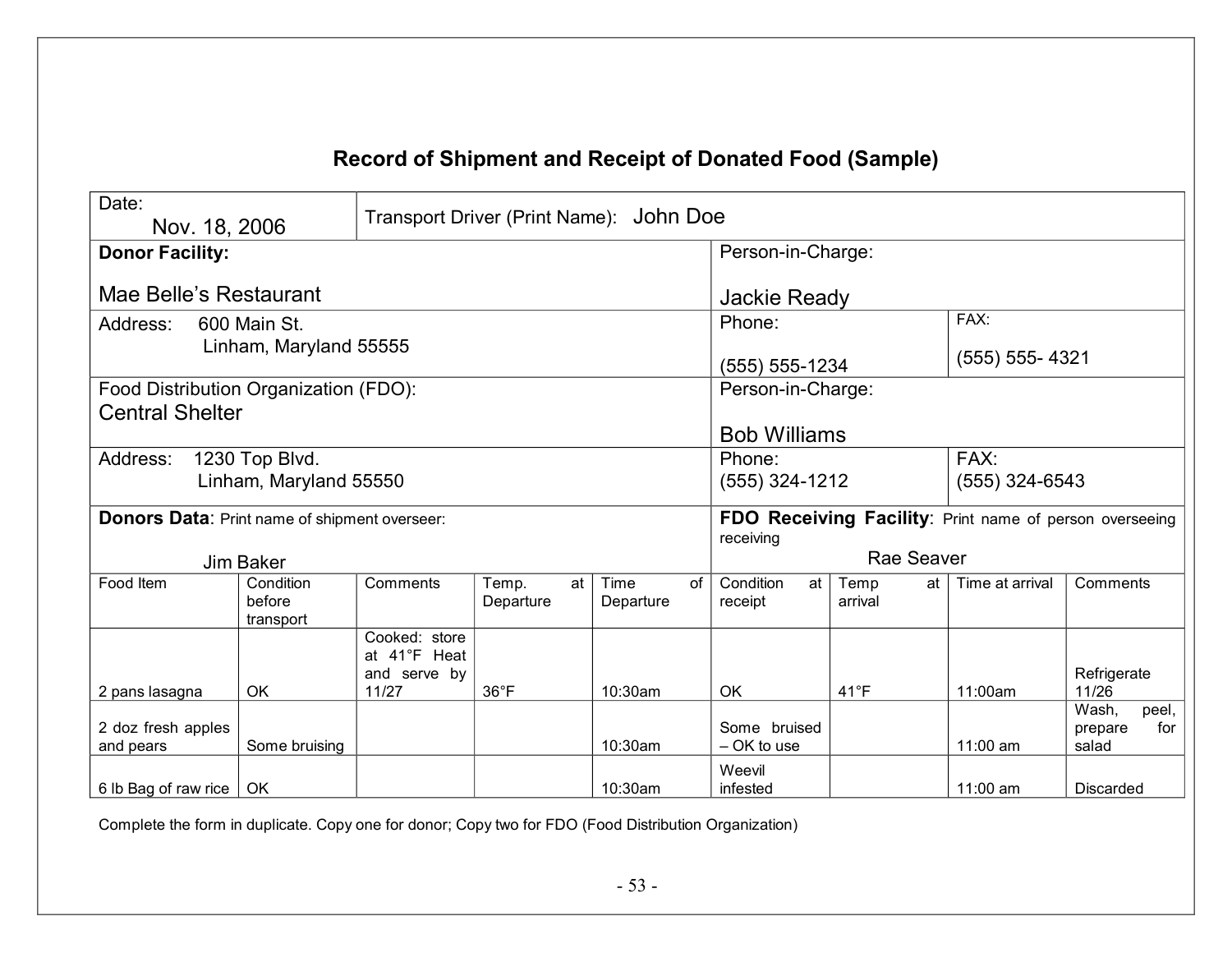# Record of Shipment and Receipt of Donated Food (Sample)

| | | | | | | | | |
|---|---|---|---|---|---|---|---|---|
| Date: Nov. 18, 2006 | Transport Driver (Print Name): John Doe | | | | | | | |
| **Donor Facility:** Mae Belle's Restaurant | | | | | Person-in-Charge: Jackie Ready | | | |
| Address: 600 Main St. Linham, Maryland 55555 | | | | | Phone: (555) 555-1234 | | FAX: (555) 555- 4321 | |
| Food Distribution Organization (FDO): Central Shelter | | | | | Person-in-Charge: Bob Williams | | | |
| Address: 1230 Top Blvd. Linham, Maryland 55550 | | | | | Phone: (555) 324-1212 | | FAX: (555) 324-6543 | |
| **Donors Data**: Print name of shipment overseer: Jim Baker | | | | | **FDO Receiving Facility**: Print name of person overseeing receiving Rae Seaver | | | |
| Food Item | Condition before transport | Comments | Temp. at Departure | Time of Departure | Condition at receipt | Temp at arrival | Time at arrival | Comments |
| 2 pans lasagna | OK | Cooked: store at 41°F Heat and serve by 11/27 | 36°F | 10:30am | OK | 41°F | 11:00am | Refrigerate 11/26 |
| 2 doz fresh apples and pears | Some bruising | | | 10:30am | Some bruised – OK to use | | 11:00 am | Wash, peel, prepare for salad |
| 6 lb Bag of raw rice | OK | | | 10:30am | Weevil infested | | 11:00 am | Discarded |

Complete the form in duplicate. Copy one for donor; Copy two for FDO (Food Distribution Organization)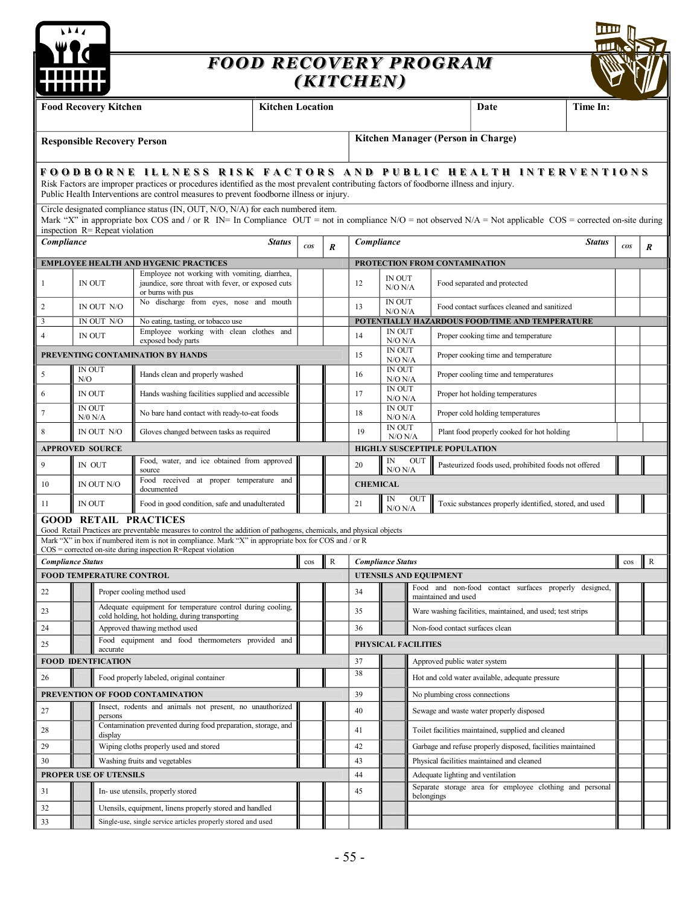# FOOD RECOVERY PROGRAM (KITCHEN)

| Food Recovery Kitchen | Kitchen Location | Date | Time In: |
|---|---|---|---|
| | | | |

| Responsible Recovery Person | Kitchen Manager (Person in Charge) |
|---|---|
| | |

## FOODBORNE ILLNESS RISK FACTORS AND PUBLIC HEALTH INTERVENTIONS

Risk Factors are improper practices or procedures identified as the most prevalent contributing factors of foodborne illness and injury.
Public Health Interventions are control measures to prevent foodborne illness or injury.

Circle designated compliance status (IN, OUT, N/O, N/A) for each numbered item.
Mark "X" in appropriate box COS and / or R IN= In Compliance OUT = not in compliance N/O = not observed N/A = Not applicable COS = corrected on-site during inspection R= Repeat violation

| Compliance | Status | | cos | R | Compliance | Status | | cos | R |
|---|---|---|---|---|---|---|---|---|---|
| **EMPLOYEE HEALTH AND HYGENIC PRACTICES** | | | | | **PROTECTION FROM CONTAMINATION** | | | | |
| 1 | IN OUT | Employee not working with vomiting, diarrhea, jaundice, sore throat with fever, or exposed cuts or burns with pus | | | 12 | IN OUT N/O N/A | Food separated and protected | | |
| 2 | IN OUT N/O | No discharge from eyes, nose and mouth | | | 13 | IN OUT N/O N/A | Food contact surfaces cleaned and sanitized | | |
| 3 | IN OUT N/O | No eating, tasting, or tobacco use | | | **POTENTIALLY HAZARDOUS FOOD/TIME AND TEMPERATURE** | | | | |
| 4 | IN OUT | Employee working with clean clothes and exposed body parts | | | 14 | IN OUT N/O N/A | Proper cooking time and temperature | | |
| **PREVENTING CONTAMINATION BY HANDS** | | | | | 15 | IN OUT N/O N/A | Proper cooking time and temperature | | |
| 5 | IN OUT N/O | Hands clean and properly washed | | | 16 | IN OUT N/O N/A | Proper cooling time and temperatures | | |
| 6 | IN OUT | Hands washing facilities supplied and accessible | | | 17 | IN OUT N/O N/A | Proper hot holding temperatures | | |
| 7 | IN OUT N/0 N/A | No bare hand contact with ready-to-eat foods | | | 18 | IN OUT N/O N/A | Proper cold holding temperatures | | |
| 8 | IN OUT N/O | Gloves changed between tasks as required | | | 19 | IN OUT N/O N/A | Plant food properly cooked for hot holding | | |
| **APPROVED SOURCE** | | | | | **HIGHLY SUSCEPTIPLE POPULATION** | | | | |
| 9 | IN OUT | Food, water, and ice obtained from approved source | | | 20 | IN OUT N/O N/A | Pasteurized foods used, prohibited foods not offered | | |
| 10 | IN OUT N/O | Food received at proper temperature and documented | | | **CHEMICAL** | | | | |
| 11 | IN OUT | Food in good condition, safe and unadulterated | | | 21 | IN OUT N/O N/A | Toxic substances properly identified, stored, and used | | |

## GOOD RETAIL PRACTICES

Good Retail Practices are preventable measures to control the addition of pathogens, chemicals, and physical objects
Mark "X" in box if numbered item is not in compliance. Mark "X" in appropriate box for COS and / or R
COS = corrected on-site during inspection R=Repeat violation

| Compliance Status | | | cos | R | Compliance Status | | | cos | R |
|---|---|---|---|---|---|---|---|---|---|
| **FOOD TEMPERATURE CONTROL** | | | | | **UTENSILS AND EQUIPMENT** | | | | |
| 22 | | Proper cooling method used | | | 34 | | Food and non-food contact surfaces properly designed, maintained and used | | |
| 23 | | Adequate equipment for temperature control during cooling, cold holding, hot holding, during transporting | | | 35 | | Ware washing facilities, maintained, and used; test strips | | |
| 24 | | Approved thawing method used | | | 36 | | Non-food contact surfaces clean | | |
| 25 | | Food equipment and food thermometers provided and accurate | | | **PHYSICAL FACILITIES** | | | | |
| **FOOD IDENTFICATION** | | | | | 37 | | Approved public water system | | |
| 26 | | Food properly labeled, original container | | | 38 | | Hot and cold water available, adequate pressure | | |
| **PREVENTION OF FOOD CONTAMINATION** | | | | | 39 | | No plumbing cross connections | | |
| 27 | | Insect, rodents and animals not present, no unauthorized persons | | | 40 | | Sewage and waste water properly disposed | | |
| 28 | | Contamination prevented during food preparation, storage, and display | | | 41 | | Toilet facilities maintained, supplied and cleaned | | |
| 29 | | Wiping cloths properly used and stored | | | 42 | | Garbage and refuse properly disposed, facilities maintained | | |
| 30 | | Washing fruits and vegetables | | | 43 | | Physical facilities maintained and cleaned | | |
| **PROPER USE OF UTENSILS** | | | | | 44 | | Adequate lighting and ventilation | | |
| 31 | | In- use utensils, properly stored | | | 45 | | Separate storage area for employee clothing and personal belongings | | |
| 32 | | Utensils, equipment, linens properly stored and handled | | | | | | | |
| 33 | | Single-use, single service articles properly stored and used | | | | | | | |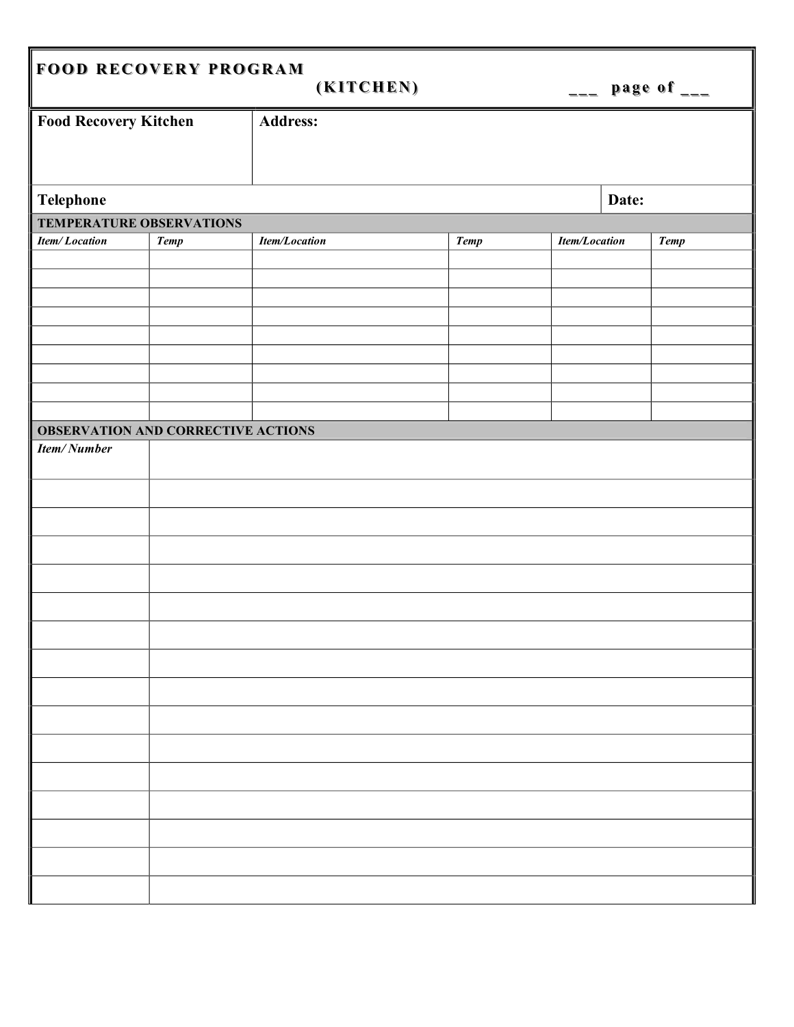# FOOD RECOVERY PROGRAM

## (KITCHEN)

___ page of ___

| Food Recovery Kitchen | Address: |
|---|---|
| Telephone | Date: |

**TEMPERATURE OBSERVATIONS**

| *Item/ Location* | *Temp* | *Item/Location* | *Temp* | *Item/Location* | *Temp* |
|---|---|---|---|---|---|
| | | | | | |
| | | | | | |
| | | | | | |
| | | | | | |
| | | | | | |
| | | | | | |
| | | | | | |
| | | | | | |
| | | | | | |

**OBSERVATION AND CORRECTIVE ACTIONS**

| *Item/ Number* | |
|---|---|
| | |
| | |
| | |
| | |
| | |
| | |
| | |
| | |
| | |
| | |
| | |
| | |
| | |
| | |
| | |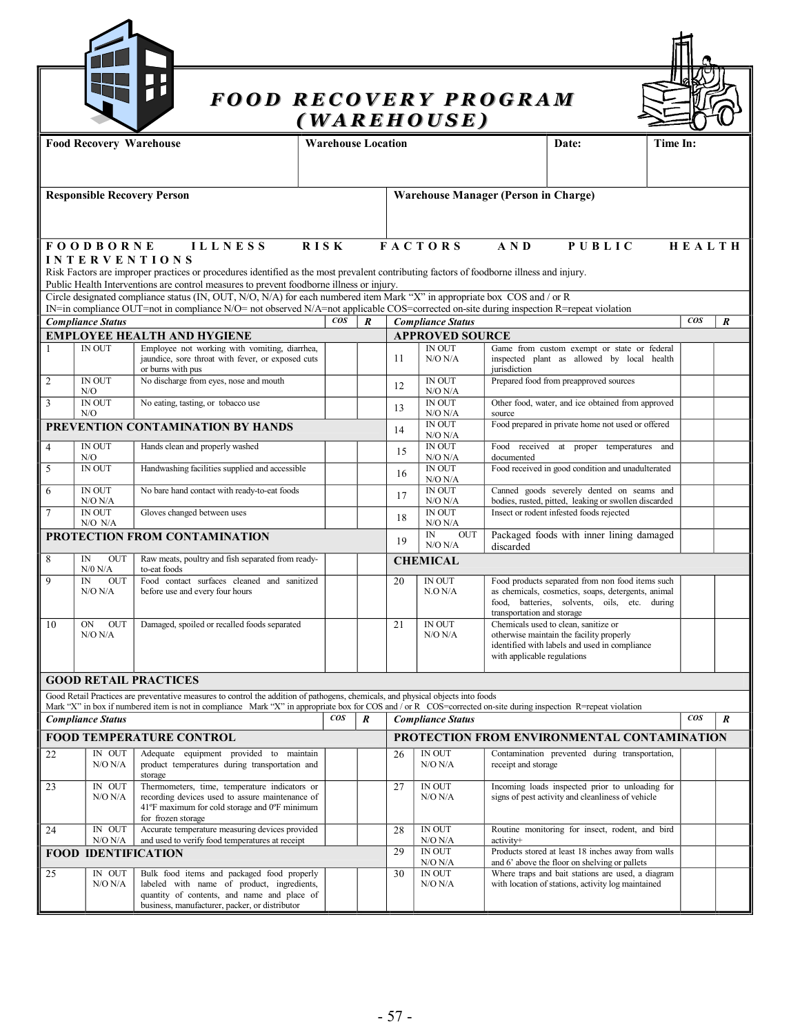# FOOD RECOVERY PROGRAM (WAREHOUSE)

| Food Recovery Warehouse | Warehouse Location | Date: | Time In: |
|---|---|---|---|
| | | | |

| Responsible Recovery Person | Warehouse Manager (Person in Charge) |
|---|---|
| | |

## FOODBORNE ILLNESS RISK FACTORS AND PUBLIC HEALTH INTERVENTIONS

Risk Factors are improper practices or procedures identified as the most prevalent contributing factors of foodborne illness and injury.
Public Health Interventions are control measures to prevent foodborne illness or injury.

Circle designated compliance status (IN, OUT, N/O, N/A) for each numbered item Mark "X" in appropriate box COS and / or R
IN=in compliance OUT=not in compliance N/O= not observed N/A=not applicable COS=corrected on-site during inspection R=repeat violation

| | *Compliance Status* | | *COS* | *R* |
|---|---|---|---|---|
| **EMPLOYEE HEALTH AND HYGIENE** | | | | |
| 1 | IN OUT | Employee not working with vomiting, diarrhea, jaundice, sore throat with fever, or exposed cuts or burns with pus | | |
| 2 | IN OUT N/O | No discharge from eyes, nose and mouth | | |
| 3 | IN OUT N/O | No eating, tasting, or tobacco use | | |
| **PREVENTION CONTAMINATION BY HANDS** | | | | |
| 4 | IN OUT N/O | Hands clean and properly washed | | |
| 5 | IN OUT | Handwashing facilities supplied and accessible | | |
| 6 | IN OUT N/O N/A | No bare hand contact with ready-to-eat foods | | |
| 7 | IN OUT N/O N/A | Gloves changed between uses | | |
| **PROTECTION FROM CONTAMINATION** | | | | |
| 8 | IN OUT N/0 N/A | Raw meats, poultry and fish separated from ready-to-eat foods | | |
| 9 | IN OUT N/O N/A | Food contact surfaces cleaned and sanitized before use and every four hours | | |
| 10 | ON OUT N/O N/A | Damaged, spoiled or recalled foods separated | | |

| | *Compliance Status* | | *COS* | *R* |
|---|---|---|---|---|
| **APPROVED SOURCE** | | | | |
| 11 | IN OUT N/O N/A | Game from custom exempt or state or federal inspected plant as allowed by local health jurisdiction | | |
| 12 | IN OUT N/O N/A | Prepared food from preapproved sources | | |
| 13 | IN OUT N/O N/A | Other food, water, and ice obtained from approved source | | |
| 14 | IN OUT N/O N/A | Food prepared in private home not used or offered | | |
| 15 | IN OUT N/O N/A | Food received at proper temperatures and documented | | |
| 16 | IN OUT N/O N/A | Food received in good condition and unadulterated | | |
| 17 | IN OUT N/O N/A | Canned goods severely dented on seams and bodies, rusted, pitted, leaking or swollen discarded | | |
| 18 | IN OUT N/O N/A | Insect or rodent infested foods rejected | | |
| 19 | IN OUT N/O N/A | Packaged foods with inner lining damaged discarded | | |
| **CHEMICAL** | | | | |
| 20 | IN OUT N.O N/A | Food products separated from non food items such as chemicals, cosmetics, soaps, detergents, animal food, batteries, solvents, oils, etc. during transportation and storage | | |
| 21 | IN OUT N/O N/A | Chemicals used to clean, sanitize or otherwise maintain the facility properly identified with labels and used in compliance with applicable regulations | | |

## GOOD RETAIL PRACTICES

Good Retail Practices are preventative measures to control the addition of pathogens, chemicals, and physical objects into foods
Mark "X" in box if numbered item is not in compliance Mark "X" in appropriate box for COS and / or R COS=corrected on-site during inspection R=repeat violation

| | *Compliance Status* | | *COS* | *R* |
|---|---|---|---|---|
| **FOOD TEMPERATURE CONTROL** | | | | |
| 22 | IN OUT N/O N/A | Adequate equipment provided to maintain product temperatures during transportation and storage | | |
| 23 | IN OUT N/O N/A | Thermometers, time, temperature indicators or recording devices used to assure maintenance of 41ºF maximum for cold storage and 0ºF minimum for frozen storage | | |
| 24 | IN OUT N/O N/A | Accurate temperature measuring devices provided and used to verify food temperatures at receipt | | |
| **FOOD IDENTIFICATION** | | | | |
| 25 | IN OUT N/O N/A | Bulk food items and packaged food properly labeled with name of product, ingredients, quantity of contents, and name and place of business, manufacturer, packer, or distributor | | |

| | *Compliance Status* | | *COS* | *R* |
|---|---|---|---|---|
| **PROTECTION FROM ENVIRONMENTAL CONTAMINATION** | | | | |
| 26 | IN OUT N/O N/A | Contamination prevented during transportation, receipt and storage | | |
| 27 | IN OUT N/O N/A | Incoming loads inspected prior to unloading for signs of pest activity and cleanliness of vehicle | | |
| 28 | IN OUT N/O N/A | Routine monitoring for insect, rodent, and bird activity+ | | |
| 29 | IN OUT N/O N/A | Products stored at least 18 inches away from walls and 6' above the floor on shelving or pallets | | |
| 30 | IN OUT N/O N/A | Where traps and bait stations are used, a diagram with location of stations, activity log maintained | | |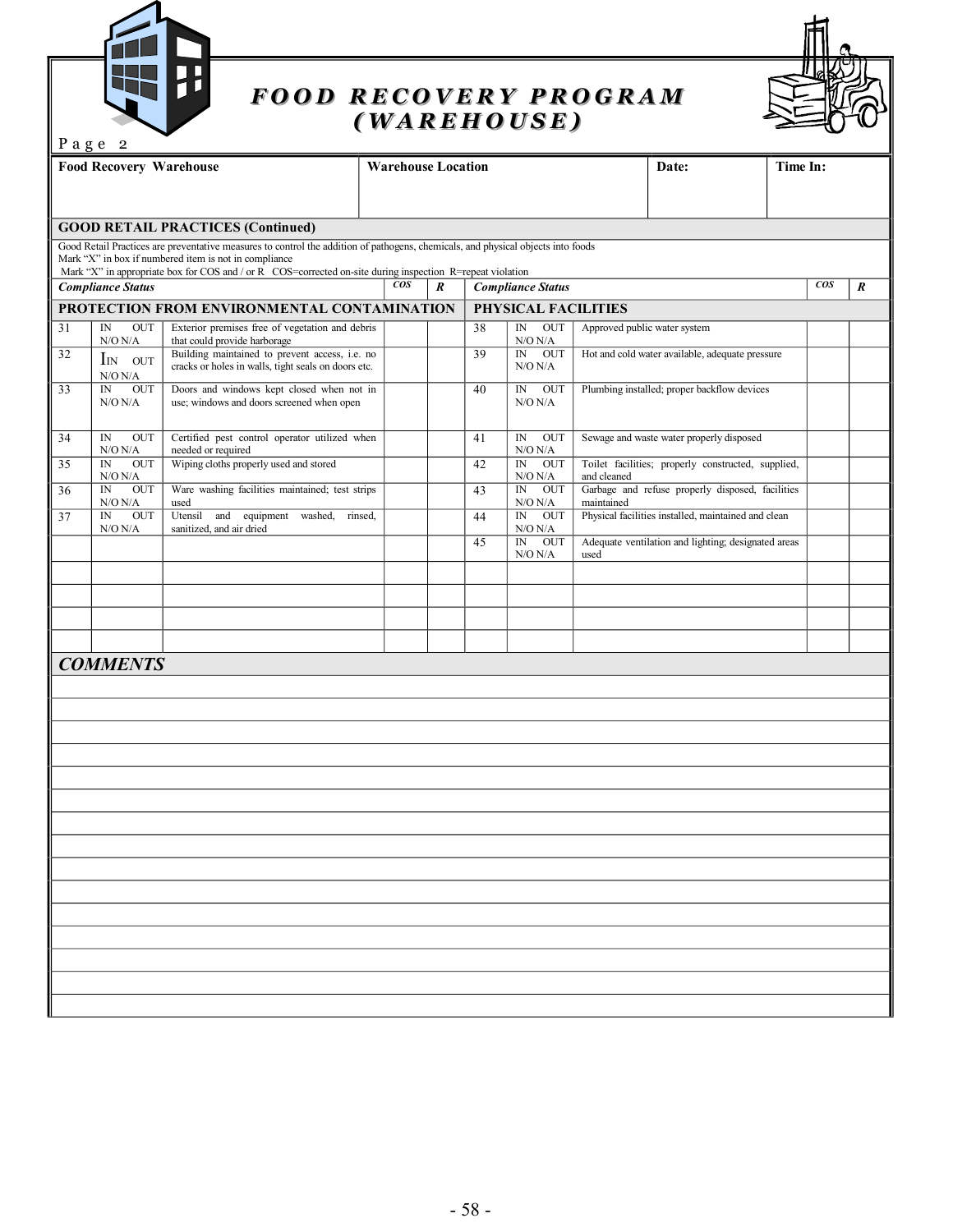# FOOD RECOVERY PROGRAM (WAREHOUSE)

Page 2

| Food Recovery Warehouse | Warehouse Location | Date: | Time In: |
|---|---|---|---|
| | | | |

## GOOD RETAIL PRACTICES (Continued)

Good Retail Practices are preventative measures to control the addition of pathogens, chemicals, and physical objects into foods
Mark "X" in box if numbered item is not in compliance
Mark "X" in appropriate box for COS and / or R COS=corrected on-site during inspection R=repeat violation

| | *Compliance Status* | | *COS* | *R* | | *Compliance Status* | | *COS* | *R* |
|---|---|---|---|---|---|---|---|---|---|
| **PROTECTION FROM ENVIRONMENTAL CONTAMINATION** | | | | | **PHYSICAL FACILITIES** | | | | |
| 31 | IN OUT N/O N/A | Exterior premises free of vegetation and debris that could provide harborage | | | 38 | IN OUT N/O N/A | Approved public water system | | |
| 32 | IN OUT N/O N/A | Building maintained to prevent access, i.e. no cracks or holes in walls, tight seals on doors etc. | | | 39 | IN OUT N/O N/A | Hot and cold water available, adequate pressure | | |
| 33 | IN OUT N/O N/A | Doors and windows kept closed when not in use; windows and doors screened when open | | | 40 | IN OUT N/O N/A | Plumbing installed; proper backflow devices | | |
| 34 | IN OUT N/O N/A | Certified pest control operator utilized when needed or required | | | 41 | IN OUT N/O N/A | Sewage and waste water properly disposed | | |
| 35 | IN OUT N/O N/A | Wiping cloths properly used and stored | | | 42 | IN OUT N/O N/A | Toilet facilities; properly constructed, supplied, and cleaned | | |
| 36 | IN OUT N/O N/A | Ware washing facilities maintained; test strips used | | | 43 | IN OUT N/O N/A | Garbage and refuse properly disposed, facilities maintained | | |
| 37 | IN OUT N/O N/A | Utensil and equipment washed, rinsed, sanitized, and air dried | | | 44 | IN OUT N/O N/A | Physical facilities installed, maintained and clean | | |
| | | | | | 45 | IN OUT N/O N/A | Adequate ventilation and lighting; designated areas used | | |
| | | | | | | | | | |
| | | | | | | | | | |
| | | | | | | | | | |
| | | | | | | | | | |

## *COMMENTS*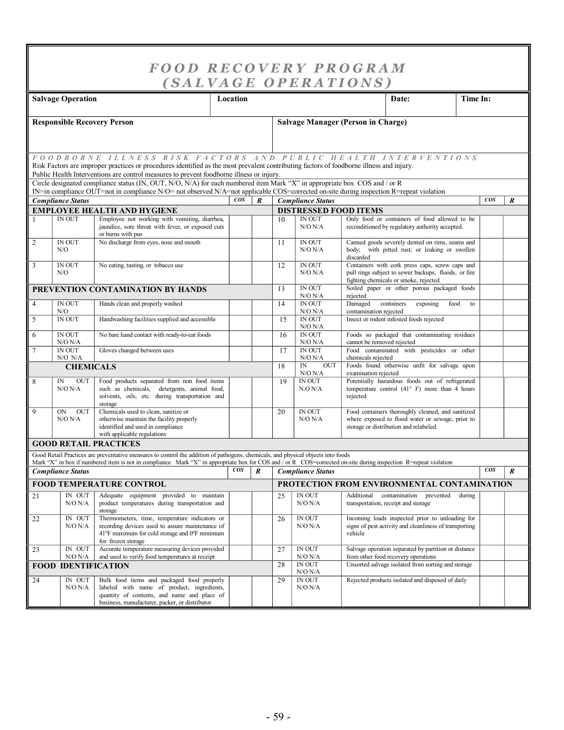# FOOD RECOVERY PROGRAM (SALVAGE OPERATIONS)

| Salvage Operation | Location | Date: | Time In: |
|---|---|---|---|
| | | | |

| Responsible Recovery Person | Salvage Manager (Person in Charge) |
|---|---|
| | |

## FOODBORNE ILLNESS RISK FACTORS AND PUBLIC HEALTH INTERVENTIONS

Risk Factors are improper practices or procedures identified as the most prevalent contributing factors of foodborne illness and injury.
Public Health Interventions are control measures to prevent foodborne illness or injury.

Circle designated compliance status (IN, OUT, N/O, N/A) for each numbered item Mark "X" in appropriate box COS and / or R
IN=in compliance OUT=not in compliance N/O= not observed N/A=not applicable COS=corrected on-site during inspection R=repeat violation

| | Compliance Status | | COS | R | | Compliance Status | | COS | R |
|---|---|---|---|---|---|---|---|---|---|
| **EMPLOYEE HEALTH AND HYGIENE** | | | | | **DISTRESSED FOOD ITEMS** | | | | |
| 1 | IN OUT | Employee not working with vomiting, diarrhea, jaundice, sore throat with fever, or exposed cuts or burns with pus | | | 10 | IN OUT N/O N/A | Only food or containers of food allowed to be reconditioned by regulatory authority accepted. | | |
| 2 | IN OUT N/O | No discharge from eyes, nose and mouth | | | 11 | IN OUT N/O N/A | Canned goods severely dented on rims, seams and body; with pitted rust; or leaking or swollen discarded | | |
| 3 | IN OUT N/O | No eating, tasting, or tobacco use | | | 12 | IN OUT N/O N/A | Containers with cork press caps, screw caps and pull rings subject to sewer backups, floods, or fire fighting chemicals or smoke, rejected | | |
| **PREVENTION CONTAMINATION BY HANDS** | | | | | 13 | IN OUT N/O N/A | Soiled paper or other porous packaged foods rejected | | |
| 4 | IN OUT N/O | Hands clean and properly washed | | | 14 | IN OUT N/O N/A | Damaged containers exposing food to contamination rejected | | |
| 5 | IN OUT | Handwashing facilities supplied and accessible | | | 15 | IN OUT N/O N/A | Insect or rodent infested foods rejected | | |
| 6 | IN OUT N/O N/A | No bare hand contact with ready-to-eat foods | | | 16 | IN OUT N/O N/A | Foods so packaged that contaminating residues cannot be removed rejected | | |
| 7 | IN OUT N/O N/A | Gloves changed between uses | | | 17 | IN OUT N/O N/A | Food contaminated with pesticides or other chemicals rejected | | |
| **CHEMICALS** | | | | | 18 | IN OUT N/O N/A | Foods found otherwise unfit for salvage upon examination rejected | | |
| 8 | IN OUT N/O N/A | Food products separated from non food items such as chemicals, detergents, animal food, solvents, oils, etc. during transportation and storage | | | 19 | IN OUT N.O N/A | Potentially hazardous foods out of refrigerated temperature control (41° F) more than 4 hours rejected | | |
| 9 | ON OUT N/O N/A | Chemicals used to clean, sanitize or otherwise maintain the facility properly identified and used in compliance with applicable regulations | | | 20 | IN OUT N/O N/A | Food containers thoroughly cleaned, and sanitized where exposed to flood water or sewage, prior to storage or distribution and relabeled. | | |

## GOOD RETAIL PRACTICES

Good Retail Practices are preventative measures to control the addition of pathogens, chemicals, and physical objects into foods
Mark "X" in box if numbered item is not in compliance Mark "X" in appropriate box for COS and / or R COS=corrected on-site during inspection R=repeat violation

| | Compliance Status | | COS | R | | Compliance Status | | COS | R |
|---|---|---|---|---|---|---|---|---|---|
| **FOOD TEMPERATURE CONTROL** | | | | | **PROTECTION FROM ENVIRONMENTAL CONTAMINATION** | | | | |
| 21 | IN OUT N/O N/A | Adequate equipment provided to maintain product temperatures during transportation and storage | | | 25 | IN OUT N/O N/A | Additional contamination prevented during transportation, receipt and storage | | |
| 22 | IN OUT N/O N/A | Thermometers, time, temperature indicators or recording devices used to assure maintenance of 41ºF maximum for cold storage and 0ºF minimum for frozen storage | | | 26 | IN OUT N/O N/A | Incoming loads inspected prior to unloading for signs of pest activity and cleanliness of transporting vehicle | | |
| 23 | IN OUT N/O N/A | Accurate temperature measuring devices provided and used to verify food temperatures at receipt | | | 27 | IN OUT N/O N/A | Salvage operation separated by partition or distance from other food recovery operations | | |
| **FOOD IDENTIFICATION** | | | | | 28 | IN OUT N/O N/A | Unsorted salvage isolated from sorting and storage | | |
| 24 | IN OUT N/O N/A | Bulk food items and packaged food properly labeled with name of product, ingredients, quantity of contents, and name and place of business, manufacturer, packer, or distributor | | | 29 | IN OUT N/O N/A | Rejected products isolated and disposed of daily | | |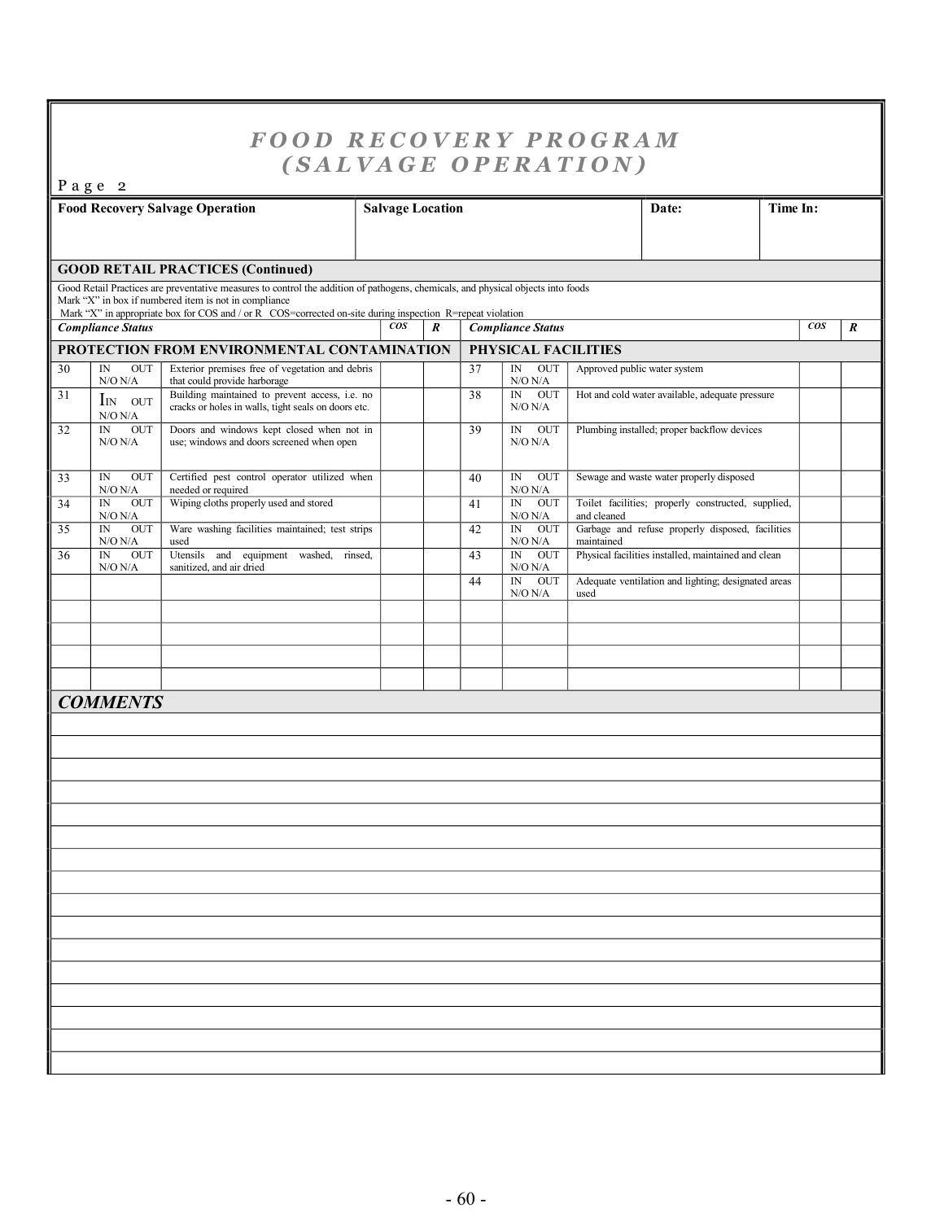# FOOD RECOVERY PROGRAM (SALVAGE OPERATION)

Page 2

| Food Recovery Salvage Operation | Salvage Location | Date: | Time In: |
|---|---|---|---|
| | | | |

**GOOD RETAIL PRACTICES (Continued)**

Good Retail Practices are preventative measures to control the addition of pathogens, chemicals, and physical objects into foods
Mark "X" in box if numbered item is not in compliance
Mark "X" in appropriate box for COS and / or R COS=corrected on-site during inspection R=repeat violation

| Compliance Status | | | COS | R | Compliance Status | | | COS | R |
|---|---|---|---|---|---|---|---|---|---|
| **PROTECTION FROM ENVIRONMENTAL CONTAMINATION** | | | | | **PHYSICAL FACILITIES** | | | | |
| 30 | IN OUT N/O N/A | Exterior premises free of vegetation and debris that could provide harborage | | | 37 | IN OUT N/O N/A | Approved public water system | | |
| 31 | IN OUT N/O N/A | Building maintained to prevent access, i.e. no cracks or holes in walls, tight seals on doors etc. | | | 38 | IN OUT N/O N/A | Hot and cold water available, adequate pressure | | |
| 32 | IN OUT N/O N/A | Doors and windows kept closed when not in use; windows and doors screened when open | | | 39 | IN OUT N/O N/A | Plumbing installed; proper backflow devices | | |
| 33 | IN OUT N/O N/A | Certified pest control operator utilized when needed or required | | | 40 | IN OUT N/O N/A | Sewage and waste water properly disposed | | |
| 34 | IN OUT N/O N/A | Wiping cloths properly used and stored | | | 41 | IN OUT N/O N/A | Toilet facilities; properly constructed, supplied, and cleaned | | |
| 35 | IN OUT N/O N/A | Ware washing facilities maintained; test strips used | | | 42 | IN OUT N/O N/A | Garbage and refuse properly disposed, facilities maintained | | |
| 36 | IN OUT N/O N/A | Utensils and equipment washed, rinsed, sanitized, and air dried | | | 43 | IN OUT N/O N/A | Physical facilities installed, maintained and clean | | |
| | | | | | 44 | IN OUT N/O N/A | Adequate ventilation and lighting; designated areas used | | |
| | | | | | | | | | |
| | | | | | | | | | |
| | | | | | | | | | |
| | | | | | | | | | |

## *COMMENTS*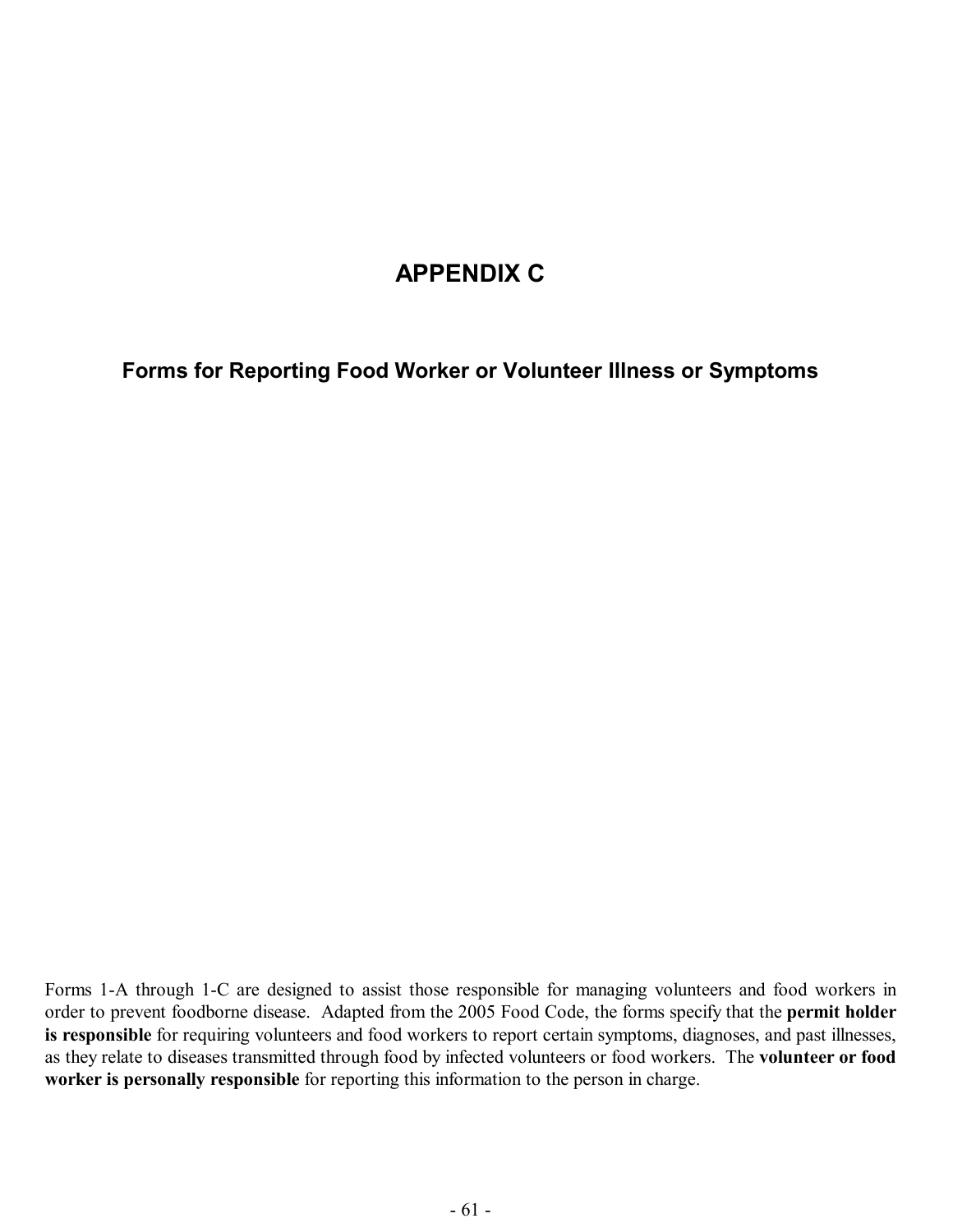# APPENDIX C

## Forms for Reporting Food Worker or Volunteer Illness or Symptoms

Forms 1-A through 1-C are designed to assist those responsible for managing volunteers and food workers in order to prevent foodborne disease. Adapted from the 2005 Food Code, the forms specify that the **permit holder is responsible** for requiring volunteers and food workers to report certain symptoms, diagnoses, and past illnesses, as they relate to diseases transmitted through food by infected volunteers or food workers. The **volunteer or food worker is personally responsible** for reporting this information to the person in charge.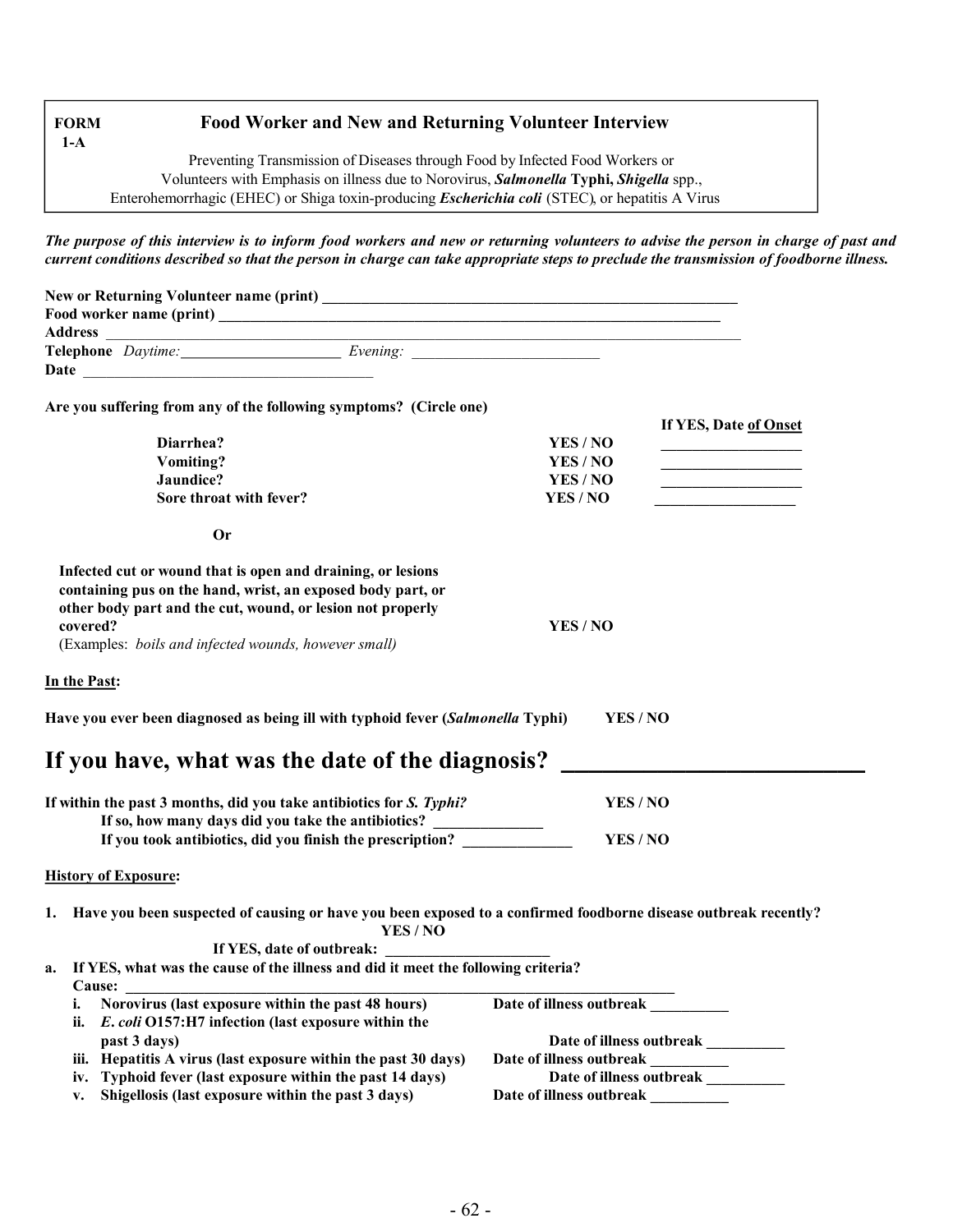**FORM 1-A** | **Food Worker and New and Returning Volunteer Interview**

Preventing Transmission of Diseases through Food by Infected Food Workers or Volunteers with Emphasis on illness due to Norovirus, ***Salmonella* Typhi, *Shigella*** spp., Enterohemorrhagic (EHEC) or Shiga toxin-producing ***Escherichia coli*** (STEC), or hepatitis A Virus

***The purpose of this interview is to inform food workers and new or returning volunteers to advise the person in charge of past and current conditions described so that the person in charge can take appropriate steps to preclude the transmission of foodborne illness.***

**New or Returning Volunteer name (print)** _______________________________________________

**Food worker name (print)** _______________________________________________

**Address** _______________________________________________

**Telephone** *Daytime:*_____________________ *Evening:* _________________________

**Date** _______________________________________

**Are you suffering from any of the following symptoms? (Circle one)**

| | | **If YES, Date <u>of Onset</u>** |
|---|---|---|
| **Diarrhea?** | **YES / NO** | __________________ |
| **Vomiting?** | **YES / NO** | __________________ |
| **Jaundice?** | **YES / NO** | __________________ |
| **Sore throat with fever?** | **YES / NO** | __________________ |

**Or**

**Infected cut or wound that is open and draining, or lesions containing pus on the hand, wrist, an exposed body part, or other body part and the cut, wound, or lesion not properly covered?** **YES / NO**
(Examples: *boils and infected wounds, however small)*

**<u>In the Past</u>:**

**Have you ever been diagnosed as being ill with typhoid fever (*Salmonella* Typhi)** **YES / NO**

# If you have, what was the date of the diagnosis? ________________________

**If within the past 3 months, did you take antibiotics for *S. Typhi?*** **YES / NO**

**If so, how many days did you take the antibiotics?** ______________

**If you took antibiotics, did you finish the prescription?** ______________ **YES / NO**

**<u>History of Exposure</u>:**

**1. Have you been suspected of causing or have you been exposed to a confirmed foodborne disease outbreak recently?**
**YES / NO**

**If YES, date of outbreak:** ______________________

**a. If YES, what was the cause of the illness and did it meet the following criteria?**

**Cause:** ________________________________________________________________

- **i. Norovirus (last exposure within the past 48 hours)** — **Date of illness outbreak** __________
- **ii. *E. coli* O157:H7 infection (last exposure within the past 3 days)** — **Date of illness outbreak** __________
- **iii. Hepatitis A virus (last exposure within the past 30 days)** — **Date of illness outbreak** __________
- **iv. Typhoid fever (last exposure within the past 14 days)** — **Date of illness outbreak** __________
- **v. Shigellosis (last exposure within the past 3 days)** — **Date of illness outbreak** __________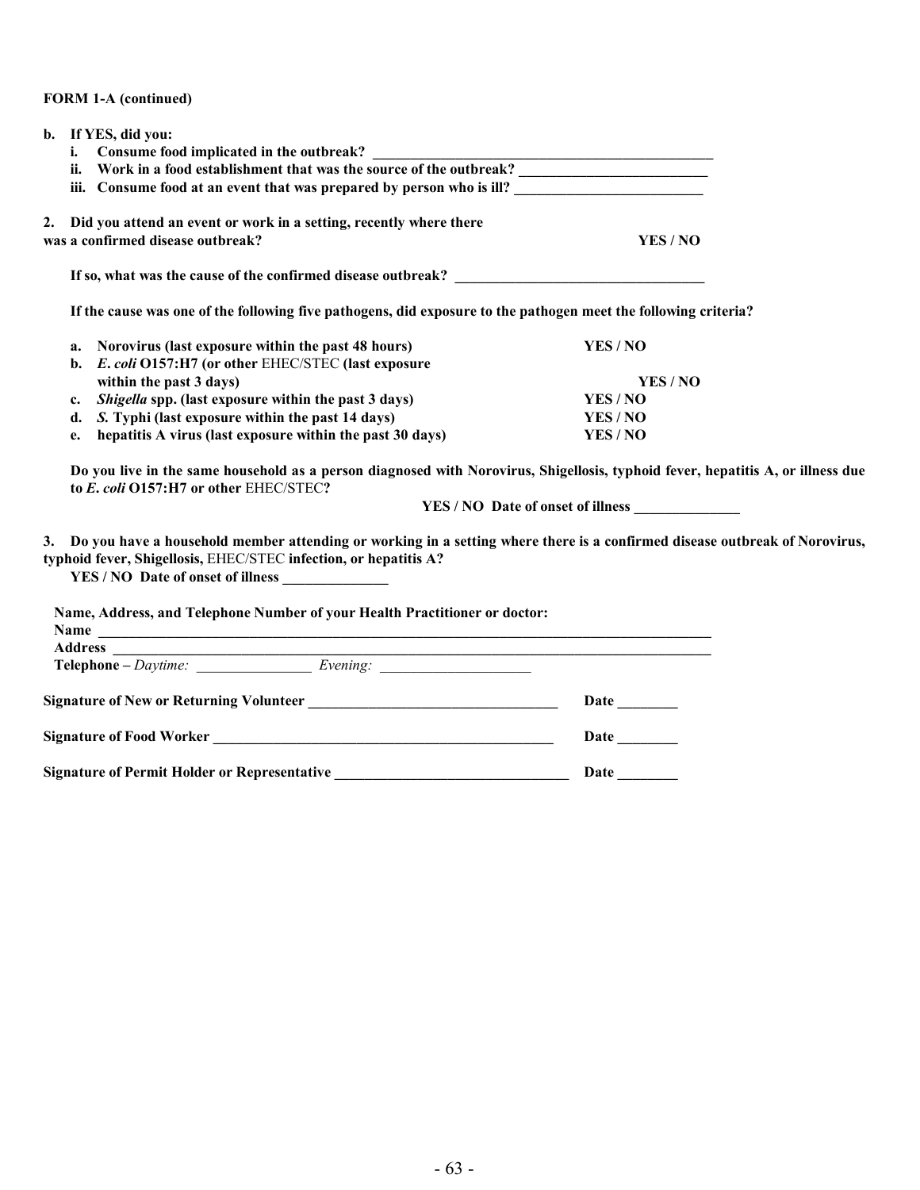**FORM 1-A (continued)**

**b. If YES, did you:**

   **i. Consume food implicated in the outbreak?** ______________________________

   **ii. Work in a food establishment that was the source of the outbreak?** ______________________________

   **iii. Consume food at an event that was prepared by person who is ill?** ______________________________

**2. Did you attend an event or work in a setting, recently where there was a confirmed disease outbreak?** **YES / NO**

**If so, what was the cause of the confirmed disease outbreak?** ______________________________

**If the cause was one of the following five pathogens, did exposure to the pathogen meet the following criteria?**

**a. Norovirus (last exposure within the past 48 hours)** **YES / NO**

**b. *E. coli* O157:H7 (or other** EHEC/STEC **(last exposure within the past 3 days)** **YES / NO**

**c. *Shigella* spp. (last exposure within the past 3 days)** **YES / NO**

**d. *S.* Typhi (last exposure within the past 14 days)** **YES / NO**

**e. hepatitis A virus (last exposure within the past 30 days)** **YES / NO**

**Do you live in the same household as a person diagnosed with Norovirus, Shigellosis, typhoid fever, hepatitis A, or illness due to *E. coli* O157:H7 or other** EHEC/STEC**?**

**YES / NO Date of onset of illness** ______________

**3. Do you have a household member attending or working in a setting where there is a confirmed disease outbreak of Norovirus, typhoid fever, Shigellosis,** EHEC/STEC **infection, or hepatitis A?**

**YES / NO Date of onset of illness** ______________

**Name, Address, and Telephone Number of your Health Practitioner or doctor:**

**Name** ______________________________

**Address** ______________________________

**Telephone –** *Daytime:* ______________ *Evening:* ______________

**Signature of New or Returning Volunteer** ______________________________ **Date** ________

**Signature of Food Worker** ______________________________ **Date** ________

**Signature of Permit Holder or Representative** ______________________________ **Date** ________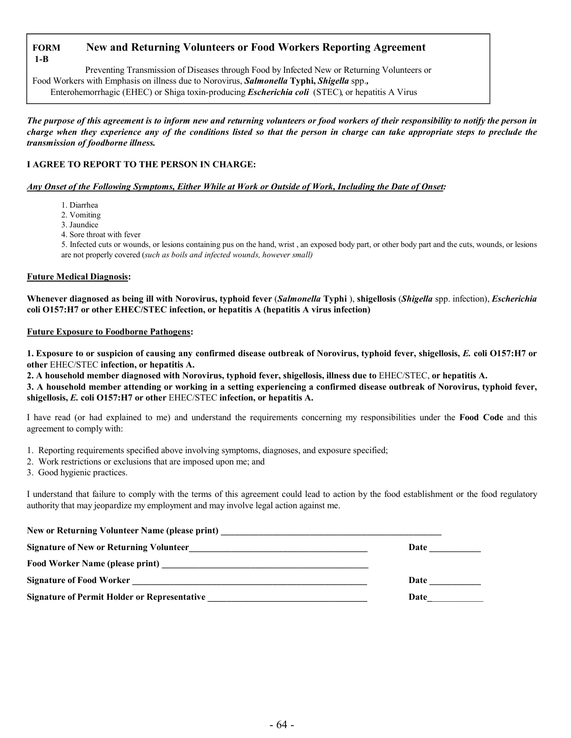**FORM 1-B** **New and Returning Volunteers or Food Workers Reporting Agreement**

Preventing Transmission of Diseases through Food by Infected New or Returning Volunteers or Food Workers with Emphasis on illness due to Norovirus, ***Salmonella* Typhi, *Shigella*** spp.***,*** Enterohemorrhagic (EHEC) or Shiga toxin-producing ***Escherichia coli*** (STEC), or hepatitis A Virus

***The purpose of this agreement is to inform new and returning volunteers or food workers of their responsibility to notify the person in charge when they experience any of the conditions listed so that the person in charge can take appropriate steps to preclude the transmission of foodborne illness.***

**I AGREE TO REPORT TO THE PERSON IN CHARGE:**

***Any Onset of the Following Symptoms, Either While at Work or Outside of Work, Including the Date of Onset:***

1. Diarrhea
2. Vomiting
3. Jaundice
4. Sore throat with fever
5. Infected cuts or wounds, or lesions containing pus on the hand, wrist , an exposed body part, or other body part and the cuts, wounds, or lesions are not properly covered (*such as boils and infected wounds, however small)*

**Future Medical Diagnosis:**

**Whenever diagnosed as being ill with Norovirus, typhoid fever (*Salmonella* Typhi ), shigellosis (*Shigella* spp. infection), *Escherichia* coli O157:H7 or other EHEC/STEC infection, or hepatitis A (hepatitis A virus infection)**

**Future Exposure to Foodborne Pathogens:**

**1. Exposure to or suspicion of causing any confirmed disease outbreak of Norovirus, typhoid fever, shigellosis, *E.* coli O157:H7 or other** EHEC/STEC **infection, or hepatitis A.**
**2. A household member diagnosed with Norovirus, typhoid fever, shigellosis, illness due to** EHEC/STEC, **or hepatitis A.**
**3. A household member attending or working in a setting experiencing a confirmed disease outbreak of Norovirus, typhoid fever, shigellosis, *E.* coli O157:H7 or other** EHEC/STEC **infection, or hepatitis A.**

I have read (or had explained to me) and understand the requirements concerning my responsibilities under the **Food Code** and this agreement to comply with:

1. Reporting requirements specified above involving symptoms, diagnoses, and exposure specified;
2. Work restrictions or exclusions that are imposed upon me; and
3. Good hygienic practices.

I understand that failure to comply with the terms of this agreement could lead to action by the food establishment or the food regulatory authority that may jeopardize my employment and may involve legal action against me.

**New or Returning Volunteer Name (please print)** ______________________________

**Signature of New or Returning Volunteer**______________________________ **Date** ___________

**Food Worker Name (please print)** ______________________________

**Signature of Food Worker** ______________________________ **Date** ___________

**Signature of Permit Holder or Representative** ______________________________ **Date**___________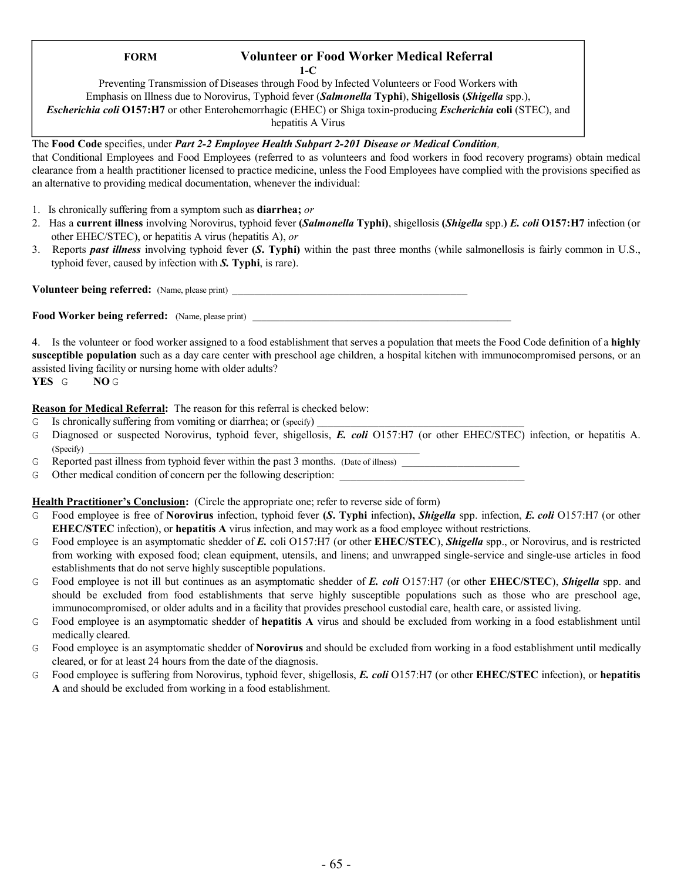**FORM 1-C**

# Volunteer or Food Worker Medical Referral

Preventing Transmission of Diseases through Food by Infected Volunteers or Food Workers with Emphasis on Illness due to Norovirus, Typhoid fever (***Salmonella* Typhi**), **Shigellosis (*Shigella*** spp.), ***Escherichia coli* O157:H7** or other Enterohemorrhagic (EHEC) or Shiga toxin-producing ***Escherichia* coli** (STEC), and hepatitis A Virus

The **Food Code** specifies, under ***Part 2-2 Employee Health Subpart 2-201 Disease or Medical Condition**,*
that Conditional Employees and Food Employees (referred to as volunteers and food workers in food recovery programs) obtain medical clearance from a health practitioner licensed to practice medicine, unless the Food Employees have complied with the provisions specified as an alternative to providing medical documentation, whenever the individual:

1. Is chronically suffering from a symptom such as **diarrhea;** *or*
2. Has a **current illness** involving Norovirus, typhoid fever **(*Salmonella* Typhi)**, shigellosis **(*Shigella*** spp.**) *E. coli* O157:H7** infection (or other EHEC/STEC), or hepatitis A virus (hepatitis A), *or*
3. Reports ***past illness*** involving typhoid fever **(*S.* Typhi)** within the past three months (while salmonellosis is fairly common in U.S., typhoid fever, caused by infection with ***S.* Typhi**, is rare).

**Volunteer being referred:** (Name, please print) ________________________________________________

**Food Worker being referred:** (Name, please print) ________________________________________________

4. Is the volunteer or food worker assigned to a food establishment that serves a population that meets the Food Code definition of a **highly susceptible population** such as a day care center with preschool age children, a hospital kitchen with immunocompromised persons, or an assisted living facility or nursing home with older adults?

**YES** ☐ **NO** ☐

**Reason for Medical Referral:** The reason for this referral is checked below:

- ☐ Is chronically suffering from vomiting or diarrhea; or (specify) ________________________________________
- ☐ Diagnosed or suspected Norovirus, typhoid fever, shigellosis, ***E. coli*** O157:H7 (or other EHEC/STEC) infection, or hepatitis A. (Specify) ________________________________________________________________
- ☐ Reported past illness from typhoid fever within the past 3 months. (Date of illness) ______________________
- ☐ Other medical condition of concern per the following description: ___________________________________

**Health Practitioner's Conclusion:** (Circle the appropriate one; refer to reverse side of form)

- ☐ Food employee is free of **Norovirus** infection, typhoid fever **(*S.* Typhi** infection**), *Shigella*** spp. infection, ***E. coli*** O157:H7 (or other **EHEC/STEC** infection), or **hepatitis A** virus infection, and may work as a food employee without restrictions.
- ☐ Food employee is an asymptomatic shedder of ***E.*** coli O157:H7 (or other **EHEC/STEC**), ***Shigella*** spp., or Norovirus, and is restricted from working with exposed food; clean equipment, utensils, and linens; and unwrapped single-service and single-use articles in food establishments that do not serve highly susceptible populations.
- ☐ Food employee is not ill but continues as an asymptomatic shedder of ***E. coli*** O157:H7 (or other **EHEC/STEC**), ***Shigella*** spp. and should be excluded from food establishments that serve highly susceptible populations such as those who are preschool age, immunocompromised, or older adults and in a facility that provides preschool custodial care, health care, or assisted living.
- ☐ Food employee is an asymptomatic shedder of **hepatitis A** virus and should be excluded from working in a food establishment until medically cleared.
- ☐ Food employee is an asymptomatic shedder of **Norovirus** and should be excluded from working in a food establishment until medically cleared, or for at least 24 hours from the date of the diagnosis.
- ☐ Food employee is suffering from Norovirus, typhoid fever, shigellosis, ***E. coli*** O157:H7 (or other **EHEC/STEC** infection), or **hepatitis A** and should be excluded from working in a food establishment.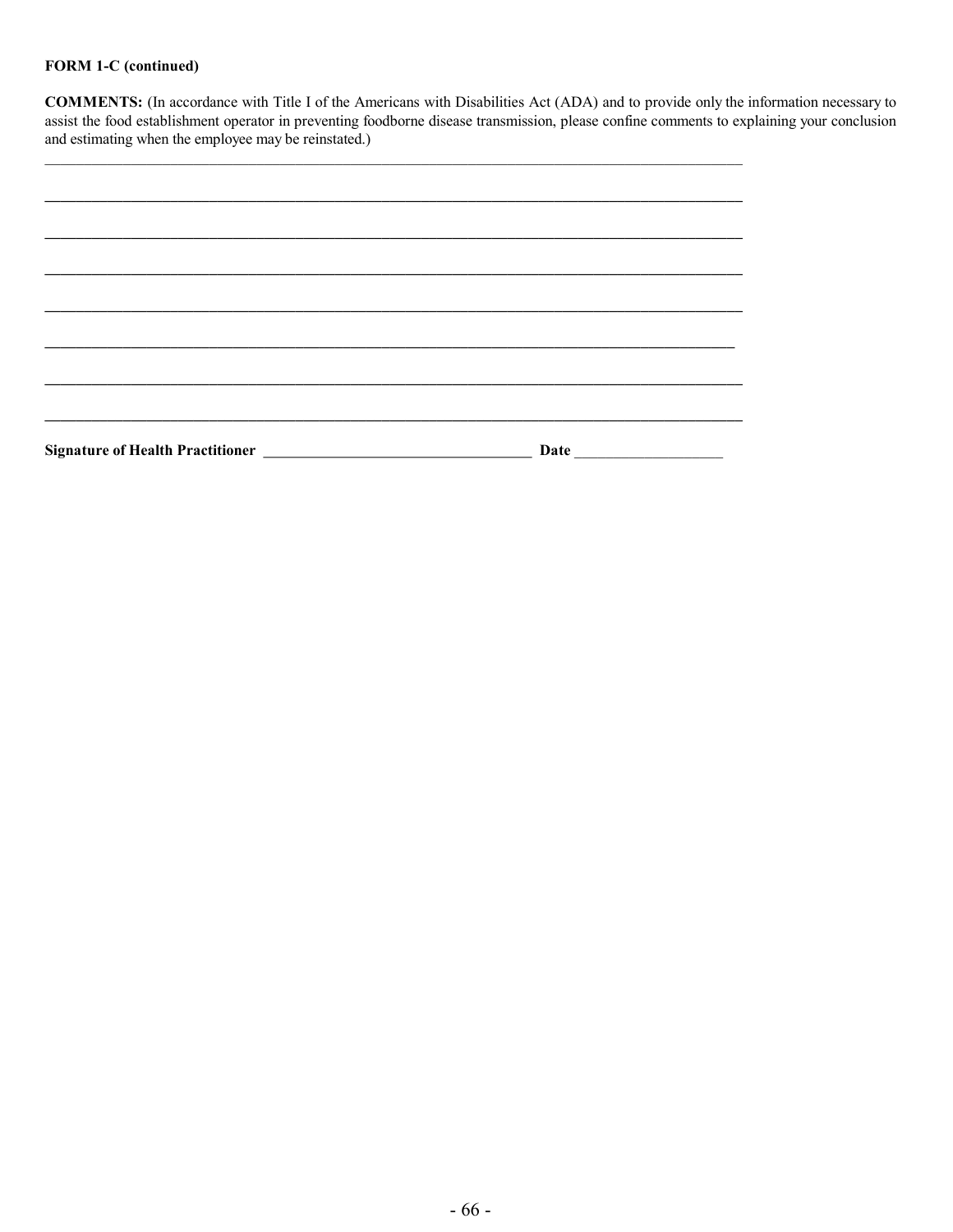**FORM 1-C (continued)**

**COMMENTS:** (In accordance with Title I of the Americans with Disabilities Act (ADA) and to provide only the information necessary to assist the food establishment operator in preventing foodborne disease transmission, please confine comments to explaining your conclusion and estimating when the employee may be reinstated.)

___________________________________________________________________________________________

___________________________________________________________________________________________

___________________________________________________________________________________________

___________________________________________________________________________________________

___________________________________________________________________________________________

___________________________________________________________________________________________

___________________________________________________________________________________________

___________________________________________________________________________________________

**Signature of Health Practitioner** ___________________________________ **Date** ___________________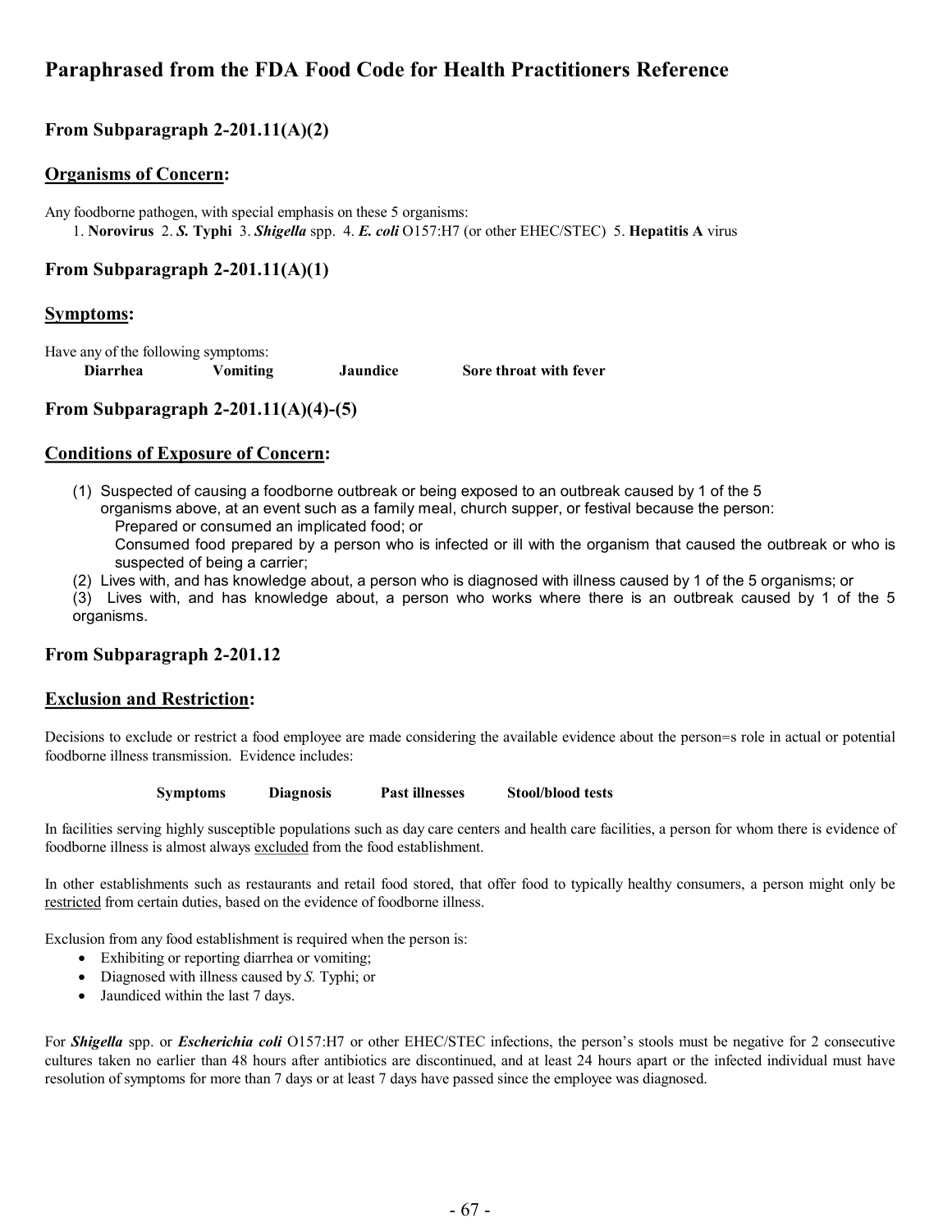# Paraphrased from the FDA Food Code for Health Practitioners Reference

## From Subparagraph 2-201.11(A)(2)

### Organisms of Concern:

Any foodborne pathogen, with special emphasis on these 5 organisms:

1. **Norovirus** 2. ***S.* Typhi** 3. ***Shigella*** spp. 4. ***E. coli*** O157:H7 (or other EHEC/STEC) 5. **Hepatitis A** virus

## From Subparagraph 2-201.11(A)(1)

### Symptoms:

Have any of the following symptoms:

**Diarrhea** **Vomiting** **Jaundice** **Sore throat with fever**

## From Subparagraph 2-201.11(A)(4)-(5)

### Conditions of Exposure of Concern:

(1) Suspected of causing a foodborne outbreak or being exposed to an outbreak caused by 1 of the 5 organisms above, at an event such as a family meal, church supper, or festival because the person:
  Prepared or consumed an implicated food; or
  Consumed food prepared by a person who is infected or ill with the organism that caused the outbreak or who is suspected of being a carrier;

(2) Lives with, and has knowledge about, a person who is diagnosed with illness caused by 1 of the 5 organisms; or

(3) Lives with, and has knowledge about, a person who works where there is an outbreak caused by 1 of the 5 organisms.

## From Subparagraph 2-201.12

### Exclusion and Restriction:

Decisions to exclude or restrict a food employee are made considering the available evidence about the person=s role in actual or potential foodborne illness transmission. Evidence includes:

**Symptoms** **Diagnosis** **Past illnesses** **Stool/blood tests**

In facilities serving highly susceptible populations such as day care centers and health care facilities, a person for whom there is evidence of foodborne illness is almost always excluded from the food establishment.

In other establishments such as restaurants and retail food stored, that offer food to typically healthy consumers, a person might only be restricted from certain duties, based on the evidence of foodborne illness.

Exclusion from any food establishment is required when the person is:

- Exhibiting or reporting diarrhea or vomiting;
- Diagnosed with illness caused by *S.* Typhi; or
- Jaundiced within the last 7 days.

For ***Shigella*** spp. or ***Escherichia coli*** O157:H7 or other EHEC/STEC infections, the person's stools must be negative for 2 consecutive cultures taken no earlier than 48 hours after antibiotics are discontinued, and at least 24 hours apart or the infected individual must have resolution of symptoms for more than 7 days or at least 7 days have passed since the employee was diagnosed.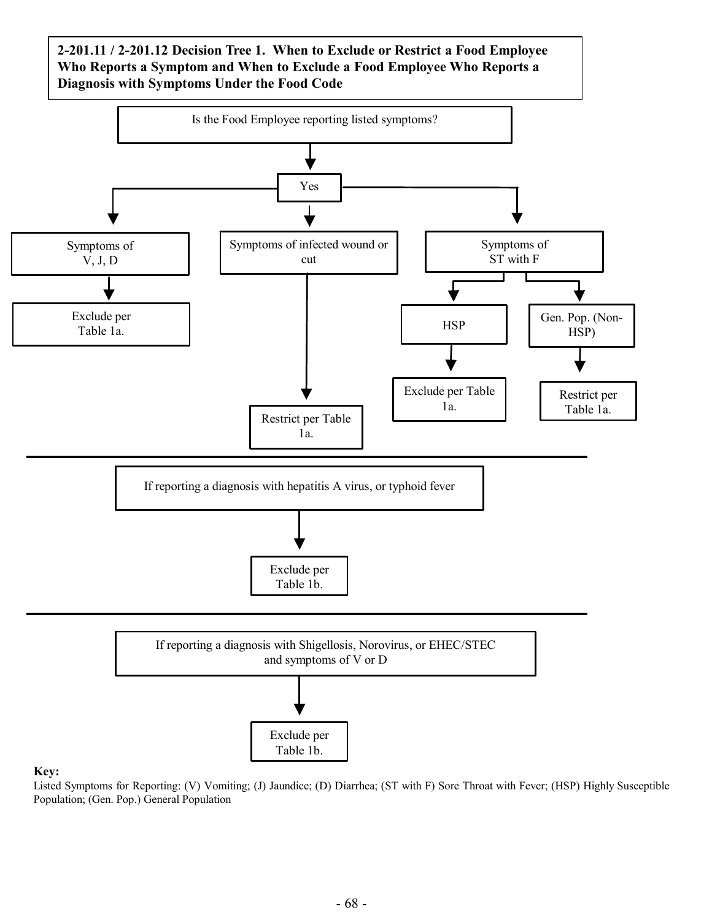**2-201.11 / 2-201.12 Decision Tree 1. When to Exclude or Restrict a Food Employee Who Reports a Symptom and When to Exclude a Food Employee Who Reports a Diagnosis with Symptoms Under the Food Code**

Is the Food Employee reporting listed symptoms?

Yes

- Symptoms of V, J, D
  - Exclude per Table 1a.
- Symptoms of infected wound or cut
  - Restrict per Table 1a.
- Symptoms of ST with F
  - HSP
    - Exclude per Table 1a.
  - Gen. Pop. (Non-HSP)
    - Restrict per Table 1a.

---

If reporting a diagnosis with hepatitis A virus, or typhoid fever

- Exclude per Table 1b.

---

If reporting a diagnosis with Shigellosis, Norovirus, or EHEC/STEC and symptoms of V or D

- Exclude per Table 1b.

**Key:**
Listed Symptoms for Reporting: (V) Vomiting; (J) Jaundice; (D) Diarrhea; (ST with F) Sore Throat with Fever; (HSP) Highly Susceptible Population; (Gen. Pop.) General Population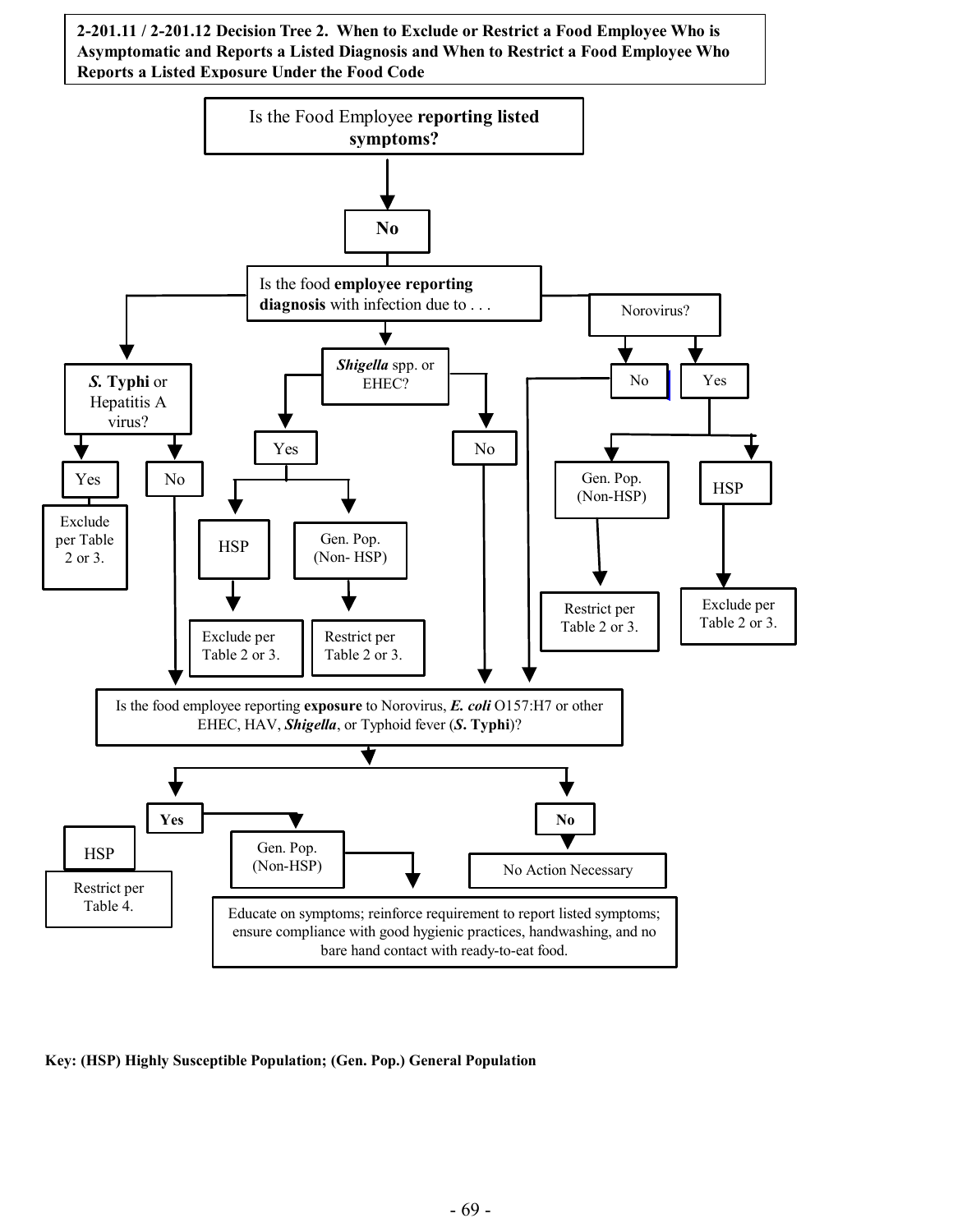**2-201.11 / 2-201.12 Decision Tree 2. When to Exclude or Restrict a Food Employee Who is Asymptomatic and Reports a Listed Diagnosis and When to Restrict a Food Employee Who Reports a Listed Exposure Under the Food Code**

Is the Food Employee **reporting listed symptoms?**

**No**

Is the food **employee reporting diagnosis** with infection due to . . .

- ***S.* Typhi** or Hepatitis A virus?
  - Yes → Exclude per Table 2 or 3.
  - No → (go to exposure question)
- ***Shigella*** spp. or EHEC?
  - Yes
    - HSP → Exclude per Table 2 or 3.
    - Gen. Pop. (Non- HSP) → Restrict per Table 2 or 3.
  - No → (go to exposure question)
- Norovirus?
  - No → (go to exposure question)
  - Yes
    - Gen. Pop. (Non-HSP) → Restrict per Table 2 or 3.
    - HSP → Exclude per Table 2 or 3.

Is the food employee reporting **exposure** to Norovirus, ***E. coli*** O157:H7 or other EHEC, HAV, ***Shigella***, or Typhoid fever (***S.* Typhi**)?

- **Yes**
  - HSP → Restrict per Table 4.
  - Gen. Pop. (Non-HSP) → Educate on symptoms; reinforce requirement to report listed symptoms; ensure compliance with good hygienic practices, handwashing, and no bare hand contact with ready-to-eat food.
- **No** → No Action Necessary

**Key: (HSP) Highly Susceptible Population; (Gen. Pop.) General Population**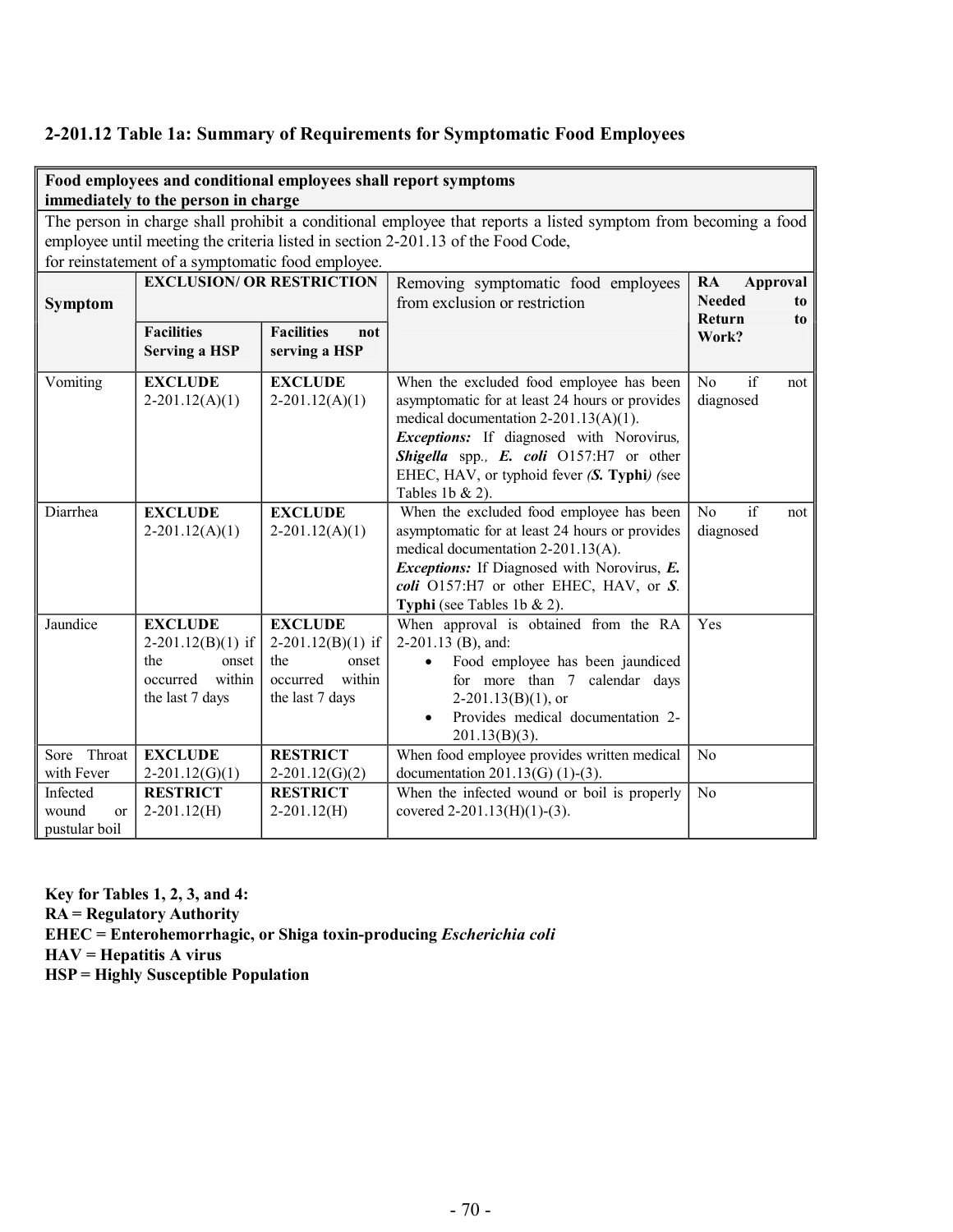## 2-201.12 Table 1a: Summary of Requirements for Symptomatic Food Employees

**Food employees and conditional employees shall report symptoms immediately to the person in charge**

The person in charge shall prohibit a conditional employee that reports a listed symptom from becoming a food employee until meeting the criteria listed in section 2-201.13 of the Food Code, for reinstatement of a symptomatic food employee.

| **Symptom** | **EXCLUSION/ OR RESTRICTION** | | Removing symptomatic food employees from exclusion or restriction | **RA Approval Needed to Return to Work?** |
|---|---|---|---|---|
| | **Facilities Serving a HSP** | **Facilities not serving a HSP** | | |
| Vomiting | **EXCLUDE** 2-201.12(A)(1) | **EXCLUDE** 2-201.12(A)(1) | When the excluded food employee has been asymptomatic for at least 24 hours or provides medical documentation 2-201.13(A)(1). ***Exceptions:*** If diagnosed with Norovirus, ***Shigella*** spp., ***E. coli*** O157:H7 or other EHEC, HAV, or typhoid fever *(**S.** **Typhi**) (*see Tables 1b & 2). | No if not diagnosed |
| Diarrhea | **EXCLUDE** 2-201.12(A)(1) | **EXCLUDE** 2-201.12(A)(1) | When the excluded food employee has been asymptomatic for at least 24 hours or provides medical documentation 2-201.13(A). ***Exceptions:*** If Diagnosed with Norovirus, ***E. coli*** O157:H7 or other EHEC, HAV, or ***S*****. Typhi** (see Tables 1b & 2). | No if not diagnosed |
| Jaundice | **EXCLUDE** 2-201.12(B)(1) if the onset occurred within the last 7 days | **EXCLUDE** 2-201.12(B)(1) if the onset occurred within the last 7 days | When approval is obtained from the RA 2-201.13 (B), and: <br>• Food employee has been jaundiced for more than 7 calendar days 2-201.13(B)(1), or <br>• Provides medical documentation 2-201.13(B)(3). | Yes |
| Sore Throat with Fever | **EXCLUDE** 2-201.12(G)(1) | **RESTRICT** 2-201.12(G)(2) | When food employee provides written medical documentation 201.13(G) (1)-(3). | No |
| Infected wound or pustular boil | **RESTRICT** 2-201.12(H) | **RESTRICT** 2-201.12(H) | When the infected wound or boil is properly covered 2-201.13(H)(1)-(3). | No |

**Key for Tables 1, 2, 3, and 4:**
**RA = Regulatory Authority**
**EHEC = Enterohemorrhagic, or Shiga toxin-producing *Escherichia coli***
**HAV = Hepatitis A virus**
**HSP = Highly Susceptible Population**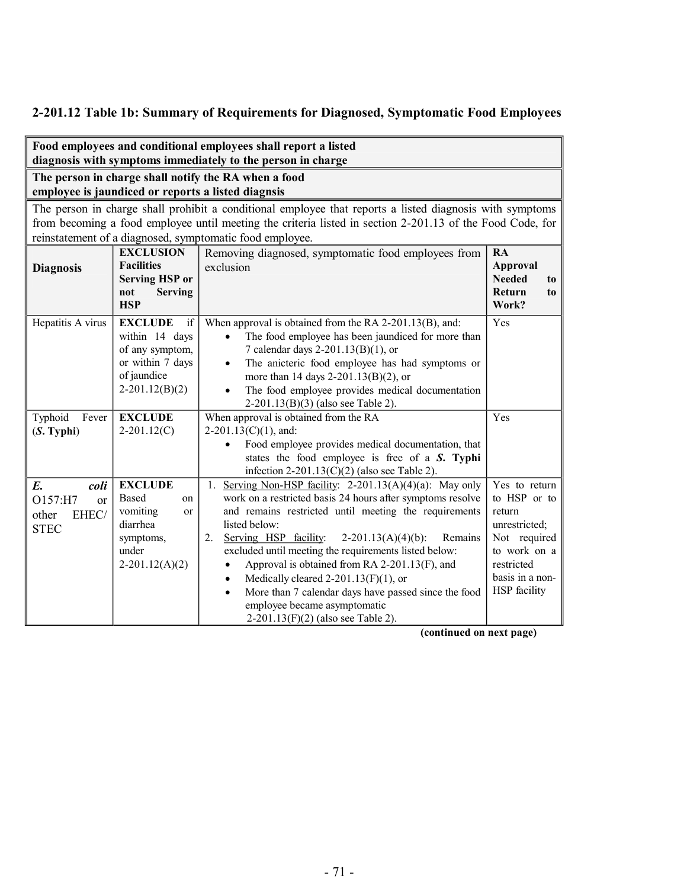## 2-201.12 Table 1b: Summary of Requirements for Diagnosed, Symptomatic Food Employees

| **Food employees and conditional employees shall report a listed diagnosis with symptoms immediately to the person in charge** | | | |
|---|---|---|---|
| **The person in charge shall notify the RA when a food employee is jaundiced or reports a listed diagnsis** | | | |
| The person in charge shall prohibit a conditional employee that reports a listed diagnosis with symptoms from becoming a food employee until meeting the criteria listed in section 2-201.13 of the Food Code, for reinstatement of a diagnosed, symptomatic food employee. | | | |
| **Diagnosis** | **EXCLUSION Facilities Serving HSP or not Serving HSP** | Removing diagnosed, symptomatic food employees from exclusion | **RA Approval Needed to Return to Work?** |
| Hepatitis A virus | **EXCLUDE** if within 14 days of any symptom, or within 7 days of jaundice 2-201.12(B)(2) | When approval is obtained from the RA 2-201.13(B), and:<br>• The food employee has been jaundiced for more than 7 calendar days 2-201.13(B)(1), or<br>• The anicteric food employee has had symptoms or more than 14 days 2-201.13(B)(2), or<br>• The food employee provides medical documentation 2-201.13(B)(3) (also see Table 2). | Yes |
| Typhoid Fever (***S.* Typhi**) | **EXCLUDE** 2-201.12(C) | When approval is obtained from the RA 2-201.13(C)(1), and:<br>• Food employee provides medical documentation, that states the food employee is free of a ***S.* Typhi** infection 2-201.13(C)(2) (also see Table 2). | Yes |
| ***E. coli*** O157:H7 or other EHEC/ STEC | **EXCLUDE** Based on vomiting or diarrhea symptoms, under 2-201.12(A)(2) | 1. Serving Non-HSP facility: 2-201.13(A)(4)(a): May only work on a restricted basis 24 hours after symptoms resolve and remains restricted until meeting the requirements listed below:<br>2. Serving HSP facility: 2-201.13(A)(4)(b): Remains excluded until meeting the requirements listed below:<br>• Approval is obtained from RA 2-201.13(F), and<br>• Medically cleared 2-201.13(F)(1), or<br>• More than 7 calendar days have passed since the food employee became asymptomatic 2-201.13(F)(2) (also see Table 2). | Yes to return to HSP or to return unrestricted; Not required to work on a restricted basis in a non-HSP facility |

**(continued on next page)**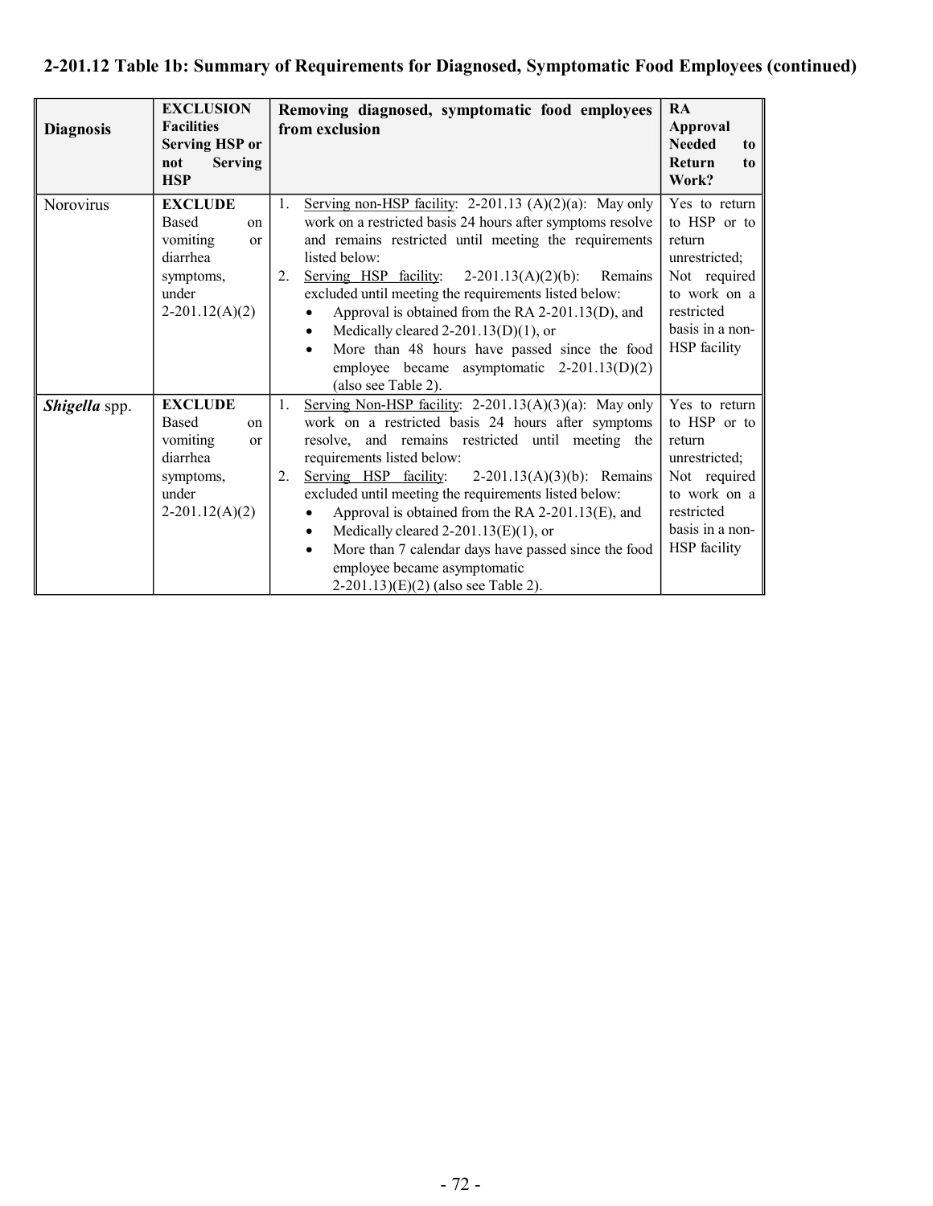**2-201.12 Table 1b: Summary of Requirements for Diagnosed, Symptomatic Food Employees (continued)**

| Diagnosis | EXCLUSION Facilities Serving HSP or not Serving HSP | Removing diagnosed, symptomatic food employees from exclusion | RA Approval Needed to Return to Work? |
|---|---|---|---|
| Norovirus | **EXCLUDE** Based on vomiting or diarrhea symptoms, under 2-201.12(A)(2) | 1. <u>Serving non-HSP facility</u>: 2-201.13 (A)(2)(a): May only work on a restricted basis 24 hours after symptoms resolve and remains restricted until meeting the requirements listed below:<br>2. <u>Serving HSP facility</u>: 2-201.13(A)(2)(b): Remains excluded until meeting the requirements listed below:<br>• Approval is obtained from the RA 2-201.13(D), and<br>• Medically cleared 2-201.13(D)(1), or<br>• More than 48 hours have passed since the food employee became asymptomatic 2-201.13(D)(2) (also see Table 2). | Yes to return to HSP or to return unrestricted; Not required to work on a restricted basis in a non-HSP facility |
| ***Shigella*** **spp.** | **EXCLUDE** Based on vomiting or diarrhea symptoms, under 2-201.12(A)(2) | 1. <u>Serving Non-HSP facility</u>: 2-201.13(A)(3)(a): May only work on a restricted basis 24 hours after symptoms resolve, and remains restricted until meeting the requirements listed below:<br>2. <u>Serving HSP facility</u>: 2-201.13(A)(3)(b): Remains excluded until meeting the requirements listed below:<br>• Approval is obtained from the RA 2-201.13(E), and<br>• Medically cleared 2-201.13(E)(1), or<br>• More than 7 calendar days have passed since the food employee became asymptomatic 2-201.13)(E)(2) (also see Table 2). | Yes to return to HSP or to return unrestricted; Not required to work on a restricted basis in a non-HSP facility |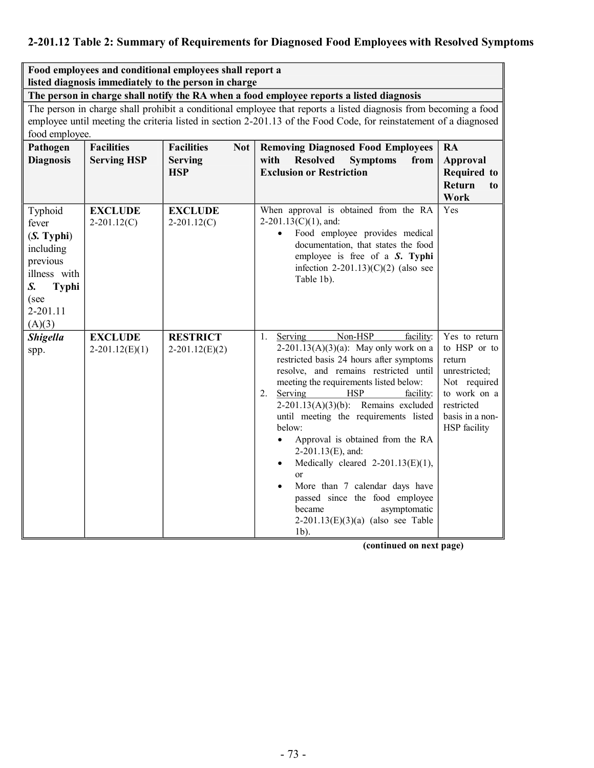## 2-201.12 Table 2: Summary of Requirements for Diagnosed Food Employees with Resolved Symptoms

| **Food employees and conditional employees shall report a listed diagnosis immediately to the person in charge** | | | | |
|---|---|---|---|---|
| **The person in charge shall notify the RA when a food employee reports a listed diagnosis** | | | | |
| The person in charge shall prohibit a conditional employee that reports a listed diagnosis from becoming a food employee until meeting the criteria listed in section 2-201.13 of the Food Code, for reinstatement of a diagnosed food employee. | | | | |
| **Pathogen Diagnosis** | **Facilities Serving HSP** | **Facilities Not Serving HSP** | **Removing Diagnosed Food Employees with Resolved Symptoms from Exclusion or Restriction** | **RA Approval Required to Return to Work** |
| Typhoid fever (***S.* Typhi**) including previous illness with ***S.* Typhi** (see 2-201.11 (A)(3) | **EXCLUDE** 2-201.12(C) | **EXCLUDE** 2-201.12(C) | When approval is obtained from the RA 2-201.13(C)(1), and:<br>• Food employee provides medical documentation, that states the food employee is free of a ***S.* Typhi** infection 2-201.13)(C)(2) (also see Table 1b). | Yes |
| ***Shigella*** spp. | **EXCLUDE** 2-201.12(E)(1) | **RESTRICT** 2-201.12(E)(2) | 1. Serving Non-HSP facility: 2-201.13(A)(3)(a): May only work on a restricted basis 24 hours after symptoms resolve, and remains restricted until meeting the requirements listed below:<br>2. Serving HSP facility: 2-201.13(A)(3)(b): Remains excluded until meeting the requirements listed below:<br>• Approval is obtained from the RA 2-201.13(E), and:<br>• Medically cleared 2-201.13(E)(1), or<br>• More than 7 calendar days have passed since the food employee became asymptomatic 2-201.13(E)(3)(a) (also see Table 1b). | Yes to return to HSP or to return unrestricted; Not required to work on a restricted basis in a non-HSP facility |

**(continued on next page)**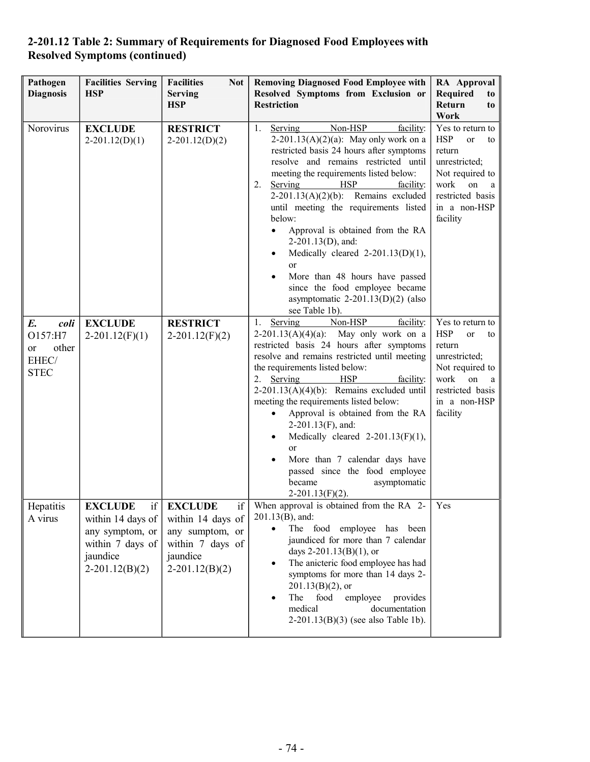### 2-201.12 Table 2: Summary of Requirements for Diagnosed Food Employees with Resolved Symptoms (continued)

| Pathogen Diagnosis | Facilities Serving HSP | Facilities Not Serving HSP | Removing Diagnosed Food Employee with Resolved Symptoms from Exclusion or Restriction | RA Approval Required to Return to Work |
|---|---|---|---|---|
| Norovirus | **EXCLUDE** 2-201.12(D)(1) | **RESTRICT** 2-201.12(D)(2) | 1. Serving Non-HSP facility: 2-201.13(A)(2)(a): May only work on a restricted basis 24 hours after symptoms resolve and remains restricted until meeting the requirements listed below:<br>2. Serving HSP facility: 2-201.13(A)(2)(b): Remains excluded until meeting the requirements listed below:<br>• Approval is obtained from the RA 2-201.13(D), and:<br>• Medically cleared 2-201.13(D)(1), or<br>• More than 48 hours have passed since the food employee became asymptomatic 2-201.13(D)(2) (also see Table 1b). | Yes to return to HSP or to return unrestricted; Not required to work on a restricted basis in a non-HSP facility |
| *E. coli* O157:H7 or other EHEC/ STEC | **EXCLUDE** 2-201.12(F)(1) | **RESTRICT** 2-201.12(F)(2) | 1. Serving Non-HSP facility: 2-201.13(A)(4)(a): May only work on a restricted basis 24 hours after symptoms resolve and remains restricted until meeting the requirements listed below:<br>2. Serving HSP facility: 2-201.13(A)(4)(b): Remains excluded until meeting the requirements listed below:<br>• Approval is obtained from the RA 2-201.13(F), and:<br>• Medically cleared 2-201.13(F)(1), or<br>• More than 7 calendar days have passed since the food employee became asymptomatic 2-201.13(F)(2). | Yes to return to HSP or to return unrestricted; Not required to work on a restricted basis in a non-HSP facility |
| Hepatitis A virus | **EXCLUDE** if within 14 days of any symptom, or within 7 days of jaundice 2-201.12(B)(2) | **EXCLUDE** if within 14 days of any sumptom, or within 7 days of jaundice 2-201.12(B)(2) | When approval is obtained from the RA 2-201.13(B), and:<br>• The food employee has been jaundiced for more than 7 calendar days 2-201.13(B)(1), or<br>• The anicteric food employee has had symptoms for more than 14 days 2-201.13(B)(2), or<br>• The food employee provides medical documentation 2-201.13(B)(3) (see also Table 1b). | Yes |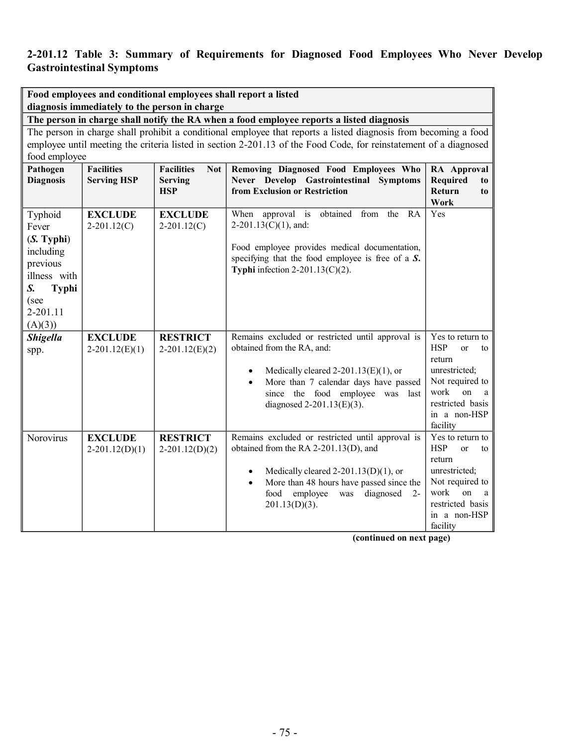**2-201.12 Table 3: Summary of Requirements for Diagnosed Food Employees Who Never Develop Gastrointestinal Symptoms**

| **Food employees and conditional employees shall report a listed diagnosis immediately to the person in charge** | | | | |
|---|---|---|---|---|
| **The person in charge shall notify the RA when a food employee reports a listed diagnosis** | | | | |
| The person in charge shall prohibit a conditional employee that reports a listed diagnosis from becoming a food employee until meeting the criteria listed in section 2-201.13 of the Food Code, for reinstatement of a diagnosed food employee | | | | |
| **Pathogen Diagnosis** | **Facilities Serving HSP** | **Facilities Not Serving HSP** | **Removing Diagnosed Food Employees Who Never Develop Gastrointestinal Symptoms from Exclusion or Restriction** | **RA Approval Required to Return to Work** |
| Typhoid Fever (***S.* Typhi**) including previous illness with ***S.* Typhi** (see 2-201.11 (A)(3)) | **EXCLUDE** 2-201.12(C) | **EXCLUDE** 2-201.12(C) | When approval is obtained from the RA 2-201.13(C)(1), and:<br><br>Food employee provides medical documentation, specifying that the food employee is free of a ***S.* Typhi** infection 2-201.13(C)(2). | Yes |
| ***Shigella*** spp. | **EXCLUDE** 2-201.12(E)(1) | **RESTRICT** 2-201.12(E)(2) | Remains excluded or restricted until approval is obtained from the RA, and:<br><br>• Medically cleared 2-201.13(E)(1), or<br>• More than 7 calendar days have passed since the food employee was last diagnosed 2-201.13(E)(3). | Yes to return to HSP or to return unrestricted; Not required to work on a restricted basis in a non-HSP facility |
| Norovirus | **EXCLUDE** 2-201.12(D)(1) | **RESTRICT** 2-201.12(D)(2) | Remains excluded or restricted until approval is obtained from the RA 2-201.13(D), and<br><br>• Medically cleared 2-201.13(D)(1), or<br>• More than 48 hours have passed since the food employee was diagnosed 2-201.13(D)(3). | Yes to return to HSP or to return unrestricted; Not required to work on a restricted basis in a non-HSP facility |

**(continued on next page)**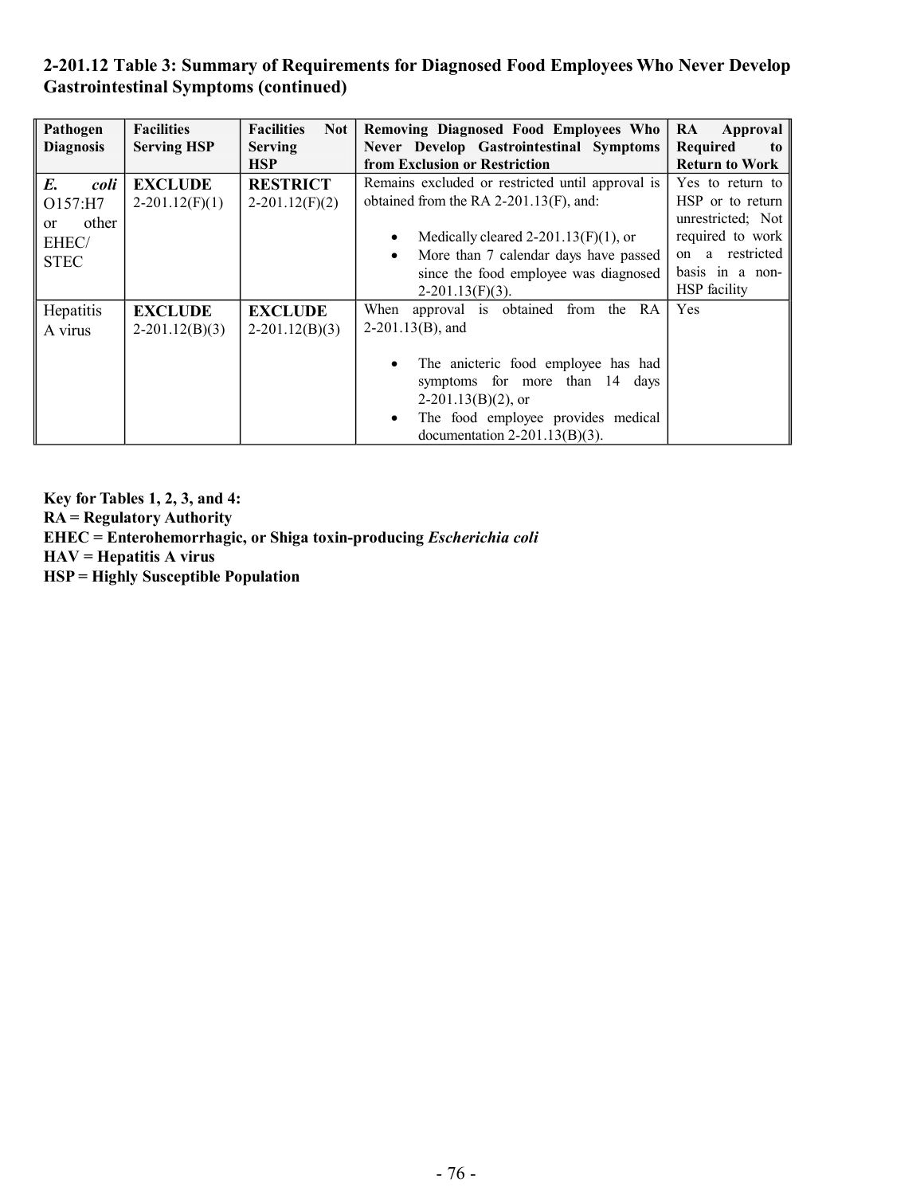**2-201.12 Table 3: Summary of Requirements for Diagnosed Food Employees Who Never Develop Gastrointestinal Symptoms (continued)**

| Pathogen Diagnosis | Facilities Serving HSP | Facilities Not Serving HSP | Removing Diagnosed Food Employees Who Never Develop Gastrointestinal Symptoms from Exclusion or Restriction | RA Approval Required to Return to Work |
|---|---|---|---|---|
| *E. coli* O157:H7 or other EHEC/ STEC | **EXCLUDE** 2-201.12(F)(1) | **RESTRICT** 2-201.12(F)(2) | Remains excluded or restricted until approval is obtained from the RA 2-201.13(F), and: <br>• Medically cleared 2-201.13(F)(1), or <br>• More than 7 calendar days have passed since the food employee was diagnosed 2-201.13(F)(3). | Yes to return to HSP or to return unrestricted; Not required to work on a restricted basis in a non-HSP facility |
| Hepatitis A virus | **EXCLUDE** 2-201.12(B)(3) | **EXCLUDE** 2-201.12(B)(3) | When approval is obtained from the RA 2-201.13(B), and <br>• The anicteric food employee has had symptoms for more than 14 days 2-201.13(B)(2), or <br>• The food employee provides medical documentation 2-201.13(B)(3). | Yes |

**Key for Tables 1, 2, 3, and 4:**
**RA = Regulatory Authority**
**EHEC = Enterohemorrhagic, or Shiga toxin-producing *Escherichia coli***
**HAV = Hepatitis A virus**
**HSP = Highly Susceptible Population**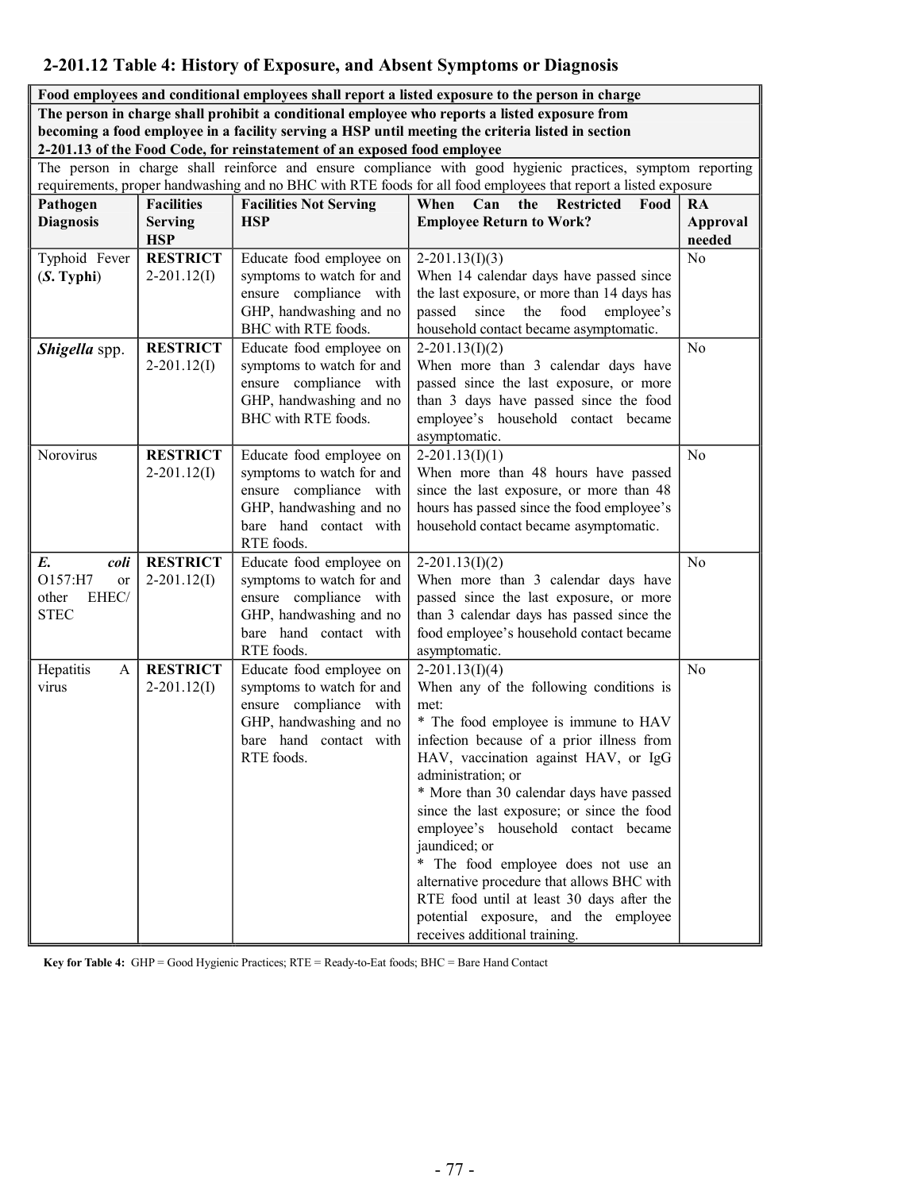## 2-201.12 Table 4: History of Exposure, and Absent Symptoms or Diagnosis

| **Food employees and conditional employees shall report a listed exposure to the person in charge** | | | | |
|---|---|---|---|---|
| **The person in charge shall prohibit a conditional employee who reports a listed exposure from becoming a food employee in a facility serving a HSP until meeting the criteria listed in section 2-201.13 of the Food Code, for reinstatement of an exposed food employee** | | | | |
| The person in charge shall reinforce and ensure compliance with good hygienic practices, symptom reporting requirements, proper handwashing and no BHC with RTE foods for all food employees that report a listed exposure | | | | |
| **Pathogen Diagnosis** | **Facilities Serving HSP** | **Facilities Not Serving HSP** | **When Can the Restricted Food Employee Return to Work?** | **RA Approval needed** |
| Typhoid Fever (***S.* Typhi**) | **RESTRICT** 2-201.12(I) | Educate food employee on symptoms to watch for and ensure compliance with GHP, handwashing and no BHC with RTE foods. | 2-201.13(I)(3) When 14 calendar days have passed since the last exposure, or more than 14 days has passed since the food employee's household contact became asymptomatic. | No |
| ***Shigella*** **spp.** | **RESTRICT** 2-201.12(I) | Educate food employee on symptoms to watch for and ensure compliance with GHP, handwashing and no BHC with RTE foods. | 2-201.13(I)(2) When more than 3 calendar days have passed since the last exposure, or more than 3 days have passed since the food employee's household contact became asymptomatic. | No |
| Norovirus | **RESTRICT** 2-201.12(I) | Educate food employee on symptoms to watch for and ensure compliance with GHP, handwashing and no bare hand contact with RTE foods. | 2-201.13(I)(1) When more than 48 hours have passed since the last exposure, or more than 48 hours has passed since the food employee's household contact became asymptomatic. | No |
| ***E. coli*** O157:H7 or other EHEC/ STEC | **RESTRICT** 2-201.12(I) | Educate food employee on symptoms to watch for and ensure compliance with GHP, handwashing and no bare hand contact with RTE foods. | 2-201.13(I)(2) When more than 3 calendar days have passed since the last exposure, or more than 3 calendar days has passed since the food employee's household contact became asymptomatic. | No |
| Hepatitis A virus | **RESTRICT** 2-201.12(I) | Educate food employee on symptoms to watch for and ensure compliance with GHP, handwashing and no bare hand contact with RTE foods. | 2-201.13(I)(4) When any of the following conditions is met: * The food employee is immune to HAV infection because of a prior illness from HAV, vaccination against HAV, or IgG administration; or * More than 30 calendar days have passed since the last exposure; or since the food employee's household contact became jaundiced; or * The food employee does not use an alternative procedure that allows BHC with RTE food until at least 30 days after the potential exposure, and the employee receives additional training. | No |

**Key for Table 4:** GHP = Good Hygienic Practices; RTE = Ready-to-Eat foods; BHC = Bare Hand Contact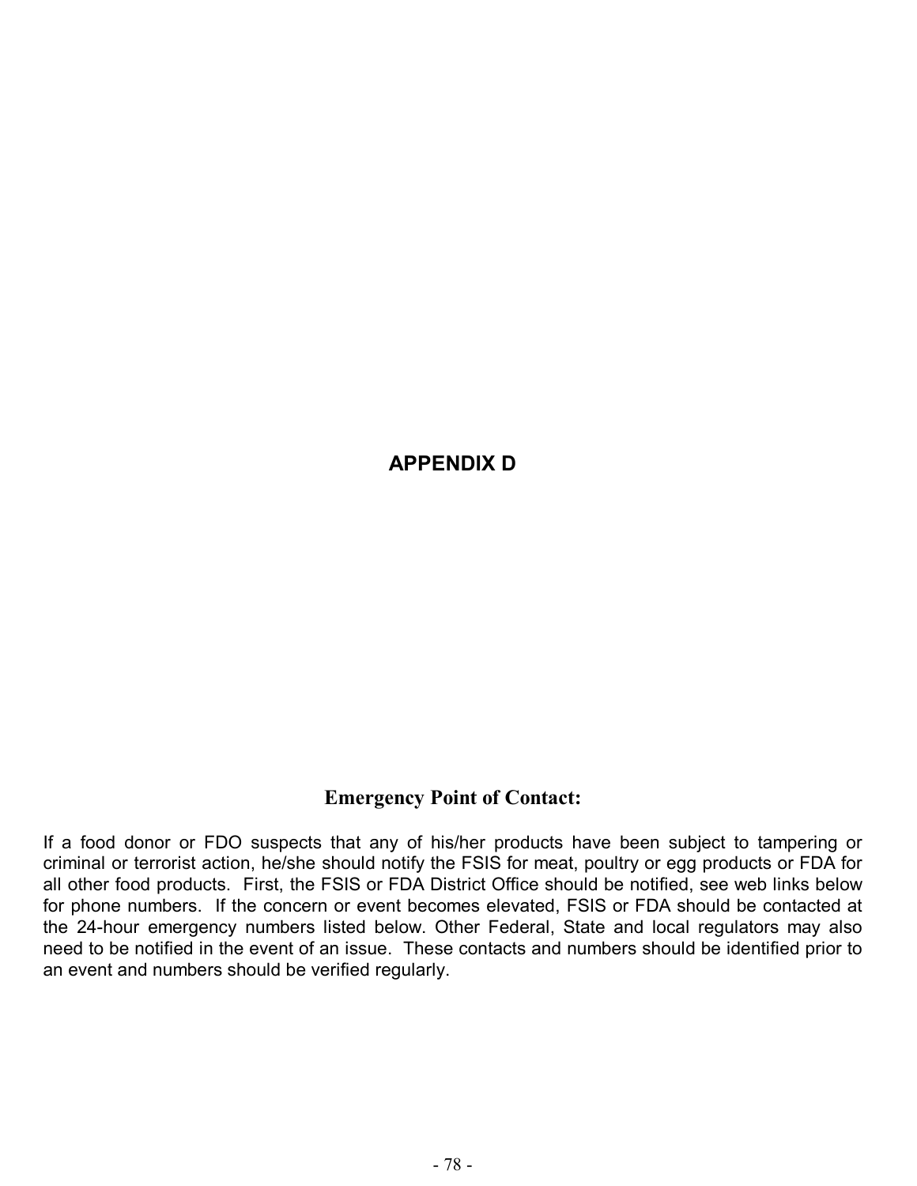# APPENDIX D

## Emergency Point of Contact:

If a food donor or FDO suspects that any of his/her products have been subject to tampering or criminal or terrorist action, he/she should notify the FSIS for meat, poultry or egg products or FDA for all other food products. First, the FSIS or FDA District Office should be notified, see web links below for phone numbers. If the concern or event becomes elevated, FSIS or FDA should be contacted at the 24-hour emergency numbers listed below. Other Federal, State and local regulators may also need to be notified in the event of an issue. These contacts and numbers should be identified prior to an event and numbers should be verified regularly.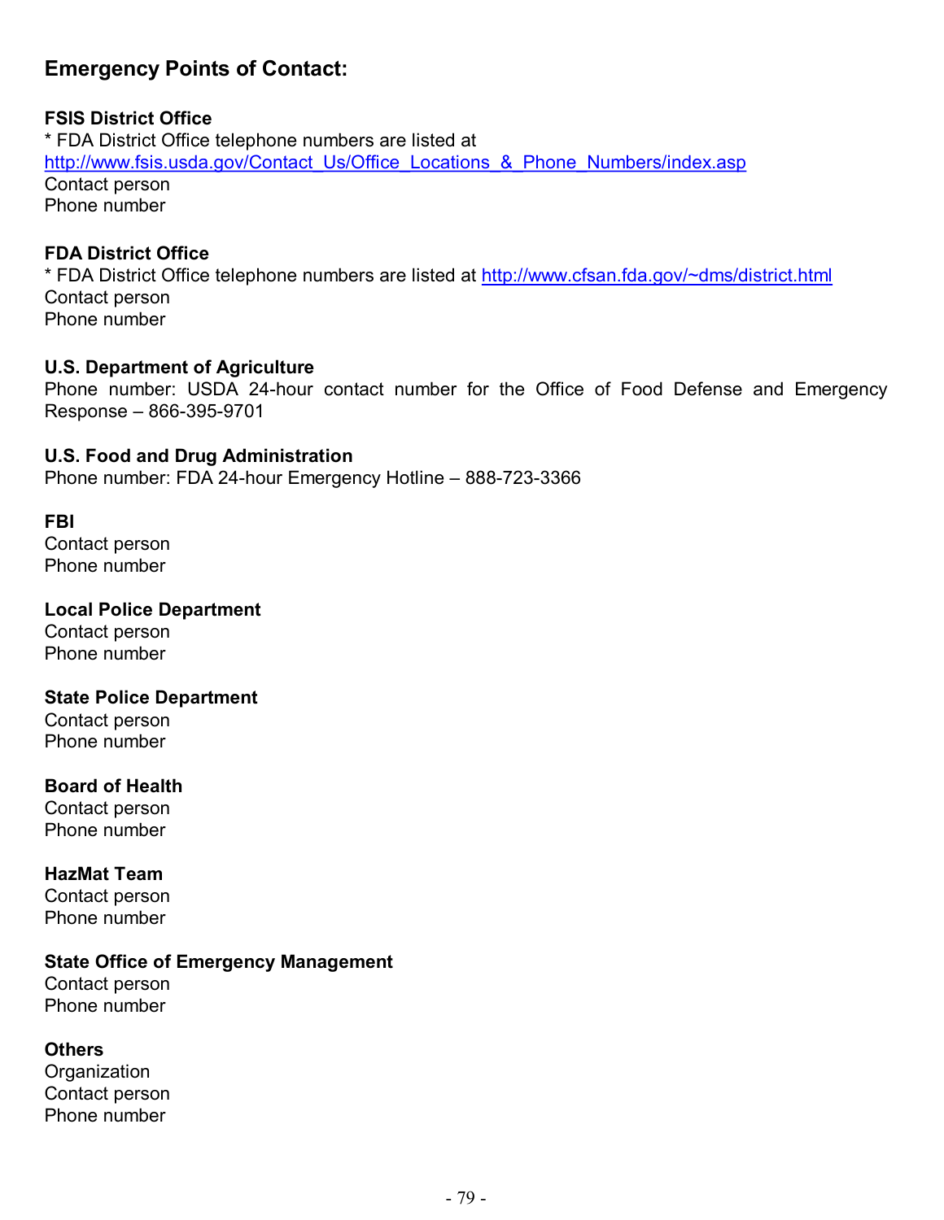## Emergency Points of Contact:

**FSIS District Office**
* FDA District Office telephone numbers are listed at http://www.fsis.usda.gov/Contact_Us/Office_Locations_&_Phone_Numbers/index.asp
Contact person
Phone number

**FDA District Office**
* FDA District Office telephone numbers are listed at http://www.cfsan.fda.gov/~dms/district.html
Contact person
Phone number

**U.S. Department of Agriculture**
Phone number: USDA 24-hour contact number for the Office of Food Defense and Emergency Response – 866-395-9701

**U.S. Food and Drug Administration**
Phone number: FDA 24-hour Emergency Hotline – 888-723-3366

**FBI**
Contact person
Phone number

**Local Police Department**
Contact person
Phone number

**State Police Department**
Contact person
Phone number

**Board of Health**
Contact person
Phone number

**HazMat Team**
Contact person
Phone number

**State Office of Emergency Management**
Contact person
Phone number

**Others**
Organization
Contact person
Phone number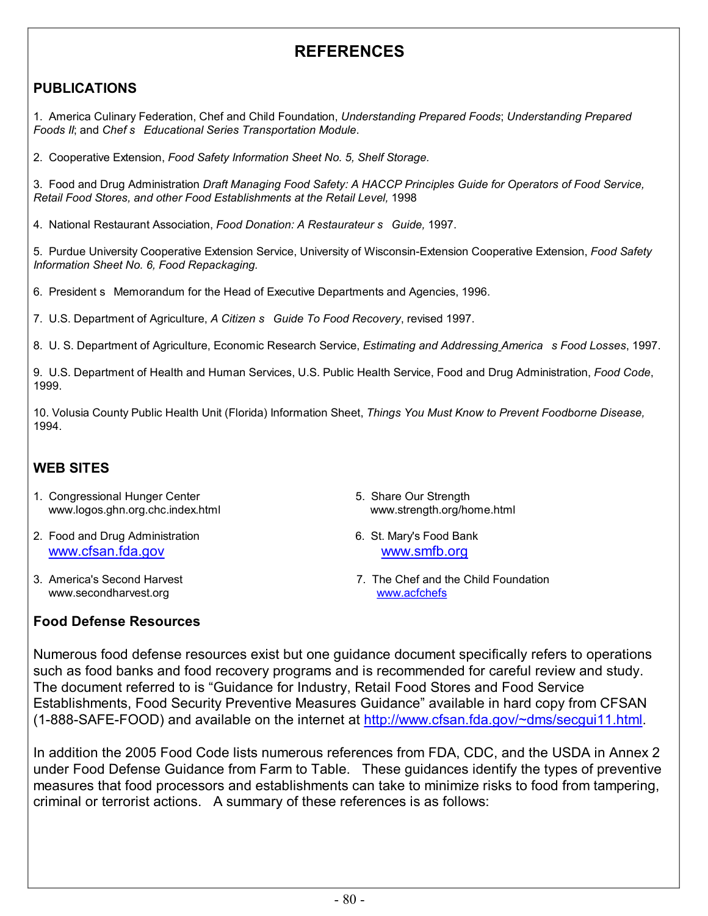# REFERENCES

## PUBLICATIONS

1. America Culinary Federation, Chef and Child Foundation, *Understanding Prepared Foods*; *Understanding Prepared Foods II*; and *Chef s Educational Series Transportation Module*.

2. Cooperative Extension, *Food Safety Information Sheet No. 5, Shelf Storage.*

3. Food and Drug Administration *Draft Managing Food Safety: A HACCP Principles Guide for Operators of Food Service, Retail Food Stores, and other Food Establishments at the Retail Level,* 1998

4. National Restaurant Association, *Food Donation: A Restaurateur s Guide,* 1997.

5. Purdue University Cooperative Extension Service, University of Wisconsin-Extension Cooperative Extension, *Food Safety Information Sheet No. 6, Food Repackaging.*

6. President s Memorandum for the Head of Executive Departments and Agencies, 1996.

7. U.S. Department of Agriculture, *A Citizen s Guide To Food Recovery*, revised 1997.

8. U. S. Department of Agriculture, Economic Research Service, *Estimating and Addressing America s Food Losses*, 1997.

9. U.S. Department of Health and Human Services, U.S. Public Health Service, Food and Drug Administration, *Food Code*, 1999.

10. Volusia County Public Health Unit (Florida) Information Sheet, *Things You Must Know to Prevent Foodborne Disease,* 1994.

## WEB SITES

1. Congressional Hunger Center
   www.logos.ghn.org.chc.index.html

2. Food and Drug Administration
   www.cfsan.fda.gov

3. America's Second Harvest
   www.secondharvest.org

5. Share Our Strength
   www.strength.org/home.html

6. St. Mary's Food Bank
   www.smfb.org

7. The Chef and the Child Foundation
   www.acfchefs

## Food Defense Resources

Numerous food defense resources exist but one guidance document specifically refers to operations such as food banks and food recovery programs and is recommended for careful review and study. The document referred to is “Guidance for Industry, Retail Food Stores and Food Service Establishments, Food Security Preventive Measures Guidance” available in hard copy from CFSAN (1-888-SAFE-FOOD) and available on the internet at http://www.cfsan.fda.gov/~dms/secgui11.html.

In addition the 2005 Food Code lists numerous references from FDA, CDC, and the USDA in Annex 2 under Food Defense Guidance from Farm to Table. These guidances identify the types of preventive measures that food processors and establishments can take to minimize risks to food from tampering, criminal or terrorist actions. A summary of these references is as follows: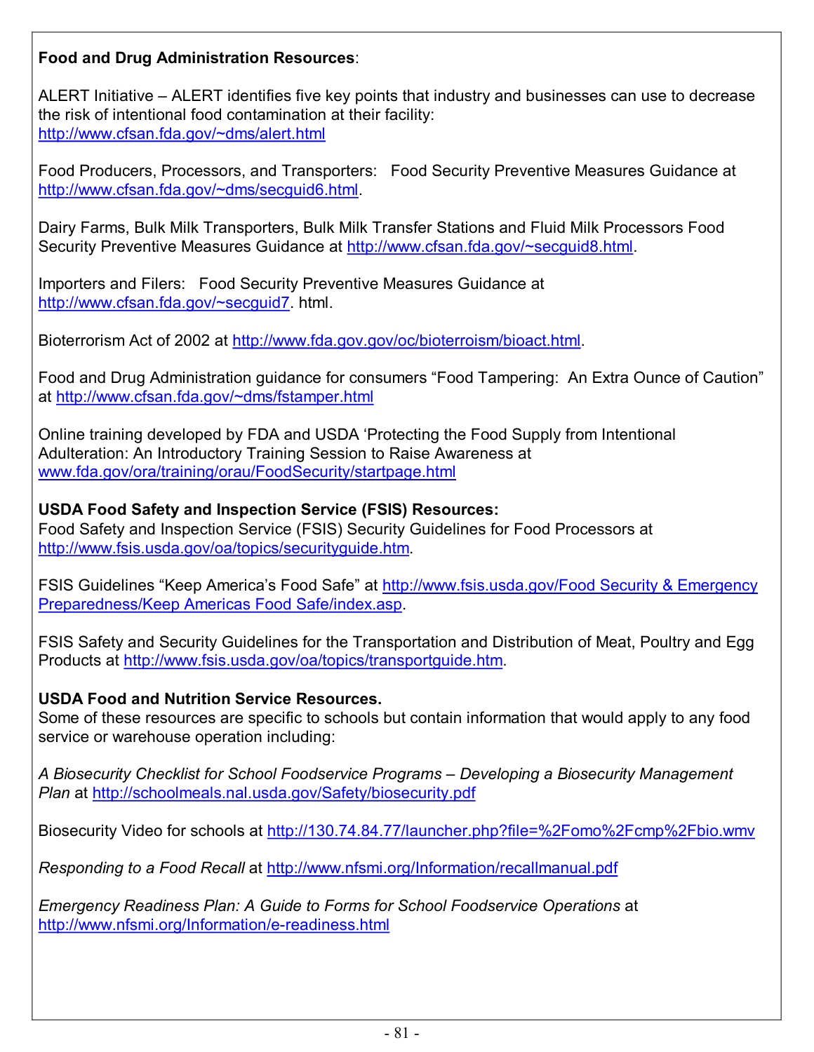**Food and Drug Administration Resources**:

ALERT Initiative – ALERT identifies five key points that industry and businesses can use to decrease the risk of intentional food contamination at their facility: http://www.cfsan.fda.gov/~dms/alert.html

Food Producers, Processors, and Transporters: Food Security Preventive Measures Guidance at http://www.cfsan.fda.gov/~dms/secguid6.html.

Dairy Farms, Bulk Milk Transporters, Bulk Milk Transfer Stations and Fluid Milk Processors Food Security Preventive Measures Guidance at http://www.cfsan.fda.gov/~secguid8.html.

Importers and Filers: Food Security Preventive Measures Guidance at http://www.cfsan.fda.gov/~secguid7. html.

Bioterrorism Act of 2002 at http://www.fda.gov.gov/oc/bioterroism/bioact.html.

Food and Drug Administration guidance for consumers "Food Tampering: An Extra Ounce of Caution" at http://www.cfsan.fda.gov/~dms/fstamper.html

Online training developed by FDA and USDA 'Protecting the Food Supply from Intentional Adulteration: An Introductory Training Session to Raise Awareness at www.fda.gov/ora/training/orau/FoodSecurity/startpage.html

**USDA Food Safety and Inspection Service (FSIS) Resources:**
Food Safety and Inspection Service (FSIS) Security Guidelines for Food Processors at http://www.fsis.usda.gov/oa/topics/securityguide.htm.

FSIS Guidelines "Keep America's Food Safe" at http://www.fsis.usda.gov/Food Security & Emergency Preparedness/Keep Americas Food Safe/index.asp.

FSIS Safety and Security Guidelines for the Transportation and Distribution of Meat, Poultry and Egg Products at http://www.fsis.usda.gov/oa/topics/transportguide.htm.

**USDA Food and Nutrition Service Resources.**
Some of these resources are specific to schools but contain information that would apply to any food service or warehouse operation including:

*A Biosecurity Checklist for School Foodservice Programs – Developing a Biosecurity Management Plan* at http://schoolmeals.nal.usda.gov/Safety/biosecurity.pdf

Biosecurity Video for schools at http://130.74.84.77/launcher.php?file=%2Fomo%2Fcmp%2Fbio.wmv

*Responding to a Food Recall* at http://www.nfsmi.org/Information/recallmanual.pdf

*Emergency Readiness Plan: A Guide to Forms for School Foodservice Operations* at http://www.nfsmi.org/Information/e-readiness.html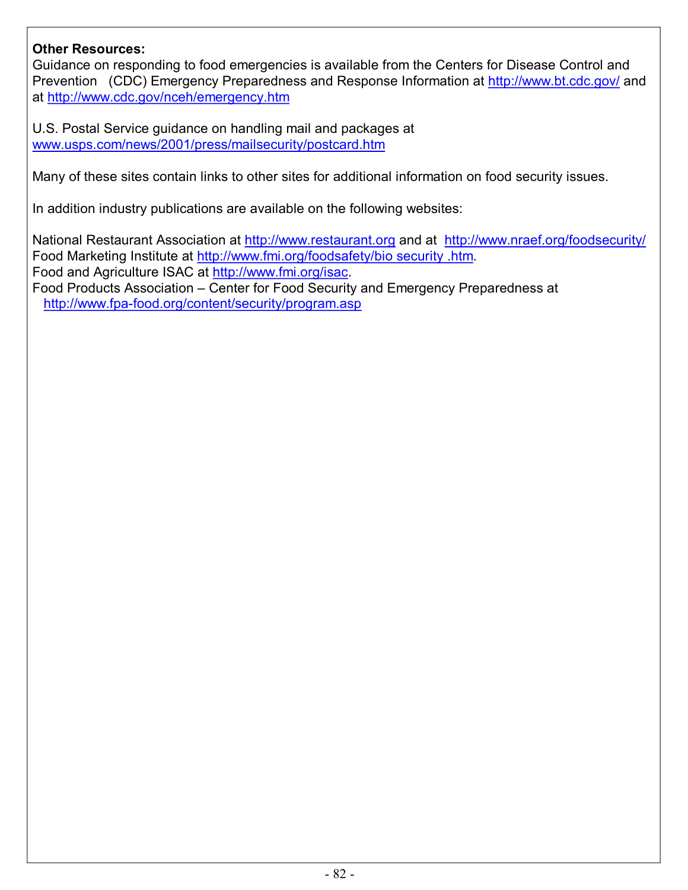**Other Resources:**

Guidance on responding to food emergencies is available from the Centers for Disease Control and Prevention (CDC) Emergency Preparedness and Response Information at http://www.bt.cdc.gov/ and at http://www.cdc.gov/nceh/emergency.htm

U.S. Postal Service guidance on handling mail and packages at www.usps.com/news/2001/press/mailsecurity/postcard.htm

Many of these sites contain links to other sites for additional information on food security issues.

In addition industry publications are available on the following websites:

National Restaurant Association at http://www.restaurant.org and at http://www.nraef.org/foodsecurity/
Food Marketing Institute at http://www.fmi.org/foodsafety/bio security .htm.
Food and Agriculture ISAC at http://www.fmi.org/isac.
Food Products Association – Center for Food Security and Emergency Preparedness at http://www.fpa-food.org/content/security/program.asp